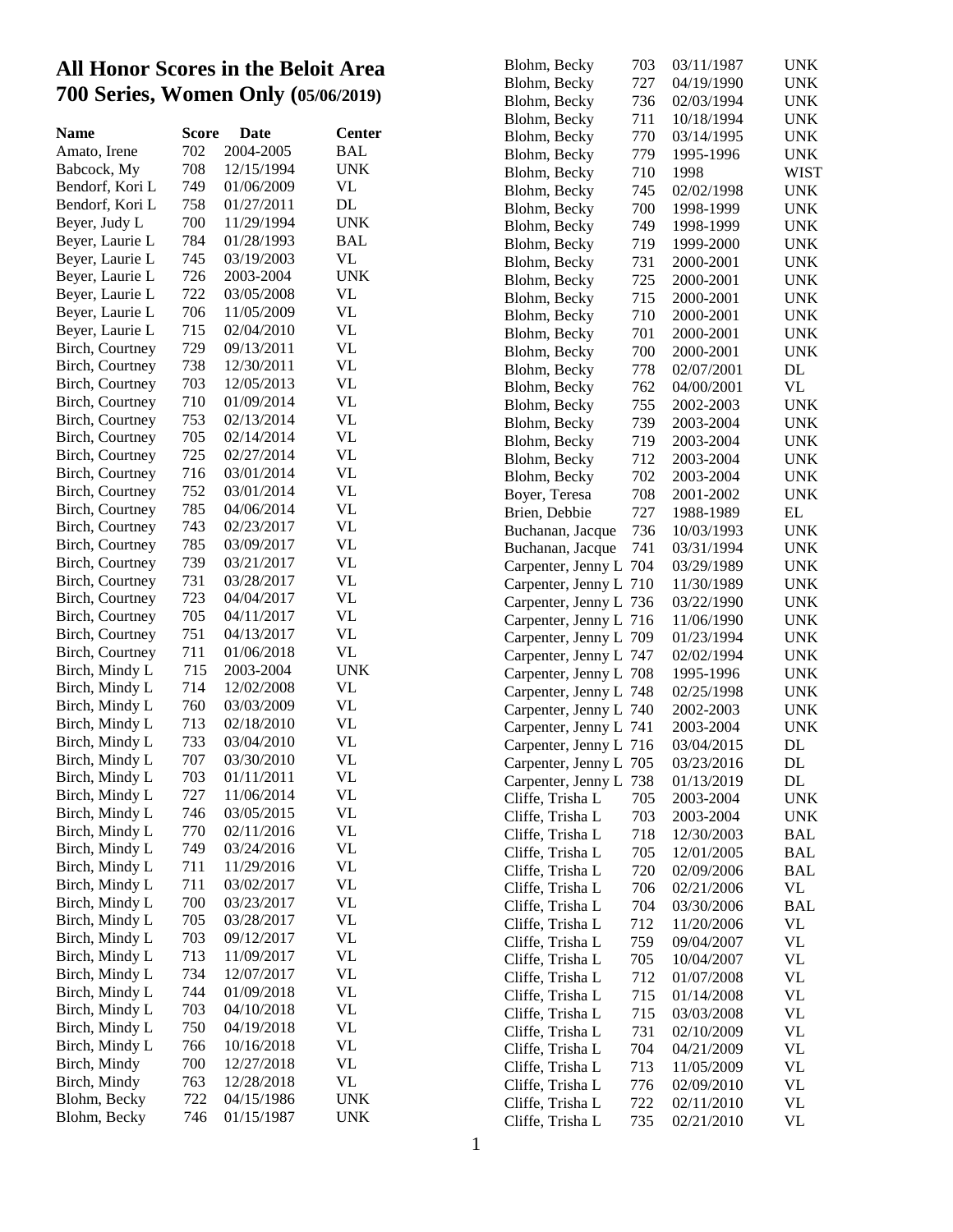# All Honor Scores in the Beloit Area 700 Series, Women Only (05/06/2019)

| Name | Score | Date | Center |
|---|---|---|---|
| Amato, Irene | 702 | 2004-2005 | BAL |
| Babcock, My | 708 | 12/15/1994 | UNK |
| Bendorf, Kori L | 749 | 01/06/2009 | VL |
| Bendorf, Kori L | 758 | 01/27/2011 | DL |
| Beyer, Judy L | 700 | 11/29/1994 | UNK |
| Beyer, Laurie L | 784 | 01/28/1993 | BAL |
| Beyer, Laurie L | 745 | 03/19/2003 | VL |
| Beyer, Laurie L | 726 | 2003-2004 | UNK |
| Beyer, Laurie L | 722 | 03/05/2008 | VL |
| Beyer, Laurie L | 706 | 11/05/2009 | VL |
| Beyer, Laurie L | 715 | 02/04/2010 | VL |
| Birch, Courtney | 729 | 09/13/2011 | VL |
| Birch, Courtney | 738 | 12/30/2011 | VL |
| Birch, Courtney | 703 | 12/05/2013 | VL |
| Birch, Courtney | 710 | 01/09/2014 | VL |
| Birch, Courtney | 753 | 02/13/2014 | VL |
| Birch, Courtney | 705 | 02/14/2014 | VL |
| Birch, Courtney | 725 | 02/27/2014 | VL |
| Birch, Courtney | 716 | 03/01/2014 | VL |
| Birch, Courtney | 752 | 03/01/2014 | VL |
| Birch, Courtney | 785 | 04/06/2014 | VL |
| Birch, Courtney | 743 | 02/23/2017 | VL |
| Birch, Courtney | 785 | 03/09/2017 | VL |
| Birch, Courtney | 739 | 03/21/2017 | VL |
| Birch, Courtney | 731 | 03/28/2017 | VL |
| Birch, Courtney | 723 | 04/04/2017 | VL |
| Birch, Courtney | 705 | 04/11/2017 | VL |
| Birch, Courtney | 751 | 04/13/2017 | VL |
| Birch, Courtney | 711 | 01/06/2018 | VL |
| Birch, Mindy L | 715 | 2003-2004 | UNK |
| Birch, Mindy L | 714 | 12/02/2008 | VL |
| Birch, Mindy L | 760 | 03/03/2009 | VL |
| Birch, Mindy L | 713 | 02/18/2010 | VL |
| Birch, Mindy L | 733 | 03/04/2010 | VL |
| Birch, Mindy L | 707 | 03/30/2010 | VL |
| Birch, Mindy L | 703 | 01/11/2011 | VL |
| Birch, Mindy L | 727 | 11/06/2014 | VL |
| Birch, Mindy L | 746 | 03/05/2015 | VL |
| Birch, Mindy L | 770 | 02/11/2016 | VL |
| Birch, Mindy L | 749 | 03/24/2016 | VL |
| Birch, Mindy L | 711 | 11/29/2016 | VL |
| Birch, Mindy L | 711 | 03/02/2017 | VL |
| Birch, Mindy L | 700 | 03/23/2017 | VL |
| Birch, Mindy L | 705 | 03/28/2017 | VL |
| Birch, Mindy L | 703 | 09/12/2017 | VL |
| Birch, Mindy L | 713 | 11/09/2017 | VL |
| Birch, Mindy L | 734 | 12/07/2017 | VL |
| Birch, Mindy L | 744 | 01/09/2018 | VL |
| Birch, Mindy L | 703 | 04/10/2018 | VL |
| Birch, Mindy L | 750 | 04/19/2018 | VL |
| Birch, Mindy L | 766 | 10/16/2018 | VL |
| Birch, Mindy | 700 | 12/27/2018 | VL |
| Birch, Mindy | 763 | 12/28/2018 | VL |
| Blohm, Becky | 722 | 04/15/1986 | UNK |
| Blohm, Becky | 746 | 01/15/1987 | UNK |
| Blohm, Becky | 703 | 03/11/1987 | UNK |
| Blohm, Becky | 727 | 04/19/1990 | UNK |
| Blohm, Becky | 736 | 02/03/1994 | UNK |
| Blohm, Becky | 711 | 10/18/1994 | UNK |
| Blohm, Becky | 770 | 03/14/1995 | UNK |
| Blohm, Becky | 779 | 1995-1996 | UNK |
| Blohm, Becky | 710 | 1998 | WIST |
| Blohm, Becky | 745 | 02/02/1998 | UNK |
| Blohm, Becky | 700 | 1998-1999 | UNK |
| Blohm, Becky | 749 | 1998-1999 | UNK |
| Blohm, Becky | 719 | 1999-2000 | UNK |
| Blohm, Becky | 731 | 2000-2001 | UNK |
| Blohm, Becky | 725 | 2000-2001 | UNK |
| Blohm, Becky | 715 | 2000-2001 | UNK |
| Blohm, Becky | 710 | 2000-2001 | UNK |
| Blohm, Becky | 701 | 2000-2001 | UNK |
| Blohm, Becky | 700 | 2000-2001 | UNK |
| Blohm, Becky | 778 | 02/07/2001 | DL |
| Blohm, Becky | 762 | 04/00/2001 | VL |
| Blohm, Becky | 755 | 2002-2003 | UNK |
| Blohm, Becky | 739 | 2003-2004 | UNK |
| Blohm, Becky | 719 | 2003-2004 | UNK |
| Blohm, Becky | 712 | 2003-2004 | UNK |
| Blohm, Becky | 702 | 2003-2004 | UNK |
| Boyer, Teresa | 708 | 2001-2002 | UNK |
| Brien, Debbie | 727 | 1988-1989 | EL |
| Buchanan, Jacque | 736 | 10/03/1993 | UNK |
| Buchanan, Jacque | 741 | 03/31/1994 | UNK |
| Carpenter, Jenny L | 704 | 03/29/1989 | UNK |
| Carpenter, Jenny L | 710 | 11/30/1989 | UNK |
| Carpenter, Jenny L | 736 | 03/22/1990 | UNK |
| Carpenter, Jenny L | 716 | 11/06/1990 | UNK |
| Carpenter, Jenny L | 709 | 01/23/1994 | UNK |
| Carpenter, Jenny L | 747 | 02/02/1994 | UNK |
| Carpenter, Jenny L | 708 | 1995-1996 | UNK |
| Carpenter, Jenny L | 748 | 02/25/1998 | UNK |
| Carpenter, Jenny L | 740 | 2002-2003 | UNK |
| Carpenter, Jenny L | 741 | 2003-2004 | UNK |
| Carpenter, Jenny L | 716 | 03/04/2015 | DL |
| Carpenter, Jenny L | 705 | 03/23/2016 | DL |
| Carpenter, Jenny L | 738 | 01/13/2019 | DL |
| Cliffe, Trisha L | 705 | 2003-2004 | UNK |
| Cliffe, Trisha L | 703 | 2003-2004 | UNK |
| Cliffe, Trisha L | 718 | 12/30/2003 | BAL |
| Cliffe, Trisha L | 705 | 12/01/2005 | BAL |
| Cliffe, Trisha L | 720 | 02/09/2006 | BAL |
| Cliffe, Trisha L | 706 | 02/21/2006 | VL |
| Cliffe, Trisha L | 704 | 03/30/2006 | BAL |
| Cliffe, Trisha L | 712 | 11/20/2006 | VL |
| Cliffe, Trisha L | 759 | 09/04/2007 | VL |
| Cliffe, Trisha L | 705 | 10/04/2007 | VL |
| Cliffe, Trisha L | 712 | 01/07/2008 | VL |
| Cliffe, Trisha L | 715 | 01/14/2008 | VL |
| Cliffe, Trisha L | 715 | 03/03/2008 | VL |
| Cliffe, Trisha L | 731 | 02/10/2009 | VL |
| Cliffe, Trisha L | 704 | 04/21/2009 | VL |
| Cliffe, Trisha L | 713 | 11/05/2009 | VL |
| Cliffe, Trisha L | 776 | 02/09/2010 | VL |
| Cliffe, Trisha L | 722 | 02/11/2010 | VL |
| Cliffe, Trisha L | 735 | 02/21/2010 | VL |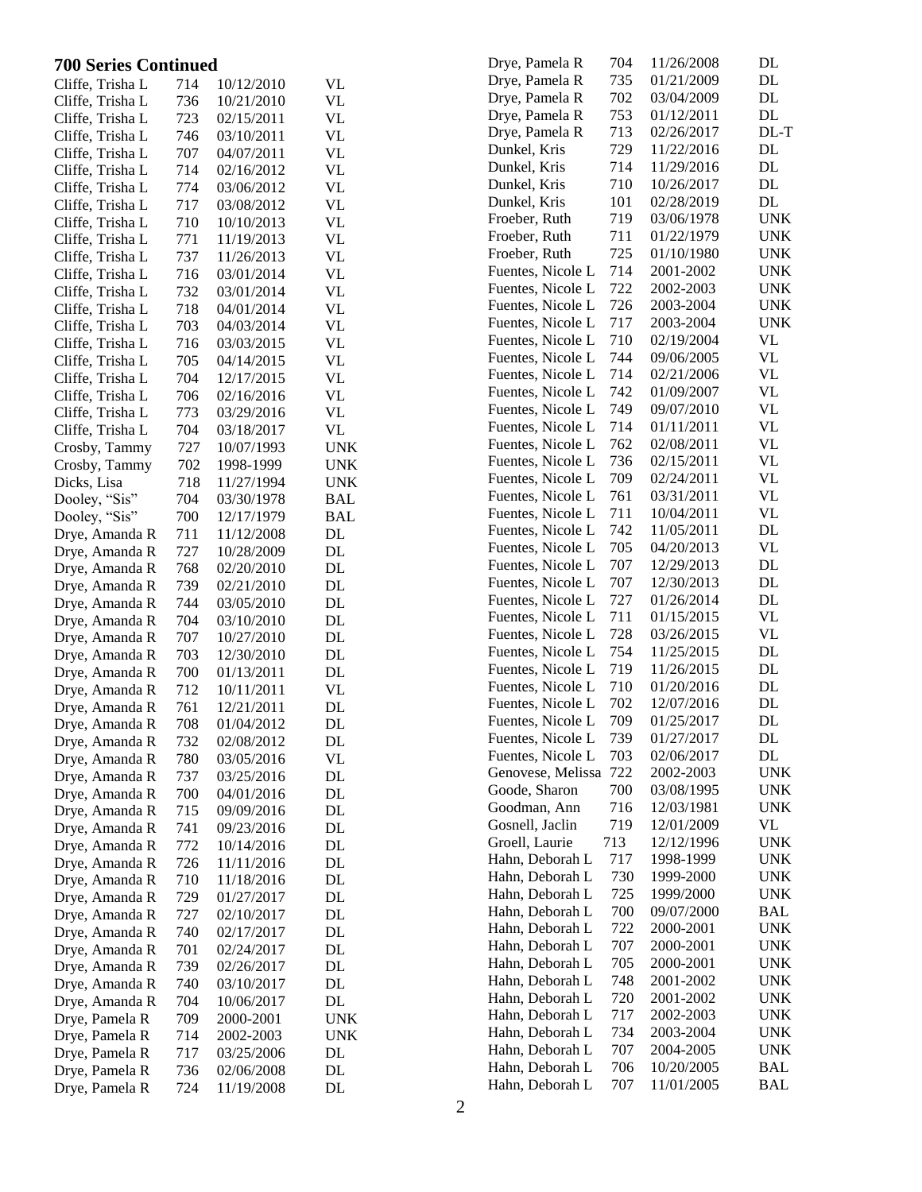## 700 Series Continued

| Name | No. | Date | Type |
|---|---|---|---|
| Cliffe, Trisha L | 714 | 10/12/2010 | VL |
| Cliffe, Trisha L | 736 | 10/21/2010 | VL |
| Cliffe, Trisha L | 723 | 02/15/2011 | VL |
| Cliffe, Trisha L | 746 | 03/10/2011 | VL |
| Cliffe, Trisha L | 707 | 04/07/2011 | VL |
| Cliffe, Trisha L | 714 | 02/16/2012 | VL |
| Cliffe, Trisha L | 774 | 03/06/2012 | VL |
| Cliffe, Trisha L | 717 | 03/08/2012 | VL |
| Cliffe, Trisha L | 710 | 10/10/2013 | VL |
| Cliffe, Trisha L | 771 | 11/19/2013 | VL |
| Cliffe, Trisha L | 737 | 11/26/2013 | VL |
| Cliffe, Trisha L | 716 | 03/01/2014 | VL |
| Cliffe, Trisha L | 732 | 03/01/2014 | VL |
| Cliffe, Trisha L | 718 | 04/01/2014 | VL |
| Cliffe, Trisha L | 703 | 04/03/2014 | VL |
| Cliffe, Trisha L | 716 | 03/03/2015 | VL |
| Cliffe, Trisha L | 705 | 04/14/2015 | VL |
| Cliffe, Trisha L | 704 | 12/17/2015 | VL |
| Cliffe, Trisha L | 706 | 02/16/2016 | VL |
| Cliffe, Trisha L | 773 | 03/29/2016 | VL |
| Cliffe, Trisha L | 704 | 03/18/2017 | VL |
| Crosby, Tammy | 727 | 10/07/1993 | UNK |
| Crosby, Tammy | 702 | 1998-1999 | UNK |
| Dicks, Lisa | 718 | 11/27/1994 | UNK |
| Dooley, "Sis" | 704 | 03/30/1978 | BAL |
| Dooley, "Sis" | 700 | 12/17/1979 | BAL |
| Drye, Amanda R | 711 | 11/12/2008 | DL |
| Drye, Amanda R | 727 | 10/28/2009 | DL |
| Drye, Amanda R | 768 | 02/20/2010 | DL |
| Drye, Amanda R | 739 | 02/21/2010 | DL |
| Drye, Amanda R | 744 | 03/05/2010 | DL |
| Drye, Amanda R | 704 | 03/10/2010 | DL |
| Drye, Amanda R | 707 | 10/27/2010 | DL |
| Drye, Amanda R | 703 | 12/30/2010 | DL |
| Drye, Amanda R | 700 | 01/13/2011 | DL |
| Drye, Amanda R | 712 | 10/11/2011 | VL |
| Drye, Amanda R | 761 | 12/21/2011 | DL |
| Drye, Amanda R | 708 | 01/04/2012 | DL |
| Drye, Amanda R | 732 | 02/08/2012 | DL |
| Drye, Amanda R | 780 | 03/05/2016 | VL |
| Drye, Amanda R | 737 | 03/25/2016 | DL |
| Drye, Amanda R | 700 | 04/01/2016 | DL |
| Drye, Amanda R | 715 | 09/09/2016 | DL |
| Drye, Amanda R | 741 | 09/23/2016 | DL |
| Drye, Amanda R | 772 | 10/14/2016 | DL |
| Drye, Amanda R | 726 | 11/11/2016 | DL |
| Drye, Amanda R | 710 | 11/18/2016 | DL |
| Drye, Amanda R | 729 | 01/27/2017 | DL |
| Drye, Amanda R | 727 | 02/10/2017 | DL |
| Drye, Amanda R | 740 | 02/17/2017 | DL |
| Drye, Amanda R | 701 | 02/24/2017 | DL |
| Drye, Amanda R | 739 | 02/26/2017 | DL |
| Drye, Amanda R | 740 | 03/10/2017 | DL |
| Drye, Amanda R | 704 | 10/06/2017 | DL |
| Drye, Pamela R | 709 | 2000-2001 | UNK |
| Drye, Pamela R | 714 | 2002-2003 | UNK |
| Drye, Pamela R | 717 | 03/25/2006 | DL |
| Drye, Pamela R | 736 | 02/06/2008 | DL |
| Drye, Pamela R | 724 | 11/19/2008 | DL |
| Drye, Pamela R | 704 | 11/26/2008 | DL |
| Drye, Pamela R | 735 | 01/21/2009 | DL |
| Drye, Pamela R | 702 | 03/04/2009 | DL |
| Drye, Pamela R | 753 | 01/12/2011 | DL |
| Drye, Pamela R | 713 | 02/26/2017 | DL-T |
| Dunkel, Kris | 729 | 11/22/2016 | DL |
| Dunkel, Kris | 714 | 11/29/2016 | DL |
| Dunkel, Kris | 710 | 10/26/2017 | DL |
| Dunkel, Kris | 101 | 02/28/2019 | DL |
| Froeber, Ruth | 719 | 03/06/1978 | UNK |
| Froeber, Ruth | 711 | 01/22/1979 | UNK |
| Froeber, Ruth | 725 | 01/10/1980 | UNK |
| Fuentes, Nicole L | 714 | 2001-2002 | UNK |
| Fuentes, Nicole L | 722 | 2002-2003 | UNK |
| Fuentes, Nicole L | 726 | 2003-2004 | UNK |
| Fuentes, Nicole L | 717 | 2003-2004 | UNK |
| Fuentes, Nicole L | 710 | 02/19/2004 | VL |
| Fuentes, Nicole L | 744 | 09/06/2005 | VL |
| Fuentes, Nicole L | 714 | 02/21/2006 | VL |
| Fuentes, Nicole L | 742 | 01/09/2007 | VL |
| Fuentes, Nicole L | 749 | 09/07/2010 | VL |
| Fuentes, Nicole L | 714 | 01/11/2011 | VL |
| Fuentes, Nicole L | 762 | 02/08/2011 | VL |
| Fuentes, Nicole L | 736 | 02/15/2011 | VL |
| Fuentes, Nicole L | 709 | 02/24/2011 | VL |
| Fuentes, Nicole L | 761 | 03/31/2011 | VL |
| Fuentes, Nicole L | 711 | 10/04/2011 | VL |
| Fuentes, Nicole L | 742 | 11/05/2011 | DL |
| Fuentes, Nicole L | 705 | 04/20/2013 | VL |
| Fuentes, Nicole L | 707 | 12/29/2013 | DL |
| Fuentes, Nicole L | 707 | 12/30/2013 | DL |
| Fuentes, Nicole L | 727 | 01/26/2014 | DL |
| Fuentes, Nicole L | 711 | 01/15/2015 | VL |
| Fuentes, Nicole L | 728 | 03/26/2015 | VL |
| Fuentes, Nicole L | 754 | 11/25/2015 | DL |
| Fuentes, Nicole L | 719 | 11/26/2015 | DL |
| Fuentes, Nicole L | 710 | 01/20/2016 | DL |
| Fuentes, Nicole L | 702 | 12/07/2016 | DL |
| Fuentes, Nicole L | 709 | 01/25/2017 | DL |
| Fuentes, Nicole L | 739 | 01/27/2017 | DL |
| Fuentes, Nicole L | 703 | 02/06/2017 | DL |
| Genovese, Melissa | 722 | 2002-2003 | UNK |
| Goode, Sharon | 700 | 03/08/1995 | UNK |
| Goodman, Ann | 716 | 12/03/1981 | UNK |
| Gosnell, Jaclin | 719 | 12/01/2009 | VL |
| Groell, Laurie | 713 | 12/12/1996 | UNK |
| Hahn, Deborah L | 717 | 1998-1999 | UNK |
| Hahn, Deborah L | 730 | 1999-2000 | UNK |
| Hahn, Deborah L | 725 | 1999/2000 | UNK |
| Hahn, Deborah L | 700 | 09/07/2000 | BAL |
| Hahn, Deborah L | 722 | 2000-2001 | UNK |
| Hahn, Deborah L | 707 | 2000-2001 | UNK |
| Hahn, Deborah L | 705 | 2000-2001 | UNK |
| Hahn, Deborah L | 748 | 2001-2002 | UNK |
| Hahn, Deborah L | 720 | 2001-2002 | UNK |
| Hahn, Deborah L | 717 | 2002-2003 | UNK |
| Hahn, Deborah L | 734 | 2003-2004 | UNK |
| Hahn, Deborah L | 707 | 2004-2005 | UNK |
| Hahn, Deborah L | 706 | 10/20/2005 | BAL |
| Hahn, Deborah L | 707 | 11/01/2005 | BAL |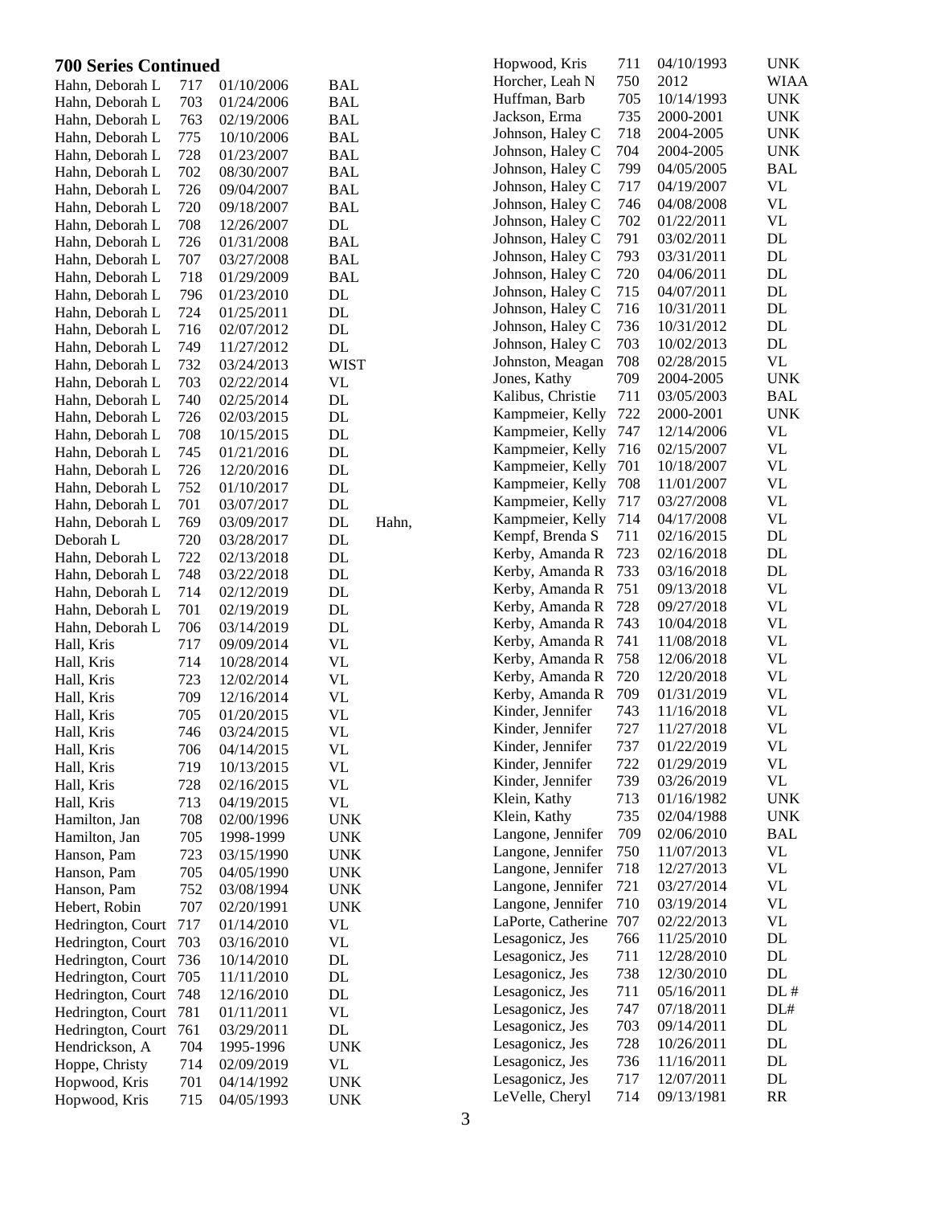## 700 Series Continued

| Name | # | Date | Type |
|---|---|---|---|
| Hahn, Deborah L | 717 | 01/10/2006 | BAL |
| Hahn, Deborah L | 703 | 01/24/2006 | BAL |
| Hahn, Deborah L | 763 | 02/19/2006 | BAL |
| Hahn, Deborah L | 775 | 10/10/2006 | BAL |
| Hahn, Deborah L | 728 | 01/23/2007 | BAL |
| Hahn, Deborah L | 702 | 08/30/2007 | BAL |
| Hahn, Deborah L | 726 | 09/04/2007 | BAL |
| Hahn, Deborah L | 720 | 09/18/2007 | BAL |
| Hahn, Deborah L | 708 | 12/26/2007 | DL |
| Hahn, Deborah L | 726 | 01/31/2008 | BAL |
| Hahn, Deborah L | 707 | 03/27/2008 | BAL |
| Hahn, Deborah L | 718 | 01/29/2009 | BAL |
| Hahn, Deborah L | 796 | 01/23/2010 | DL |
| Hahn, Deborah L | 724 | 01/25/2011 | DL |
| Hahn, Deborah L | 716 | 02/07/2012 | DL |
| Hahn, Deborah L | 749 | 11/27/2012 | DL |
| Hahn, Deborah L | 732 | 03/24/2013 | WIST |
| Hahn, Deborah L | 703 | 02/22/2014 | VL |
| Hahn, Deborah L | 740 | 02/25/2014 | DL |
| Hahn, Deborah L | 726 | 02/03/2015 | DL |
| Hahn, Deborah L | 708 | 10/15/2015 | DL |
| Hahn, Deborah L | 745 | 01/21/2016 | DL |
| Hahn, Deborah L | 726 | 12/20/2016 | DL |
| Hahn, Deborah L | 752 | 01/10/2017 | DL |
| Hahn, Deborah L | 701 | 03/07/2017 | DL |
| Hahn, Deborah L | 769 | 03/09/2017 | DL |
| Hahn, Deborah L | 720 | 03/28/2017 | DL |
| Hahn, Deborah L | 722 | 02/13/2018 | DL |
| Hahn, Deborah L | 748 | 03/22/2018 | DL |
| Hahn, Deborah L | 714 | 02/12/2019 | DL |
| Hahn, Deborah L | 701 | 02/19/2019 | DL |
| Hahn, Deborah L | 706 | 03/14/2019 | DL |
| Hall, Kris | 717 | 09/09/2014 | VL |
| Hall, Kris | 714 | 10/28/2014 | VL |
| Hall, Kris | 723 | 12/02/2014 | VL |
| Hall, Kris | 709 | 12/16/2014 | VL |
| Hall, Kris | 705 | 01/20/2015 | VL |
| Hall, Kris | 746 | 03/24/2015 | VL |
| Hall, Kris | 706 | 04/14/2015 | VL |
| Hall, Kris | 719 | 10/13/2015 | VL |
| Hall, Kris | 728 | 02/16/2015 | VL |
| Hall, Kris | 713 | 04/19/2015 | VL |
| Hamilton, Jan | 708 | 02/00/1996 | UNK |
| Hamilton, Jan | 705 | 1998-1999 | UNK |
| Hanson, Pam | 723 | 03/15/1990 | UNK |
| Hanson, Pam | 705 | 04/05/1990 | UNK |
| Hanson, Pam | 752 | 03/08/1994 | UNK |
| Hebert, Robin | 707 | 02/20/1991 | UNK |
| Hedrington, Court | 717 | 01/14/2010 | VL |
| Hedrington, Court | 703 | 03/16/2010 | VL |
| Hedrington, Court | 736 | 10/14/2010 | DL |
| Hedrington, Court | 705 | 11/11/2010 | DL |
| Hedrington, Court | 748 | 12/16/2010 | DL |
| Hedrington, Court | 781 | 01/11/2011 | VL |
| Hedrington, Court | 761 | 03/29/2011 | DL |
| Hendrickson, A | 704 | 1995-1996 | UNK |
| Hoppe, Christy | 714 | 02/09/2019 | VL |
| Hopwood, Kris | 701 | 04/14/1992 | UNK |
| Hopwood, Kris | 715 | 04/05/1993 | UNK |
| Hopwood, Kris | 711 | 04/10/1993 | UNK |
| Horcher, Leah N | 750 | 2012 | WIAA |
| Huffman, Barb | 705 | 10/14/1993 | UNK |
| Jackson, Erma | 735 | 2000-2001 | UNK |
| Johnson, Haley C | 718 | 2004-2005 | UNK |
| Johnson, Haley C | 704 | 2004-2005 | UNK |
| Johnson, Haley C | 799 | 04/05/2005 | BAL |
| Johnson, Haley C | 717 | 04/19/2007 | VL |
| Johnson, Haley C | 746 | 04/08/2008 | VL |
| Johnson, Haley C | 702 | 01/22/2011 | VL |
| Johnson, Haley C | 791 | 03/02/2011 | DL |
| Johnson, Haley C | 793 | 03/31/2011 | DL |
| Johnson, Haley C | 720 | 04/06/2011 | DL |
| Johnson, Haley C | 715 | 04/07/2011 | DL |
| Johnson, Haley C | 716 | 10/31/2011 | DL |
| Johnson, Haley C | 736 | 10/31/2012 | DL |
| Johnson, Haley C | 703 | 10/02/2013 | DL |
| Johnston, Meagan | 708 | 02/28/2015 | VL |
| Jones, Kathy | 709 | 2004-2005 | UNK |
| Kalibus, Christie | 711 | 03/05/2003 | BAL |
| Kampmeier, Kelly | 722 | 2000-2001 | UNK |
| Kampmeier, Kelly | 747 | 12/14/2006 | VL |
| Kampmeier, Kelly | 716 | 02/15/2007 | VL |
| Kampmeier, Kelly | 701 | 10/18/2007 | VL |
| Kampmeier, Kelly | 708 | 11/01/2007 | VL |
| Kampmeier, Kelly | 717 | 03/27/2008 | VL |
| Kampmeier, Kelly | 714 | 04/17/2008 | VL |
| Kempf, Brenda S | 711 | 02/16/2015 | DL |
| Kerby, Amanda R | 723 | 02/16/2018 | DL |
| Kerby, Amanda R | 733 | 03/16/2018 | DL |
| Kerby, Amanda R | 751 | 09/13/2018 | VL |
| Kerby, Amanda R | 728 | 09/27/2018 | VL |
| Kerby, Amanda R | 743 | 10/04/2018 | VL |
| Kerby, Amanda R | 741 | 11/08/2018 | VL |
| Kerby, Amanda R | 758 | 12/06/2018 | VL |
| Kerby, Amanda R | 720 | 12/20/2018 | VL |
| Kerby, Amanda R | 709 | 01/31/2019 | VL |
| Kinder, Jennifer | 743 | 11/16/2018 | VL |
| Kinder, Jennifer | 727 | 11/27/2018 | VL |
| Kinder, Jennifer | 737 | 01/22/2019 | VL |
| Kinder, Jennifer | 722 | 01/29/2019 | VL |
| Kinder, Jennifer | 739 | 03/26/2019 | VL |
| Klein, Kathy | 713 | 01/16/1982 | UNK |
| Klein, Kathy | 735 | 02/04/1988 | UNK |
| Langone, Jennifer | 709 | 02/06/2010 | BAL |
| Langone, Jennifer | 750 | 11/07/2013 | VL |
| Langone, Jennifer | 718 | 12/27/2013 | VL |
| Langone, Jennifer | 721 | 03/27/2014 | VL |
| Langone, Jennifer | 710 | 03/19/2014 | VL |
| LaPorte, Catherine | 707 | 02/22/2013 | VL |
| Lesagonicz, Jes | 766 | 11/25/2010 | DL |
| Lesagonicz, Jes | 711 | 12/28/2010 | DL |
| Lesagonicz, Jes | 738 | 12/30/2010 | DL |
| Lesagonicz, Jes | 711 | 05/16/2011 | DL # |
| Lesagonicz, Jes | 747 | 07/18/2011 | DL# |
| Lesagonicz, Jes | 703 | 09/14/2011 | DL |
| Lesagonicz, Jes | 728 | 10/26/2011 | DL |
| Lesagonicz, Jes | 736 | 11/16/2011 | DL |
| Lesagonicz, Jes | 717 | 12/07/2011 | DL |
| LeVelle, Cheryl | 714 | 09/13/1981 | RR |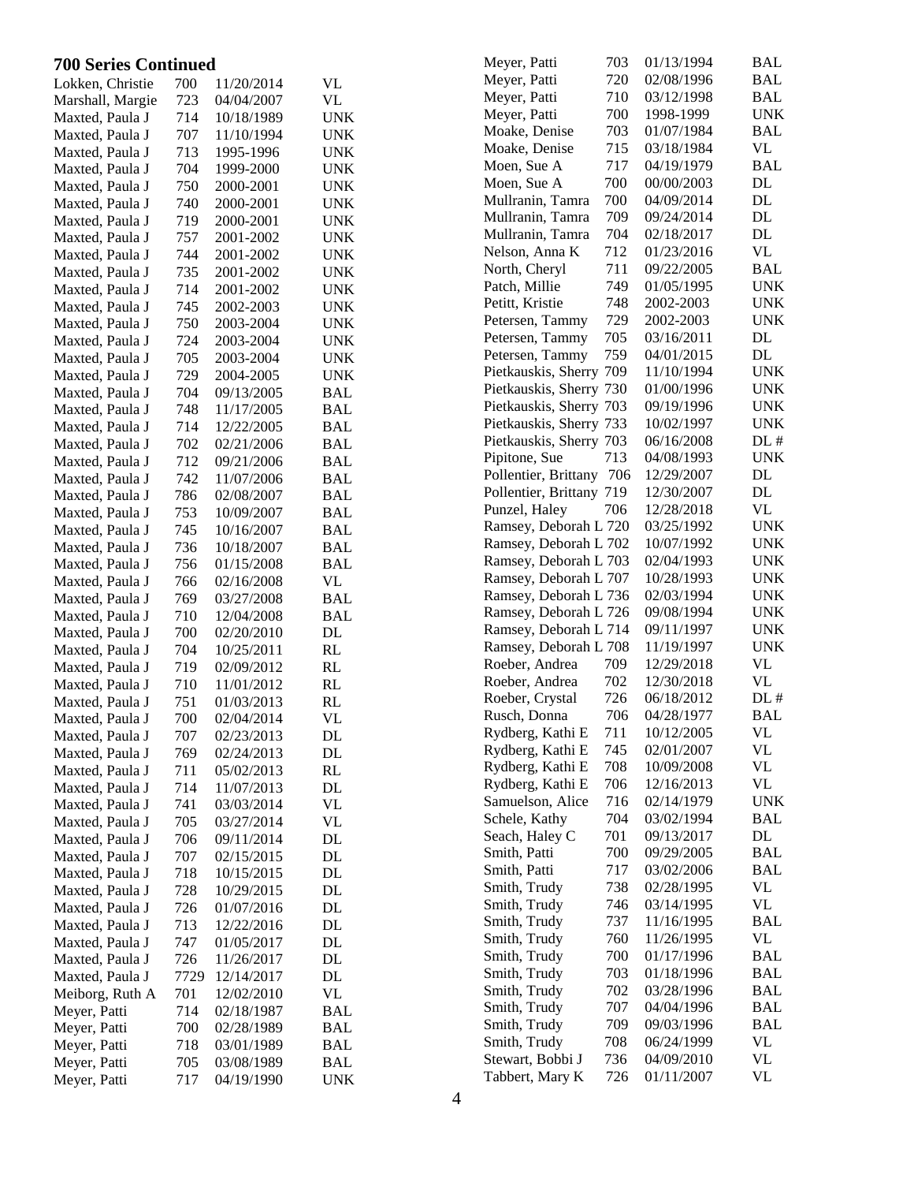## 700 Series Continued

| Name | No. | Date | Code |
|---|---|---|---|
| Lokken, Christie | 700 | 11/20/2014 | VL |
| Marshall, Margie | 723 | 04/04/2007 | VL |
| Maxted, Paula J | 714 | 10/18/1989 | UNK |
| Maxted, Paula J | 707 | 11/10/1994 | UNK |
| Maxted, Paula J | 713 | 1995-1996 | UNK |
| Maxted, Paula J | 704 | 1999-2000 | UNK |
| Maxted, Paula J | 750 | 2000-2001 | UNK |
| Maxted, Paula J | 740 | 2000-2001 | UNK |
| Maxted, Paula J | 719 | 2000-2001 | UNK |
| Maxted, Paula J | 757 | 2001-2002 | UNK |
| Maxted, Paula J | 744 | 2001-2002 | UNK |
| Maxted, Paula J | 735 | 2001-2002 | UNK |
| Maxted, Paula J | 714 | 2001-2002 | UNK |
| Maxted, Paula J | 745 | 2002-2003 | UNK |
| Maxted, Paula J | 750 | 2003-2004 | UNK |
| Maxted, Paula J | 724 | 2003-2004 | UNK |
| Maxted, Paula J | 705 | 2003-2004 | UNK |
| Maxted, Paula J | 729 | 2004-2005 | UNK |
| Maxted, Paula J | 704 | 09/13/2005 | BAL |
| Maxted, Paula J | 748 | 11/17/2005 | BAL |
| Maxted, Paula J | 714 | 12/22/2005 | BAL |
| Maxted, Paula J | 702 | 02/21/2006 | BAL |
| Maxted, Paula J | 712 | 09/21/2006 | BAL |
| Maxted, Paula J | 742 | 11/07/2006 | BAL |
| Maxted, Paula J | 786 | 02/08/2007 | BAL |
| Maxted, Paula J | 753 | 10/09/2007 | BAL |
| Maxted, Paula J | 745 | 10/16/2007 | BAL |
| Maxted, Paula J | 736 | 10/18/2007 | BAL |
| Maxted, Paula J | 756 | 01/15/2008 | BAL |
| Maxted, Paula J | 766 | 02/16/2008 | VL |
| Maxted, Paula J | 769 | 03/27/2008 | BAL |
| Maxted, Paula J | 710 | 12/04/2008 | BAL |
| Maxted, Paula J | 700 | 02/20/2010 | DL |
| Maxted, Paula J | 704 | 10/25/2011 | RL |
| Maxted, Paula J | 719 | 02/09/2012 | RL |
| Maxted, Paula J | 710 | 11/01/2012 | RL |
| Maxted, Paula J | 751 | 01/03/2013 | RL |
| Maxted, Paula J | 700 | 02/04/2014 | VL |
| Maxted, Paula J | 707 | 02/23/2013 | DL |
| Maxted, Paula J | 769 | 02/24/2013 | DL |
| Maxted, Paula J | 711 | 05/02/2013 | RL |
| Maxted, Paula J | 714 | 11/07/2013 | DL |
| Maxted, Paula J | 741 | 03/03/2014 | VL |
| Maxted, Paula J | 705 | 03/27/2014 | VL |
| Maxted, Paula J | 706 | 09/11/2014 | DL |
| Maxted, Paula J | 707 | 02/15/2015 | DL |
| Maxted, Paula J | 718 | 10/15/2015 | DL |
| Maxted, Paula J | 728 | 10/29/2015 | DL |
| Maxted, Paula J | 726 | 01/07/2016 | DL |
| Maxted, Paula J | 713 | 12/22/2016 | DL |
| Maxted, Paula J | 747 | 01/05/2017 | DL |
| Maxted, Paula J | 726 | 11/26/2017 | DL |
| Maxted, Paula J | 7729 | 12/14/2017 | DL |
| Meiborg, Ruth A | 701 | 12/02/2010 | VL |
| Meyer, Patti | 714 | 02/18/1987 | BAL |
| Meyer, Patti | 700 | 02/28/1989 | BAL |
| Meyer, Patti | 718 | 03/01/1989 | BAL |
| Meyer, Patti | 705 | 03/08/1989 | BAL |
| Meyer, Patti | 717 | 04/19/1990 | UNK |
| Meyer, Patti | 703 | 01/13/1994 | BAL |
| Meyer, Patti | 720 | 02/08/1996 | BAL |
| Meyer, Patti | 710 | 03/12/1998 | BAL |
| Meyer, Patti | 700 | 1998-1999 | UNK |
| Moake, Denise | 703 | 01/07/1984 | BAL |
| Moake, Denise | 715 | 03/18/1984 | VL |
| Moen, Sue A | 717 | 04/19/1979 | BAL |
| Moen, Sue A | 700 | 00/00/2003 | DL |
| Mullranin, Tamra | 700 | 04/09/2014 | DL |
| Mullranin, Tamra | 709 | 09/24/2014 | DL |
| Mullranin, Tamra | 704 | 02/18/2017 | DL |
| Nelson, Anna K | 712 | 01/23/2016 | VL |
| North, Cheryl | 711 | 09/22/2005 | BAL |
| Patch, Millie | 749 | 01/05/1995 | UNK |
| Petitt, Kristie | 748 | 2002-2003 | UNK |
| Petersen, Tammy | 729 | 2002-2003 | UNK |
| Petersen, Tammy | 705 | 03/16/2011 | DL |
| Petersen, Tammy | 759 | 04/01/2015 | DL |
| Pietkauskis, Sherry | 709 | 11/10/1994 | UNK |
| Pietkauskis, Sherry | 730 | 01/00/1996 | UNK |
| Pietkauskis, Sherry | 703 | 09/19/1996 | UNK |
| Pietkauskis, Sherry | 733 | 10/02/1997 | UNK |
| Pietkauskis, Sherry | 703 | 06/16/2008 | DL # |
| Pipitone, Sue | 713 | 04/08/1993 | UNK |
| Pollentier, Brittany | 706 | 12/29/2007 | DL |
| Pollentier, Brittany | 719 | 12/30/2007 | DL |
| Punzel, Haley | 706 | 12/28/2018 | VL |
| Ramsey, Deborah L | 720 | 03/25/1992 | UNK |
| Ramsey, Deborah L | 702 | 10/07/1992 | UNK |
| Ramsey, Deborah L | 703 | 02/04/1993 | UNK |
| Ramsey, Deborah L | 707 | 10/28/1993 | UNK |
| Ramsey, Deborah L | 736 | 02/03/1994 | UNK |
| Ramsey, Deborah L | 726 | 09/08/1994 | UNK |
| Ramsey, Deborah L | 714 | 09/11/1997 | UNK |
| Ramsey, Deborah L | 708 | 11/19/1997 | UNK |
| Roeber, Andrea | 709 | 12/29/2018 | VL |
| Roeber, Andrea | 702 | 12/30/2018 | VL |
| Roeber, Crystal | 726 | 06/18/2012 | DL # |
| Rusch, Donna | 706 | 04/28/1977 | BAL |
| Rydberg, Kathi E | 711 | 10/12/2005 | VL |
| Rydberg, Kathi E | 745 | 02/01/2007 | VL |
| Rydberg, Kathi E | 708 | 10/09/2008 | VL |
| Rydberg, Kathi E | 706 | 12/16/2013 | VL |
| Samuelson, Alice | 716 | 02/14/1979 | UNK |
| Schele, Kathy | 704 | 03/02/1994 | BAL |
| Seach, Haley C | 701 | 09/13/2017 | DL |
| Smith, Patti | 700 | 09/29/2005 | BAL |
| Smith, Patti | 717 | 03/02/2006 | BAL |
| Smith, Trudy | 738 | 02/28/1995 | VL |
| Smith, Trudy | 746 | 03/14/1995 | VL |
| Smith, Trudy | 737 | 11/16/1995 | BAL |
| Smith, Trudy | 760 | 11/26/1995 | VL |
| Smith, Trudy | 700 | 01/17/1996 | BAL |
| Smith, Trudy | 703 | 01/18/1996 | BAL |
| Smith, Trudy | 702 | 03/28/1996 | BAL |
| Smith, Trudy | 707 | 04/04/1996 | BAL |
| Smith, Trudy | 709 | 09/03/1996 | BAL |
| Smith, Trudy | 708 | 06/24/1999 | VL |
| Stewart, Bobbi J | 736 | 04/09/2010 | VL |
| Tabbert, Mary K | 726 | 01/11/2007 | VL |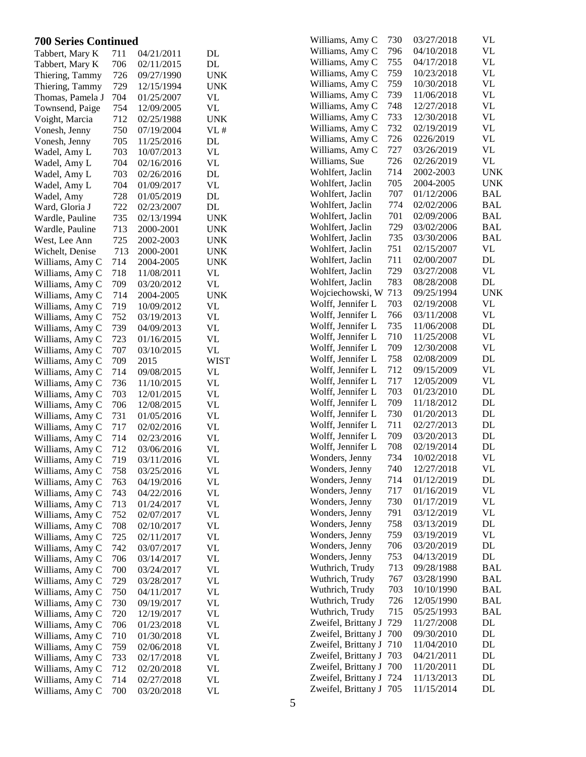## 700 Series Continued

| Name | No. | Date | Code |
|---|---|---|---|
| Tabbert, Mary K | 711 | 04/21/2011 | DL |
| Tabbert, Mary K | 706 | 02/11/2015 | DL |
| Thiering, Tammy | 726 | 09/27/1990 | UNK |
| Thiering, Tammy | 729 | 12/15/1994 | UNK |
| Thomas, Pamela J | 704 | 01/25/2007 | VL |
| Townsend, Paige | 754 | 12/09/2005 | VL |
| Voight, Marcia | 712 | 02/25/1988 | UNK |
| Vonesh, Jenny | 750 | 07/19/2004 | VL # |
| Vonesh, Jenny | 705 | 11/25/2016 | DL |
| Wadel, Amy L | 703 | 10/07/2013 | VL |
| Wadel, Amy L | 704 | 02/16/2016 | VL |
| Wadel, Amy L | 703 | 02/26/2016 | DL |
| Wadel, Amy L | 704 | 01/09/2017 | VL |
| Wadel, Amy | 728 | 01/05/2019 | DL |
| Ward, Gloria J | 722 | 02/23/2007 | DL |
| Wardle, Pauline | 735 | 02/13/1994 | UNK |
| Wardle, Pauline | 713 | 2000-2001 | UNK |
| West, Lee Ann | 725 | 2002-2003 | UNK |
| Wichelt, Denise | 713 | 2000-2001 | UNK |
| Williams, Amy C | 714 | 2004-2005 | UNK |
| Williams, Amy C | 718 | 11/08/2011 | VL |
| Williams, Amy C | 709 | 03/20/2012 | VL |
| Williams, Amy C | 714 | 2004-2005 | UNK |
| Williams, Amy C | 719 | 10/09/2012 | VL |
| Williams, Amy C | 752 | 03/19/2013 | VL |
| Williams, Amy C | 739 | 04/09/2013 | VL |
| Williams, Amy C | 723 | 01/16/2015 | VL |
| Williams, Amy C | 707 | 03/10/2015 | VL |
| Williams, Amy C | 709 | 2015 | WIST |
| Williams, Amy C | 714 | 09/08/2015 | VL |
| Williams, Amy C | 736 | 11/10/2015 | VL |
| Williams, Amy C | 703 | 12/01/2015 | VL |
| Williams, Amy C | 706 | 12/08/2015 | VL |
| Williams, Amy C | 731 | 01/05/2016 | VL |
| Williams, Amy C | 717 | 02/02/2016 | VL |
| Williams, Amy C | 714 | 02/23/2016 | VL |
| Williams, Amy C | 712 | 03/06/2016 | VL |
| Williams, Amy C | 719 | 03/11/2016 | VL |
| Williams, Amy C | 758 | 03/25/2016 | VL |
| Williams, Amy C | 763 | 04/19/2016 | VL |
| Williams, Amy C | 743 | 04/22/2016 | VL |
| Williams, Amy C | 713 | 01/24/2017 | VL |
| Williams, Amy C | 752 | 02/07/2017 | VL |
| Williams, Amy C | 708 | 02/10/2017 | VL |
| Williams, Amy C | 725 | 02/11/2017 | VL |
| Williams, Amy C | 742 | 03/07/2017 | VL |
| Williams, Amy C | 706 | 03/14/2017 | VL |
| Williams, Amy C | 700 | 03/24/2017 | VL |
| Williams, Amy C | 729 | 03/28/2017 | VL |
| Williams, Amy C | 750 | 04/11/2017 | VL |
| Williams, Amy C | 730 | 09/19/2017 | VL |
| Williams, Amy C | 720 | 12/19/2017 | VL |
| Williams, Amy C | 706 | 01/23/2018 | VL |
| Williams, Amy C | 710 | 01/30/2018 | VL |
| Williams, Amy C | 759 | 02/06/2018 | VL |
| Williams, Amy C | 733 | 02/17/2018 | VL |
| Williams, Amy C | 712 | 02/20/2018 | VL |
| Williams, Amy C | 714 | 02/27/2018 | VL |
| Williams, Amy C | 700 | 03/20/2018 | VL |
| Williams, Amy C | 730 | 03/27/2018 | VL |
| Williams, Amy C | 796 | 04/10/2018 | VL |
| Williams, Amy C | 755 | 04/17/2018 | VL |
| Williams, Amy C | 759 | 10/23/2018 | VL |
| Williams, Amy C | 759 | 10/30/2018 | VL |
| Williams, Amy C | 739 | 11/06/2018 | VL |
| Williams, Amy C | 748 | 12/27/2018 | VL |
| Williams, Amy C | 733 | 12/30/2018 | VL |
| Williams, Amy C | 732 | 02/19/2019 | VL |
| Williams, Amy C | 726 | 0226/2019 | VL |
| Williams, Amy C | 727 | 03/26/2019 | VL |
| Williams, Sue | 726 | 02/26/2019 | VL |
| Wohlfert, Jaclin | 714 | 2002-2003 | UNK |
| Wohlfert, Jaclin | 705 | 2004-2005 | UNK |
| Wohlfert, Jaclin | 707 | 01/12/2006 | BAL |
| Wohlfert, Jaclin | 774 | 02/02/2006 | BAL |
| Wohlfert, Jaclin | 701 | 02/09/2006 | BAL |
| Wohlfert, Jaclin | 729 | 03/02/2006 | BAL |
| Wohlfert, Jaclin | 735 | 03/30/2006 | BAL |
| Wohlfert, Jaclin | 751 | 02/15/2007 | VL |
| Wohlfert, Jaclin | 711 | 02/00/2007 | DL |
| Wohlfert, Jaclin | 729 | 03/27/2008 | VL |
| Wohlfert, Jaclin | 783 | 08/28/2008 | DL |
| Wojciechowski, W | 713 | 09/25/1994 | UNK |
| Wolff, Jennifer L | 703 | 02/19/2008 | VL |
| Wolff, Jennifer L | 766 | 03/11/2008 | VL |
| Wolff, Jennifer L | 735 | 11/06/2008 | DL |
| Wolff, Jennifer L | 710 | 11/25/2008 | VL |
| Wolff, Jennifer L | 709 | 12/30/2008 | VL |
| Wolff, Jennifer L | 758 | 02/08/2009 | DL |
| Wolff, Jennifer L | 712 | 09/15/2009 | VL |
| Wolff, Jennifer L | 717 | 12/05/2009 | VL |
| Wolff, Jennifer L | 703 | 01/23/2010 | DL |
| Wolff, Jennifer L | 709 | 11/18/2012 | DL |
| Wolff, Jennifer L | 730 | 01/20/2013 | DL |
| Wolff, Jennifer L | 711 | 02/27/2013 | DL |
| Wolff, Jennifer L | 709 | 03/20/2013 | DL |
| Wolff, Jennifer L | 708 | 02/19/2014 | DL |
| Wonders, Jenny | 734 | 10/02/2018 | VL |
| Wonders, Jenny | 740 | 12/27/2018 | VL |
| Wonders, Jenny | 714 | 01/12/2019 | DL |
| Wonders, Jenny | 717 | 01/16/2019 | VL |
| Wonders, Jenny | 730 | 01/17/2019 | VL |
| Wonders, Jenny | 791 | 03/12/2019 | VL |
| Wonders, Jenny | 758 | 03/13/2019 | DL |
| Wonders, Jenny | 759 | 03/19/2019 | VL |
| Wonders, Jenny | 706 | 03/20/2019 | DL |
| Wonders, Jenny | 753 | 04/13/2019 | DL |
| Wuthrich, Trudy | 713 | 09/28/1988 | BAL |
| Wuthrich, Trudy | 767 | 03/28/1990 | BAL |
| Wuthrich, Trudy | 703 | 10/10/1990 | BAL |
| Wuthrich, Trudy | 726 | 12/05/1990 | BAL |
| Wuthrich, Trudy | 715 | 05/25/1993 | BAL |
| Zweifel, Brittany J | 729 | 11/27/2008 | DL |
| Zweifel, Brittany J | 700 | 09/30/2010 | DL |
| Zweifel, Brittany J | 710 | 11/04/2010 | DL |
| Zweifel, Brittany J | 703 | 04/21/2011 | DL |
| Zweifel, Brittany J | 700 | 11/20/2011 | DL |
| Zweifel, Brittany J | 724 | 11/13/2013 | DL |
| Zweifel, Brittany J | 705 | 11/15/2014 | DL |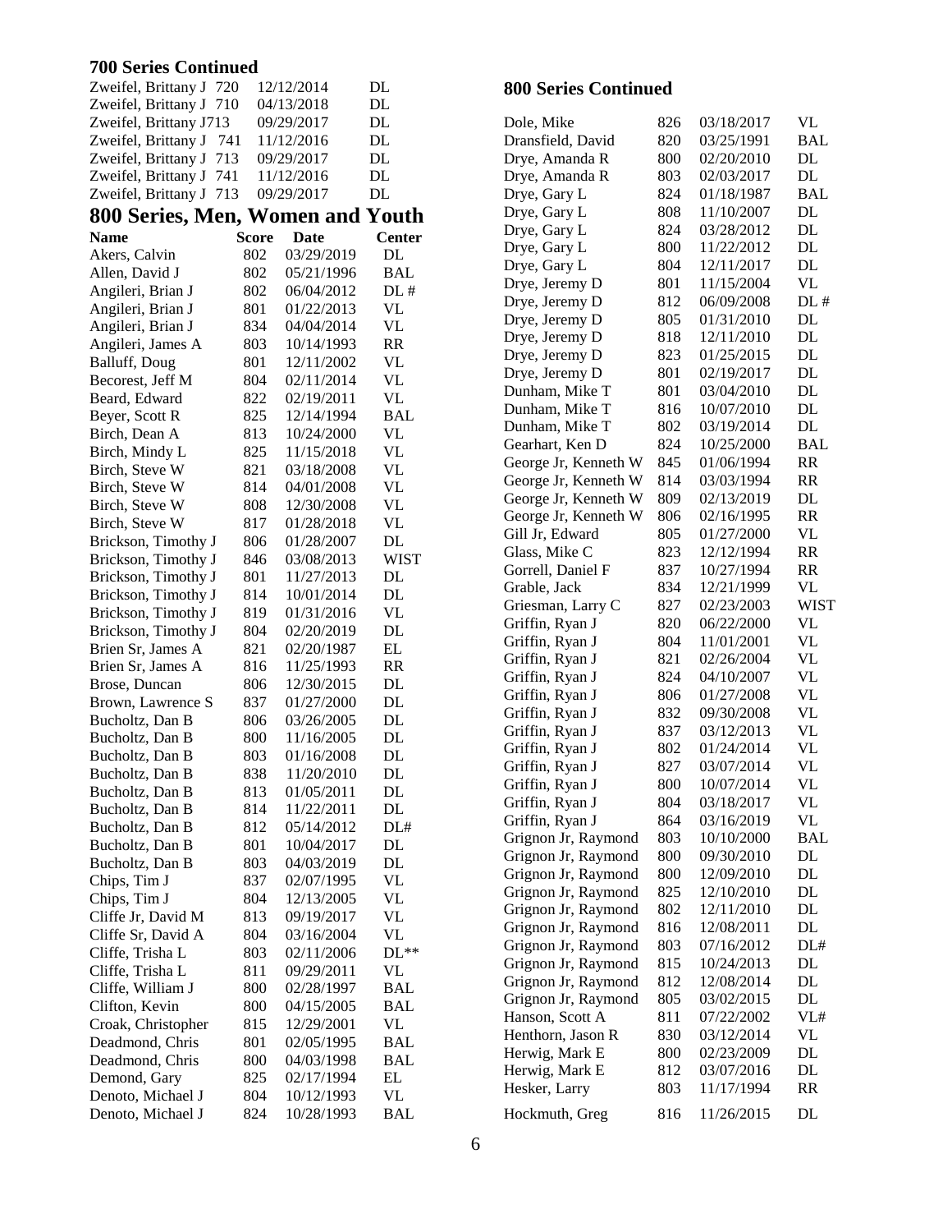## 700 Series Continued

| Name | Score | Date | Center |
|---|---|---|---|
| Zweifel, Brittany J | 720 | 12/12/2014 | DL |
| Zweifel, Brittany J | 710 | 04/13/2018 | DL |
| Zweifel, Brittany J | 713 | 09/29/2017 | DL |
| Zweifel, Brittany J | 741 | 11/12/2016 | DL |
| Zweifel, Brittany J | 713 | 09/29/2017 | DL |
| Zweifel, Brittany J | 741 | 11/12/2016 | DL |
| Zweifel, Brittany J | 713 | 09/29/2017 | DL |

## 800 Series, Men, Women and Youth

| Name | Score | Date | Center |
|---|---|---|---|
| Akers, Calvin | 802 | 03/29/2019 | DL |
| Allen, David J | 802 | 05/21/1996 | BAL |
| Angileri, Brian J | 802 | 06/04/2012 | DL # |
| Angileri, Brian J | 801 | 01/22/2013 | VL |
| Angileri, Brian J | 834 | 04/04/2014 | VL |
| Angileri, James A | 803 | 10/14/1993 | RR |
| Balluff, Doug | 801 | 12/11/2002 | VL |
| Becorest, Jeff M | 804 | 02/11/2014 | VL |
| Beard, Edward | 822 | 02/19/2011 | VL |
| Beyer, Scott R | 825 | 12/14/1994 | BAL |
| Birch, Dean A | 813 | 10/24/2000 | VL |
| Birch, Mindy L | 825 | 11/15/2018 | VL |
| Birch, Steve W | 821 | 03/18/2008 | VL |
| Birch, Steve W | 814 | 04/01/2008 | VL |
| Birch, Steve W | 808 | 12/30/2008 | VL |
| Birch, Steve W | 817 | 01/28/2018 | VL |
| Brickson, Timothy J | 806 | 01/28/2007 | DL |
| Brickson, Timothy J | 846 | 03/08/2013 | WIST |
| Brickson, Timothy J | 801 | 11/27/2013 | DL |
| Brickson, Timothy J | 814 | 10/01/2014 | DL |
| Brickson, Timothy J | 819 | 01/31/2016 | VL |
| Brickson, Timothy J | 804 | 02/20/2019 | DL |
| Brien Sr, James A | 821 | 02/20/1987 | EL |
| Brien Sr, James A | 816 | 11/25/1993 | RR |
| Brose, Duncan | 806 | 12/30/2015 | DL |
| Brown, Lawrence S | 837 | 01/27/2000 | DL |
| Bucholtz, Dan B | 806 | 03/26/2005 | DL |
| Bucholtz, Dan B | 800 | 11/16/2005 | DL |
| Bucholtz, Dan B | 803 | 01/16/2008 | DL |
| Bucholtz, Dan B | 838 | 11/20/2010 | DL |
| Bucholtz, Dan B | 813 | 01/05/2011 | DL |
| Bucholtz, Dan B | 814 | 11/22/2011 | DL |
| Bucholtz, Dan B | 812 | 05/14/2012 | DL# |
| Bucholtz, Dan B | 801 | 10/04/2017 | DL |
| Bucholtz, Dan B | 803 | 04/03/2019 | DL |
| Chips, Tim J | 837 | 02/07/1995 | VL |
| Chips, Tim J | 804 | 12/13/2005 | VL |
| Cliffe Jr, David M | 813 | 09/19/2017 | VL |
| Cliffe Sr, David A | 804 | 03/16/2004 | VL |
| Cliffe, Trisha L | 803 | 02/11/2006 | DL** |
| Cliffe, Trisha L | 811 | 09/29/2011 | VL |
| Cliffe, William J | 800 | 02/28/1997 | BAL |
| Clifton, Kevin | 800 | 04/15/2005 | BAL |
| Croak, Christopher | 815 | 12/29/2001 | VL |
| Deadmond, Chris | 801 | 02/05/1995 | BAL |
| Deadmond, Chris | 800 | 04/03/1998 | BAL |
| Demond, Gary | 825 | 02/17/1994 | EL |
| Denoto, Michael J | 804 | 10/12/1993 | VL |
| Denoto, Michael J | 824 | 10/28/1993 | BAL |

## 800 Series Continued

| Name | Score | Date | Center |
|---|---|---|---|
| Dole, Mike | 826 | 03/18/2017 | VL |
| Dransfield, David | 820 | 03/25/1991 | BAL |
| Drye, Amanda R | 800 | 02/20/2010 | DL |
| Drye, Amanda R | 803 | 02/03/2017 | DL |
| Drye, Gary L | 824 | 01/18/1987 | BAL |
| Drye, Gary L | 808 | 11/10/2007 | DL |
| Drye, Gary L | 824 | 03/28/2012 | DL |
| Drye, Gary L | 800 | 11/22/2012 | DL |
| Drye, Gary L | 804 | 12/11/2017 | DL |
| Drye, Jeremy D | 801 | 11/15/2004 | VL |
| Drye, Jeremy D | 812 | 06/09/2008 | DL # |
| Drye, Jeremy D | 805 | 01/31/2010 | DL |
| Drye, Jeremy D | 818 | 12/11/2010 | DL |
| Drye, Jeremy D | 823 | 01/25/2015 | DL |
| Drye, Jeremy D | 801 | 02/19/2017 | DL |
| Dunham, Mike T | 801 | 03/04/2010 | DL |
| Dunham, Mike T | 816 | 10/07/2010 | DL |
| Dunham, Mike T | 802 | 03/19/2014 | DL |
| Gearhart, Ken D | 824 | 10/25/2000 | BAL |
| George Jr, Kenneth W | 845 | 01/06/1994 | RR |
| George Jr, Kenneth W | 814 | 03/03/1994 | RR |
| George Jr, Kenneth W | 809 | 02/13/2019 | DL |
| George Jr, Kenneth W | 806 | 02/16/1995 | RR |
| Gill Jr, Edward | 805 | 01/27/2000 | VL |
| Glass, Mike C | 823 | 12/12/1994 | RR |
| Gorrell, Daniel F | 837 | 10/27/1994 | RR |
| Grable, Jack | 834 | 12/21/1999 | VL |
| Griesman, Larry C | 827 | 02/23/2003 | WIST |
| Griffin, Ryan J | 820 | 06/22/2000 | VL |
| Griffin, Ryan J | 804 | 11/01/2001 | VL |
| Griffin, Ryan J | 821 | 02/26/2004 | VL |
| Griffin, Ryan J | 824 | 04/10/2007 | VL |
| Griffin, Ryan J | 806 | 01/27/2008 | VL |
| Griffin, Ryan J | 832 | 09/30/2008 | VL |
| Griffin, Ryan J | 837 | 03/12/2013 | VL |
| Griffin, Ryan J | 802 | 01/24/2014 | VL |
| Griffin, Ryan J | 827 | 03/07/2014 | VL |
| Griffin, Ryan J | 800 | 10/07/2014 | VL |
| Griffin, Ryan J | 804 | 03/18/2017 | VL |
| Griffin, Ryan J | 864 | 03/16/2019 | VL |
| Grignon Jr, Raymond | 803 | 10/10/2000 | BAL |
| Grignon Jr, Raymond | 800 | 09/30/2010 | DL |
| Grignon Jr, Raymond | 800 | 12/09/2010 | DL |
| Grignon Jr, Raymond | 825 | 12/10/2010 | DL |
| Grignon Jr, Raymond | 802 | 12/11/2010 | DL |
| Grignon Jr, Raymond | 816 | 12/08/2011 | DL |
| Grignon Jr, Raymond | 803 | 07/16/2012 | DL# |
| Grignon Jr, Raymond | 815 | 10/24/2013 | DL |
| Grignon Jr, Raymond | 812 | 12/08/2014 | DL |
| Grignon Jr, Raymond | 805 | 03/02/2015 | DL |
| Hanson, Scott A | 811 | 07/22/2002 | VL# |
| Henthorn, Jason R | 830 | 03/12/2014 | VL |
| Herwig, Mark E | 800 | 02/23/2009 | DL |
| Herwig, Mark E | 812 | 03/07/2016 | DL |
| Hesker, Larry | 803 | 11/17/1994 | RR |
| Hockmuth, Greg | 816 | 11/26/2015 | DL |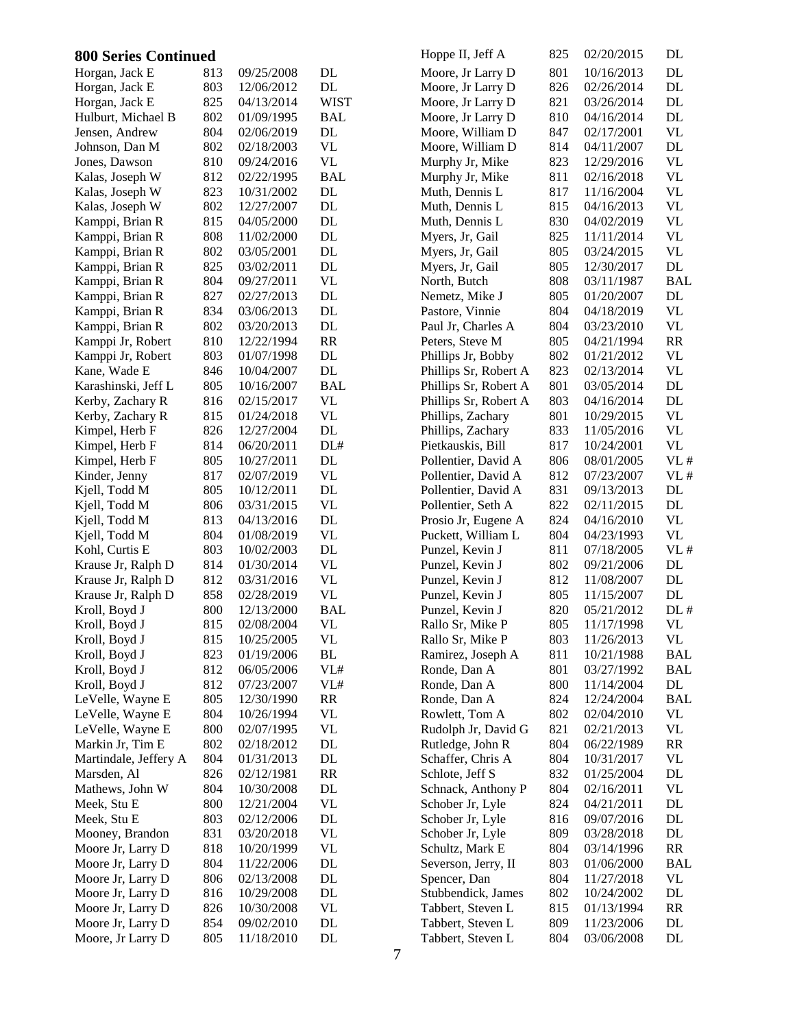## 800 Series Continued

| Name | No. | Date | Type |
|---|---|---|---|
| Horgan, Jack E | 813 | 09/25/2008 | DL |
| Horgan, Jack E | 803 | 12/06/2012 | DL |
| Horgan, Jack E | 825 | 04/13/2014 | WIST |
| Hulburt, Michael B | 802 | 01/09/1995 | BAL |
| Jensen, Andrew | 804 | 02/06/2019 | DL |
| Johnson, Dan M | 802 | 02/18/2003 | VL |
| Jones, Dawson | 810 | 09/24/2016 | VL |
| Kalas, Joseph W | 812 | 02/22/1995 | BAL |
| Kalas, Joseph W | 823 | 10/31/2002 | DL |
| Kalas, Joseph W | 802 | 12/27/2007 | DL |
| Kamppi, Brian R | 815 | 04/05/2000 | DL |
| Kamppi, Brian R | 808 | 11/02/2000 | DL |
| Kamppi, Brian R | 802 | 03/05/2001 | DL |
| Kamppi, Brian R | 825 | 03/02/2011 | DL |
| Kamppi, Brian R | 804 | 09/27/2011 | VL |
| Kamppi, Brian R | 827 | 02/27/2013 | DL |
| Kamppi, Brian R | 834 | 03/06/2013 | DL |
| Kamppi, Brian R | 802 | 03/20/2013 | DL |
| Kamppi Jr, Robert | 810 | 12/22/1994 | RR |
| Kamppi Jr, Robert | 803 | 01/07/1998 | DL |
| Kane, Wade E | 846 | 10/04/2007 | DL |
| Karashinski, Jeff L | 805 | 10/16/2007 | BAL |
| Kerby, Zachary R | 816 | 02/15/2017 | VL |
| Kerby, Zachary R | 815 | 01/24/2018 | VL |
| Kimpel, Herb F | 826 | 12/27/2004 | DL |
| Kimpel, Herb F | 814 | 06/20/2011 | DL# |
| Kimpel, Herb F | 805 | 10/27/2011 | DL |
| Kinder, Jenny | 817 | 02/07/2019 | VL |
| Kjell, Todd M | 805 | 10/12/2011 | DL |
| Kjell, Todd M | 806 | 03/31/2015 | VL |
| Kjell, Todd M | 813 | 04/13/2016 | DL |
| Kjell, Todd M | 804 | 01/08/2019 | VL |
| Kohl, Curtis E | 803 | 10/02/2003 | DL |
| Krause Jr, Ralph D | 814 | 01/30/2014 | VL |
| Krause Jr, Ralph D | 812 | 03/31/2016 | VL |
| Krause Jr, Ralph D | 858 | 02/28/2019 | VL |
| Kroll, Boyd J | 800 | 12/13/2000 | BAL |
| Kroll, Boyd J | 815 | 02/08/2004 | VL |
| Kroll, Boyd J | 815 | 10/25/2005 | VL |
| Kroll, Boyd J | 823 | 01/19/2006 | BL |
| Kroll, Boyd J | 812 | 06/05/2006 | VL# |
| Kroll, Boyd J | 812 | 07/23/2007 | VL# |
| LeVelle, Wayne E | 805 | 12/30/1990 | RR |
| LeVelle, Wayne E | 804 | 10/26/1994 | VL |
| LeVelle, Wayne E | 800 | 02/07/1995 | VL |
| Markin Jr, Tim E | 802 | 02/18/2012 | DL |
| Martindale, Jeffery A | 804 | 01/31/2013 | DL |
| Marsden, Al | 826 | 02/12/1981 | RR |
| Mathews, John W | 804 | 10/30/2008 | DL |
| Meek, Stu E | 800 | 12/21/2004 | VL |
| Meek, Stu E | 803 | 02/12/2006 | DL |
| Mooney, Brandon | 831 | 03/20/2018 | VL |
| Moore Jr, Larry D | 818 | 10/20/1999 | VL |
| Moore Jr, Larry D | 804 | 11/22/2006 | DL |
| Moore Jr, Larry D | 806 | 02/13/2008 | DL |
| Moore Jr, Larry D | 816 | 10/29/2008 | DL |
| Moore Jr, Larry D | 826 | 10/30/2008 | VL |
| Moore Jr, Larry D | 854 | 09/02/2010 | DL |
| Moore, Jr Larry D | 805 | 11/18/2010 | DL |
| Hoppe II, Jeff A | 825 | 02/20/2015 | DL |
| Moore, Jr Larry D | 801 | 10/16/2013 | DL |
| Moore, Jr Larry D | 826 | 02/26/2014 | DL |
| Moore, Jr Larry D | 821 | 03/26/2014 | DL |
| Moore, Jr Larry D | 810 | 04/16/2014 | DL |
| Moore, William D | 847 | 02/17/2001 | VL |
| Moore, William D | 814 | 04/11/2007 | DL |
| Murphy Jr, Mike | 823 | 12/29/2016 | VL |
| Murphy Jr, Mike | 811 | 02/16/2018 | VL |
| Muth, Dennis L | 817 | 11/16/2004 | VL |
| Muth, Dennis L | 815 | 04/16/2013 | VL |
| Muth, Dennis L | 830 | 04/02/2019 | VL |
| Myers, Jr, Gail | 825 | 11/11/2014 | VL |
| Myers, Jr, Gail | 805 | 03/24/2015 | VL |
| Myers, Jr, Gail | 805 | 12/30/2017 | DL |
| North, Butch | 808 | 03/11/1987 | BAL |
| Nemetz, Mike J | 805 | 01/20/2007 | DL |
| Pastore, Vinnie | 804 | 04/18/2019 | VL |
| Paul Jr, Charles A | 804 | 03/23/2010 | VL |
| Peters, Steve M | 805 | 04/21/1994 | RR |
| Phillips Jr, Bobby | 802 | 01/21/2012 | VL |
| Phillips Sr, Robert A | 823 | 02/13/2014 | VL |
| Phillips Sr, Robert A | 801 | 03/05/2014 | DL |
| Phillips Sr, Robert A | 803 | 04/16/2014 | DL |
| Phillips, Zachary | 801 | 10/29/2015 | VL |
| Phillips, Zachary | 833 | 11/05/2016 | VL |
| Pietkauskis, Bill | 817 | 10/24/2001 | VL |
| Pollentier, David A | 806 | 08/01/2005 | VL # |
| Pollentier, David A | 812 | 07/23/2007 | VL # |
| Pollentier, David A | 831 | 09/13/2013 | DL |
| Pollentier, Seth A | 822 | 02/11/2015 | DL |
| Prosio Jr, Eugene A | 824 | 04/16/2010 | VL |
| Puckett, William L | 804 | 04/23/1993 | VL |
| Punzel, Kevin J | 811 | 07/18/2005 | VL # |
| Punzel, Kevin J | 802 | 09/21/2006 | DL |
| Punzel, Kevin J | 812 | 11/08/2007 | DL |
| Punzel, Kevin J | 805 | 11/15/2007 | DL |
| Punzel, Kevin J | 820 | 05/21/2012 | DL # |
| Rallo Sr, Mike P | 805 | 11/17/1998 | VL |
| Rallo Sr, Mike P | 803 | 11/26/2013 | VL |
| Ramirez, Joseph A | 811 | 10/21/1988 | BAL |
| Ronde, Dan A | 801 | 03/27/1992 | BAL |
| Ronde, Dan A | 800 | 11/14/2004 | DL |
| Ronde, Dan A | 824 | 12/24/2004 | BAL |
| Rowlett, Tom A | 802 | 02/04/2010 | VL |
| Rudolph Jr, David G | 821 | 02/21/2013 | VL |
| Rutledge, John R | 804 | 06/22/1989 | RR |
| Schaffer, Chris A | 804 | 10/31/2017 | VL |
| Schlote, Jeff S | 832 | 01/25/2004 | DL |
| Schnack, Anthony P | 804 | 02/16/2011 | VL |
| Schober Jr, Lyle | 824 | 04/21/2011 | DL |
| Schober Jr, Lyle | 816 | 09/07/2016 | DL |
| Schober Jr, Lyle | 809 | 03/28/2018 | DL |
| Schultz, Mark E | 804 | 03/14/1996 | RR |
| Severson, Jerry, II | 803 | 01/06/2000 | BAL |
| Spencer, Dan | 804 | 11/27/2018 | VL |
| Stubbendick, James | 802 | 10/24/2002 | DL |
| Tabbert, Steven L | 815 | 01/13/1994 | RR |
| Tabbert, Steven L | 809 | 11/23/2006 | DL |
| Tabbert, Steven L | 804 | 03/06/2008 | DL |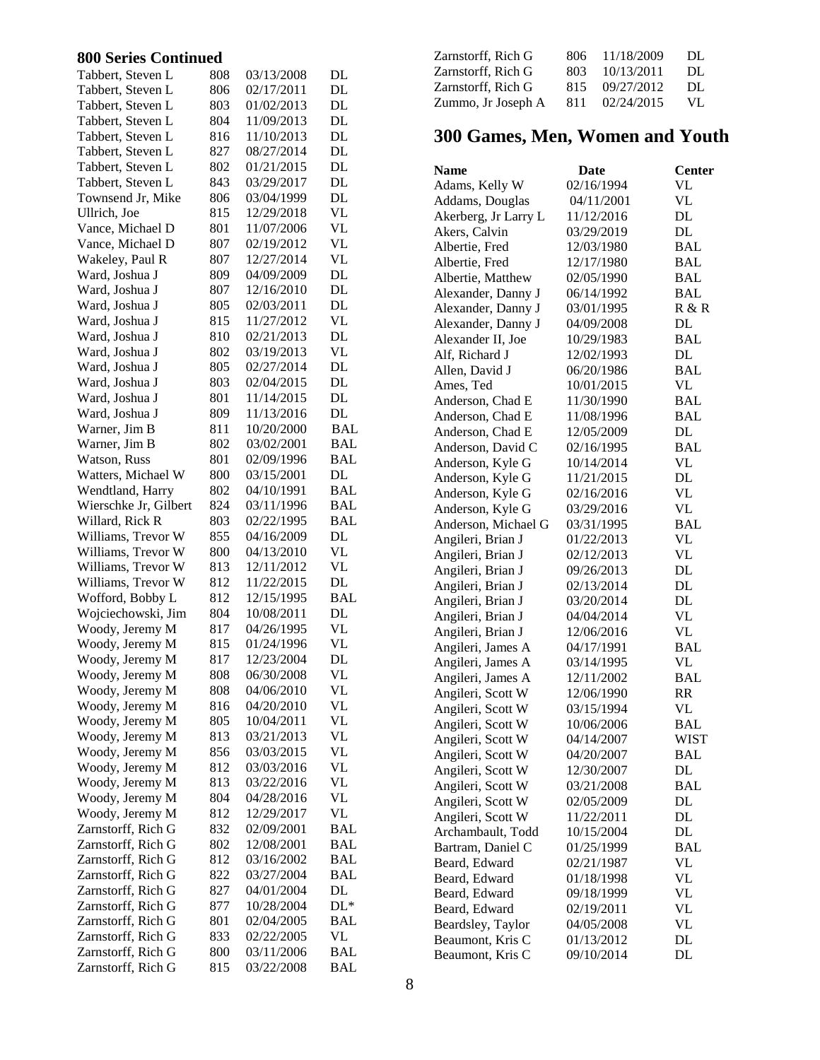## 800 Series Continued

| | | | |
|---|---|---|---|
| Tabbert, Steven L | 808 | 03/13/2008 | DL |
| Tabbert, Steven L | 806 | 02/17/2011 | DL |
| Tabbert, Steven L | 803 | 01/02/2013 | DL |
| Tabbert, Steven L | 804 | 11/09/2013 | DL |
| Tabbert, Steven L | 816 | 11/10/2013 | DL |
| Tabbert, Steven L | 827 | 08/27/2014 | DL |
| Tabbert, Steven L | 802 | 01/21/2015 | DL |
| Tabbert, Steven L | 843 | 03/29/2017 | DL |
| Townsend Jr, Mike | 806 | 03/04/1999 | DL |
| Ullrich, Joe | 815 | 12/29/2018 | VL |
| Vance, Michael D | 801 | 11/07/2006 | VL |
| Vance, Michael D | 807 | 02/19/2012 | VL |
| Wakeley, Paul R | 807 | 12/27/2014 | VL |
| Ward, Joshua J | 809 | 04/09/2009 | DL |
| Ward, Joshua J | 807 | 12/16/2010 | DL |
| Ward, Joshua J | 805 | 02/03/2011 | DL |
| Ward, Joshua J | 815 | 11/27/2012 | VL |
| Ward, Joshua J | 810 | 02/21/2013 | DL |
| Ward, Joshua J | 802 | 03/19/2013 | VL |
| Ward, Joshua J | 805 | 02/27/2014 | DL |
| Ward, Joshua J | 803 | 02/04/2015 | DL |
| Ward, Joshua J | 801 | 11/14/2015 | DL |
| Ward, Joshua J | 809 | 11/13/2016 | DL |
| Warner, Jim B | 811 | 10/20/2000 | BAL |
| Warner, Jim B | 802 | 03/02/2001 | BAL |
| Watson, Russ | 801 | 02/09/1996 | BAL |
| Watters, Michael W | 800 | 03/15/2001 | DL |
| Wendtland, Harry | 802 | 04/10/1991 | BAL |
| Wierschke Jr, Gilbert | 824 | 03/11/1996 | BAL |
| Willard, Rick R | 803 | 02/22/1995 | BAL |
| Williams, Trevor W | 855 | 04/16/2009 | DL |
| Williams, Trevor W | 800 | 04/13/2010 | VL |
| Williams, Trevor W | 813 | 12/11/2012 | VL |
| Williams, Trevor W | 812 | 11/22/2015 | DL |
| Wofford, Bobby L | 812 | 12/15/1995 | BAL |
| Wojciechowski, Jim | 804 | 10/08/2011 | DL |
| Woody, Jeremy M | 817 | 04/26/1995 | VL |
| Woody, Jeremy M | 815 | 01/24/1996 | VL |
| Woody, Jeremy M | 817 | 12/23/2004 | DL |
| Woody, Jeremy M | 808 | 06/30/2008 | VL |
| Woody, Jeremy M | 808 | 04/06/2010 | VL |
| Woody, Jeremy M | 816 | 04/20/2010 | VL |
| Woody, Jeremy M | 805 | 10/04/2011 | VL |
| Woody, Jeremy M | 813 | 03/21/2013 | VL |
| Woody, Jeremy M | 856 | 03/03/2015 | VL |
| Woody, Jeremy M | 812 | 03/03/2016 | VL |
| Woody, Jeremy M | 813 | 03/22/2016 | VL |
| Woody, Jeremy M | 804 | 04/28/2016 | VL |
| Woody, Jeremy M | 812 | 12/29/2017 | VL |
| Zarnstorff, Rich G | 832 | 02/09/2001 | BAL |
| Zarnstorff, Rich G | 802 | 12/08/2001 | BAL |
| Zarnstorff, Rich G | 812 | 03/16/2002 | BAL |
| Zarnstorff, Rich G | 822 | 03/27/2004 | BAL |
| Zarnstorff, Rich G | 827 | 04/01/2004 | DL |
| Zarnstorff, Rich G | 877 | 10/28/2004 | DL* |
| Zarnstorff, Rich G | 801 | 02/04/2005 | BAL |
| Zarnstorff, Rich G | 833 | 02/22/2005 | VL |
| Zarnstorff, Rich G | 800 | 03/11/2006 | BAL |
| Zarnstorff, Rich G | 815 | 03/22/2008 | BAL |
| Zarnstorff, Rich G | 806 | 11/18/2009 | DL |
| Zarnstorff, Rich G | 803 | 10/13/2011 | DL |
| Zarnstorff, Rich G | 815 | 09/27/2012 | DL |
| Zummo, Jr Joseph A | 811 | 02/24/2015 | VL |

## 300 Games, Men, Women and Youth

| Name | Date | Center |
|---|---|---|
| Adams, Kelly W | 02/16/1994 | VL |
| Addams, Douglas | 04/11/2001 | VL |
| Akerberg, Jr Larry L | 11/12/2016 | DL |
| Akers, Calvin | 03/29/2019 | DL |
| Albertie, Fred | 12/03/1980 | BAL |
| Albertie, Fred | 12/17/1980 | BAL |
| Albertie, Matthew | 02/05/1990 | BAL |
| Alexander, Danny J | 06/14/1992 | BAL |
| Alexander, Danny J | 03/01/1995 | R & R |
| Alexander, Danny J | 04/09/2008 | DL |
| Alexander II, Joe | 10/29/1983 | BAL |
| Alf, Richard J | 12/02/1993 | DL |
| Allen, David J | 06/20/1986 | BAL |
| Ames, Ted | 10/01/2015 | VL |
| Anderson, Chad E | 11/30/1990 | BAL |
| Anderson, Chad E | 11/08/1996 | BAL |
| Anderson, Chad E | 12/05/2009 | DL |
| Anderson, David C | 02/16/1995 | BAL |
| Anderson, Kyle G | 10/14/2014 | VL |
| Anderson, Kyle G | 11/21/2015 | DL |
| Anderson, Kyle G | 02/16/2016 | VL |
| Anderson, Kyle G | 03/29/2016 | VL |
| Anderson, Michael G | 03/31/1995 | BAL |
| Angileri, Brian J | 01/22/2013 | VL |
| Angileri, Brian J | 02/12/2013 | VL |
| Angileri, Brian J | 09/26/2013 | DL |
| Angileri, Brian J | 02/13/2014 | DL |
| Angileri, Brian J | 03/20/2014 | DL |
| Angileri, Brian J | 04/04/2014 | VL |
| Angileri, Brian J | 12/06/2016 | VL |
| Angileri, James A | 04/17/1991 | BAL |
| Angileri, James A | 03/14/1995 | VL |
| Angileri, James A | 12/11/2002 | BAL |
| Angileri, Scott W | 12/06/1990 | RR |
| Angileri, Scott W | 03/15/1994 | VL |
| Angileri, Scott W | 10/06/2006 | BAL |
| Angileri, Scott W | 04/14/2007 | WIST |
| Angileri, Scott W | 04/20/2007 | BAL |
| Angileri, Scott W | 12/30/2007 | DL |
| Angileri, Scott W | 03/21/2008 | BAL |
| Angileri, Scott W | 02/05/2009 | DL |
| Angileri, Scott W | 11/22/2011 | DL |
| Archambault, Todd | 10/15/2004 | DL |
| Bartram, Daniel C | 01/25/1999 | BAL |
| Beard, Edward | 02/21/1987 | VL |
| Beard, Edward | 01/18/1998 | VL |
| Beard, Edward | 09/18/1999 | VL |
| Beard, Edward | 02/19/2011 | VL |
| Beardsley, Taylor | 04/05/2008 | VL |
| Beaumont, Kris C | 01/13/2012 | DL |
| Beaumont, Kris C | 09/10/2014 | DL |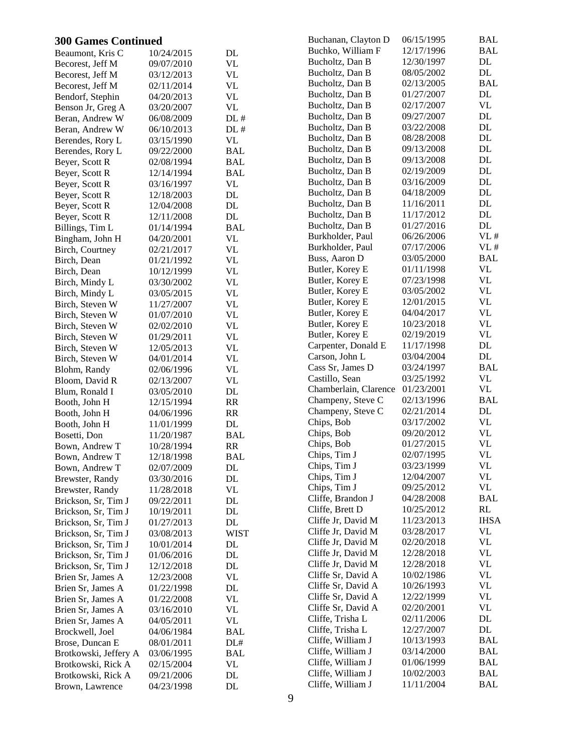## 300 Games Continued

| Name | Date | League |
|---|---|---|
| Beaumont, Kris C | 10/24/2015 | DL |
| Becorest, Jeff M | 09/07/2010 | VL |
| Becorest, Jeff M | 03/12/2013 | VL |
| Becorest, Jeff M | 02/11/2014 | VL |
| Bendorf, Stephin | 04/20/2013 | VL |
| Benson Jr, Greg A | 03/20/2007 | VL |
| Beran, Andrew W | 06/08/2009 | DL # |
| Beran, Andrew W | 06/10/2013 | DL # |
| Berendes, Rory L | 03/15/1990 | VL |
| Berendes, Rory L | 09/22/2000 | BAL |
| Beyer, Scott R | 02/08/1994 | BAL |
| Beyer, Scott R | 12/14/1994 | BAL |
| Beyer, Scott R | 03/16/1997 | VL |
| Beyer, Scott R | 12/18/2003 | DL |
| Beyer, Scott R | 12/04/2008 | DL |
| Beyer, Scott R | 12/11/2008 | DL |
| Billings, Tim L | 01/14/1994 | BAL |
| Bingham, John H | 04/20/2001 | VL |
| Birch, Courtney | 02/21/2017 | VL |
| Birch, Dean | 01/21/1992 | VL |
| Birch, Dean | 10/12/1999 | VL |
| Birch, Mindy L | 03/30/2002 | VL |
| Birch, Mindy L | 03/05/2015 | VL |
| Birch, Steven W | 11/27/2007 | VL |
| Birch, Steven W | 01/07/2010 | VL |
| Birch, Steven W | 02/02/2010 | VL |
| Birch, Steven W | 01/29/2011 | VL |
| Birch, Steven W | 12/05/2013 | VL |
| Birch, Steven W | 04/01/2014 | VL |
| Blohm, Randy | 02/06/1996 | VL |
| Bloom, David R | 02/13/2007 | VL |
| Blum, Ronald I | 03/05/2010 | DL |
| Booth, John H | 12/15/1994 | RR |
| Booth, John H | 04/06/1996 | RR |
| Booth, John H | 11/01/1999 | DL |
| Bosetti, Don | 11/20/1987 | BAL |
| Bown, Andrew T | 10/28/1994 | RR |
| Bown, Andrew T | 12/18/1998 | BAL |
| Bown, Andrew T | 02/07/2009 | DL |
| Brewster, Randy | 03/30/2016 | DL |
| Brewster, Randy | 11/28/2018 | VL |
| Brickson, Sr, Tim J | 09/22/2011 | DL |
| Brickson, Sr, Tim J | 10/19/2011 | DL |
| Brickson, Sr, Tim J | 01/27/2013 | DL |
| Brickson, Sr, Tim J | 03/08/2013 | WIST |
| Brickson, Sr, Tim J | 10/01/2014 | DL |
| Brickson, Sr, Tim J | 01/06/2016 | DL |
| Brickson, Sr, Tim J | 12/12/2018 | DL |
| Brien Sr, James A | 12/23/2008 | VL |
| Brien Sr, James A | 01/22/1998 | DL |
| Brien Sr, James A | 01/22/2008 | VL |
| Brien Sr, James A | 03/16/2010 | VL |
| Brien Sr, James A | 04/05/2011 | VL |
| Brockwell, Joel | 04/06/1984 | BAL |
| Brose, Duncan E | 08/01/2011 | DL# |
| Brotkowski, Jeffery A | 03/06/1995 | BAL |
| Brotkowski, Rick A | 02/15/2004 | VL |
| Brotkowski, Rick A | 09/21/2006 | DL |
| Brown, Lawrence | 04/23/1998 | DL |
| Buchanan, Clayton D | 06/15/1995 | BAL |
| Buchko, William F | 12/17/1996 | BAL |
| Bucholtz, Dan B | 12/30/1997 | DL |
| Bucholtz, Dan B | 08/05/2002 | DL |
| Bucholtz, Dan B | 02/13/2005 | BAL |
| Bucholtz, Dan B | 01/27/2007 | DL |
| Bucholtz, Dan B | 02/17/2007 | VL |
| Bucholtz, Dan B | 09/27/2007 | DL |
| Bucholtz, Dan B | 03/22/2008 | DL |
| Bucholtz, Dan B | 08/28/2008 | DL |
| Bucholtz, Dan B | 09/13/2008 | DL |
| Bucholtz, Dan B | 09/13/2008 | DL |
| Bucholtz, Dan B | 02/19/2009 | DL |
| Bucholtz, Dan B | 03/16/2009 | DL |
| Bucholtz, Dan B | 04/18/2009 | DL |
| Bucholtz, Dan B | 11/16/2011 | DL |
| Bucholtz, Dan B | 11/17/2012 | DL |
| Bucholtz, Dan B | 01/27/2016 | DL |
| Burkholder, Paul | 06/26/2006 | VL # |
| Burkholder, Paul | 07/17/2006 | VL # |
| Buss, Aaron D | 03/05/2000 | BAL |
| Butler, Korey E | 01/11/1998 | VL |
| Butler, Korey E | 07/23/1998 | VL |
| Butler, Korey E | 03/05/2002 | VL |
| Butler, Korey E | 12/01/2015 | VL |
| Butler, Korey E | 04/04/2017 | VL |
| Butler, Korey E | 10/23/2018 | VL |
| Butler, Korey E | 02/19/2019 | VL |
| Carpenter, Donald E | 11/17/1998 | DL |
| Carson, John L | 03/04/2004 | DL |
| Cass Sr, James D | 03/24/1997 | BAL |
| Castillo, Sean | 03/25/1992 | VL |
| Chamberlain, Clarence | 01/23/2001 | VL |
| Champeny, Steve C | 02/13/1996 | BAL |
| Champeny, Steve C | 02/21/2014 | DL |
| Chips, Bob | 03/17/2002 | VL |
| Chips, Bob | 09/20/2012 | VL |
| Chips, Bob | 01/27/2015 | VL |
| Chips, Tim J | 02/07/1995 | VL |
| Chips, Tim J | 03/23/1999 | VL |
| Chips, Tim J | 12/04/2007 | VL |
| Chips, Tim J | 09/25/2012 | VL |
| Cliffe, Brandon J | 04/28/2008 | BAL |
| Cliffe, Brett D | 10/25/2012 | RL |
| Cliffe Jr, David M | 11/23/2013 | IHSA |
| Cliffe Jr, David M | 03/28/2017 | VL |
| Cliffe Jr, David M | 02/20/2018 | VL |
| Cliffe Jr, David M | 12/28/2018 | VL |
| Cliffe Jr, David M | 12/28/2018 | VL |
| Cliffe Sr, David A | 10/02/1986 | VL |
| Cliffe Sr, David A | 10/26/1993 | VL |
| Cliffe Sr, David A | 12/22/1999 | VL |
| Cliffe Sr, David A | 02/20/2001 | VL |
| Cliffe, Trisha L | 02/11/2006 | DL |
| Cliffe, Trisha L | 12/27/2007 | DL |
| Cliffe, William J | 10/13/1993 | BAL |
| Cliffe, William J | 03/14/2000 | BAL |
| Cliffe, William J | 01/06/1999 | BAL |
| Cliffe, William J | 10/02/2003 | BAL |
| Cliffe, William J | 11/11/2004 | BAL |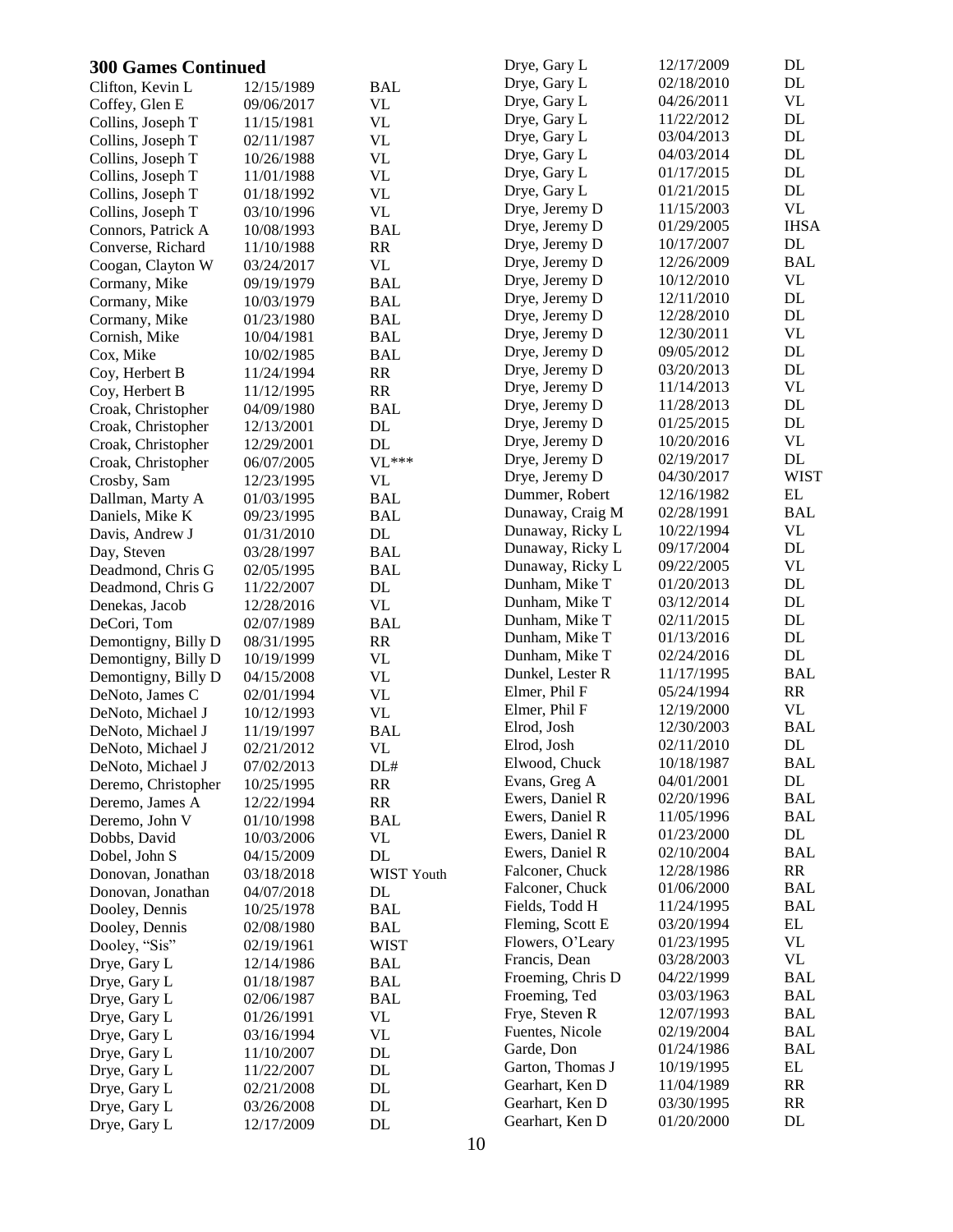## 300 Games Continued

| Name | Date | Code |
|---|---|---|
| Clifton, Kevin L | 12/15/1989 | BAL |
| Coffey, Glen E | 09/06/2017 | VL |
| Collins, Joseph T | 11/15/1981 | VL |
| Collins, Joseph T | 02/11/1987 | VL |
| Collins, Joseph T | 10/26/1988 | VL |
| Collins, Joseph T | 11/01/1988 | VL |
| Collins, Joseph T | 01/18/1992 | VL |
| Collins, Joseph T | 03/10/1996 | VL |
| Connors, Patrick A | 10/08/1993 | BAL |
| Converse, Richard | 11/10/1988 | RR |
| Coogan, Clayton W | 03/24/2017 | VL |
| Cormany, Mike | 09/19/1979 | BAL |
| Cormany, Mike | 10/03/1979 | BAL |
| Cormany, Mike | 01/23/1980 | BAL |
| Cornish, Mike | 10/04/1981 | BAL |
| Cox, Mike | 10/02/1985 | BAL |
| Coy, Herbert B | 11/24/1994 | RR |
| Coy, Herbert B | 11/12/1995 | RR |
| Croak, Christopher | 04/09/1980 | BAL |
| Croak, Christopher | 12/13/2001 | DL |
| Croak, Christopher | 12/29/2001 | DL |
| Croak, Christopher | 06/07/2005 | VL*** |
| Crosby, Sam | 12/23/1995 | VL |
| Dallman, Marty A | 01/03/1995 | BAL |
| Daniels, Mike K | 09/23/1995 | BAL |
| Davis, Andrew J | 01/31/2010 | DL |
| Day, Steven | 03/28/1997 | BAL |
| Deadmond, Chris G | 02/05/1995 | BAL |
| Deadmond, Chris G | 11/22/2007 | DL |
| Denekas, Jacob | 12/28/2016 | VL |
| DeCori, Tom | 02/07/1989 | BAL |
| Demontigny, Billy D | 08/31/1995 | RR |
| Demontigny, Billy D | 10/19/1999 | VL |
| Demontigny, Billy D | 04/15/2008 | VL |
| DeNoto, James C | 02/01/1994 | VL |
| DeNoto, Michael J | 10/12/1993 | VL |
| DeNoto, Michael J | 11/19/1997 | BAL |
| DeNoto, Michael J | 02/21/2012 | VL |
| DeNoto, Michael J | 07/02/2013 | DL# |
| Deremo, Christopher | 10/25/1995 | RR |
| Deremo, James A | 12/22/1994 | RR |
| Deremo, John V | 01/10/1998 | BAL |
| Dobbs, David | 10/03/2006 | VL |
| Dobel, John S | 04/15/2009 | DL |
| Donovan, Jonathan | 03/18/2018 | WIST Youth |
| Donovan, Jonathan | 04/07/2018 | DL |
| Dooley, Dennis | 10/25/1978 | BAL |
| Dooley, Dennis | 02/08/1980 | BAL |
| Dooley, "Sis" | 02/19/1961 | WIST |
| Drye, Gary L | 12/14/1986 | BAL |
| Drye, Gary L | 01/18/1987 | BAL |
| Drye, Gary L | 02/06/1987 | BAL |
| Drye, Gary L | 01/26/1991 | VL |
| Drye, Gary L | 03/16/1994 | VL |
| Drye, Gary L | 11/10/2007 | DL |
| Drye, Gary L | 11/22/2007 | DL |
| Drye, Gary L | 02/21/2008 | DL |
| Drye, Gary L | 03/26/2008 | DL |
| Drye, Gary L | 12/17/2009 | DL |
| Drye, Gary L | 12/17/2009 | DL |
| Drye, Gary L | 02/18/2010 | DL |
| Drye, Gary L | 04/26/2011 | VL |
| Drye, Gary L | 11/22/2012 | DL |
| Drye, Gary L | 03/04/2013 | DL |
| Drye, Gary L | 04/03/2014 | DL |
| Drye, Gary L | 01/17/2015 | DL |
| Drye, Gary L | 01/21/2015 | DL |
| Drye, Jeremy D | 11/15/2003 | VL |
| Drye, Jeremy D | 01/29/2005 | IHSA |
| Drye, Jeremy D | 10/17/2007 | DL |
| Drye, Jeremy D | 12/26/2009 | BAL |
| Drye, Jeremy D | 10/12/2010 | VL |
| Drye, Jeremy D | 12/11/2010 | DL |
| Drye, Jeremy D | 12/28/2010 | DL |
| Drye, Jeremy D | 12/30/2011 | VL |
| Drye, Jeremy D | 09/05/2012 | DL |
| Drye, Jeremy D | 03/20/2013 | DL |
| Drye, Jeremy D | 11/14/2013 | VL |
| Drye, Jeremy D | 11/28/2013 | DL |
| Drye, Jeremy D | 01/25/2015 | DL |
| Drye, Jeremy D | 10/20/2016 | VL |
| Drye, Jeremy D | 02/19/2017 | DL |
| Drye, Jeremy D | 04/30/2017 | WIST |
| Dummer, Robert | 12/16/1982 | EL |
| Dunaway, Craig M | 02/28/1991 | BAL |
| Dunaway, Ricky L | 10/22/1994 | VL |
| Dunaway, Ricky L | 09/17/2004 | DL |
| Dunaway, Ricky L | 09/22/2005 | VL |
| Dunham, Mike T | 01/20/2013 | DL |
| Dunham, Mike T | 03/12/2014 | DL |
| Dunham, Mike T | 02/11/2015 | DL |
| Dunham, Mike T | 01/13/2016 | DL |
| Dunham, Mike T | 02/24/2016 | DL |
| Dunkel, Lester R | 11/17/1995 | BAL |
| Elmer, Phil F | 05/24/1994 | RR |
| Elmer, Phil F | 12/19/2000 | VL |
| Elrod, Josh | 12/30/2003 | BAL |
| Elrod, Josh | 02/11/2010 | DL |
| Elwood, Chuck | 10/18/1987 | BAL |
| Evans, Greg A | 04/01/2001 | DL |
| Ewers, Daniel R | 02/20/1996 | BAL |
| Ewers, Daniel R | 11/05/1996 | BAL |
| Ewers, Daniel R | 01/23/2000 | DL |
| Ewers, Daniel R | 02/10/2004 | BAL |
| Falconer, Chuck | 12/28/1986 | RR |
| Falconer, Chuck | 01/06/2000 | BAL |
| Fields, Todd H | 11/24/1995 | BAL |
| Fleming, Scott E | 03/20/1994 | EL |
| Flowers, O'Leary | 01/23/1995 | VL |
| Francis, Dean | 03/28/2003 | VL |
| Froeming, Chris D | 04/22/1999 | BAL |
| Froeming, Ted | 03/03/1963 | BAL |
| Frye, Steven R | 12/07/1993 | BAL |
| Fuentes, Nicole | 02/19/2004 | BAL |
| Garde, Don | 01/24/1986 | BAL |
| Garton, Thomas J | 10/19/1995 | EL |
| Gearhart, Ken D | 11/04/1989 | RR |
| Gearhart, Ken D | 03/30/1995 | RR |
| Gearhart, Ken D | 01/20/2000 | DL |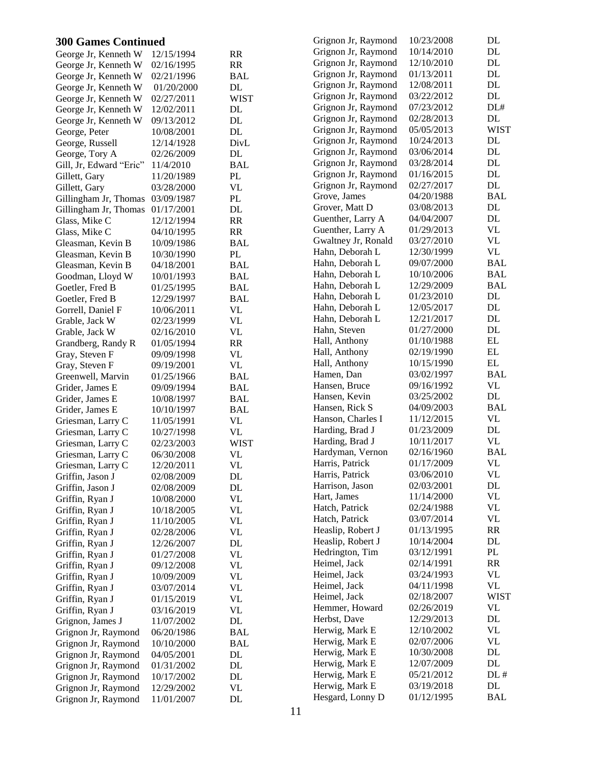## 300 Games Continued

| Name | Date | League |
|---|---|---|
| George Jr, Kenneth W | 12/15/1994 | RR |
| George Jr, Kenneth W | 02/16/1995 | RR |
| George Jr, Kenneth W | 02/21/1996 | BAL |
| George Jr, Kenneth W | 01/20/2000 | DL |
| George Jr, Kenneth W | 02/27/2011 | WIST |
| George Jr, Kenneth W | 12/02/2011 | DL |
| George Jr, Kenneth W | 09/13/2012 | DL |
| George, Peter | 10/08/2001 | DL |
| George, Russell | 12/14/1928 | DivL |
| George, Tory A | 02/26/2009 | DL |
| Gill, Jr, Edward "Eric" | 11/4/2010 | BAL |
| Gillett, Gary | 11/20/1989 | PL |
| Gillett, Gary | 03/28/2000 | VL |
| Gillingham Jr, Thomas | 03/09/1987 | PL |
| Gillingham Jr, Thomas | 01/17/2001 | DL |
| Glass, Mike C | 12/12/1994 | RR |
| Glass, Mike C | 04/10/1995 | RR |
| Gleasman, Kevin B | 10/09/1986 | BAL |
| Gleasman, Kevin B | 10/30/1990 | PL |
| Gleasman, Kevin B | 04/18/2001 | BAL |
| Goodman, Lloyd W | 10/01/1993 | BAL |
| Goetler, Fred B | 01/25/1995 | BAL |
| Goetler, Fred B | 12/29/1997 | BAL |
| Gorrell, Daniel F | 10/06/2011 | VL |
| Grable, Jack W | 02/23/1999 | VL |
| Grable, Jack W | 02/16/2010 | VL |
| Grandberg, Randy R | 01/05/1994 | RR |
| Gray, Steven F | 09/09/1998 | VL |
| Gray, Steven F | 09/19/2001 | VL |
| Greenwell, Marvin | 01/25/1966 | BAL |
| Grider, James E | 09/09/1994 | BAL |
| Grider, James E | 10/08/1997 | BAL |
| Grider, James E | 10/10/1997 | BAL |
| Griesman, Larry C | 11/05/1991 | VL |
| Griesman, Larry C | 10/27/1998 | VL |
| Griesman, Larry C | 02/23/2003 | WIST |
| Griesman, Larry C | 06/30/2008 | VL |
| Griesman, Larry C | 12/20/2011 | VL |
| Griffin, Jason J | 02/08/2009 | DL |
| Griffin, Jason J | 02/08/2009 | DL |
| Griffin, Ryan J | 10/08/2000 | VL |
| Griffin, Ryan J | 10/18/2005 | VL |
| Griffin, Ryan J | 11/10/2005 | VL |
| Griffin, Ryan J | 02/28/2006 | VL |
| Griffin, Ryan J | 12/26/2007 | DL |
| Griffin, Ryan J | 01/27/2008 | VL |
| Griffin, Ryan J | 09/12/2008 | VL |
| Griffin, Ryan J | 10/09/2009 | VL |
| Griffin, Ryan J | 03/07/2014 | VL |
| Griffin, Ryan J | 01/15/2019 | VL |
| Griffin, Ryan J | 03/16/2019 | VL |
| Grignon, James J | 11/07/2002 | DL |
| Grignon Jr, Raymond | 06/20/1986 | BAL |
| Grignon Jr, Raymond | 10/10/2000 | BAL |
| Grignon Jr, Raymond | 04/05/2001 | DL |
| Grignon Jr, Raymond | 01/31/2002 | DL |
| Grignon Jr, Raymond | 10/17/2002 | DL |
| Grignon Jr, Raymond | 12/29/2002 | VL |
| Grignon Jr, Raymond | 11/01/2007 | DL |
| Grignon Jr, Raymond | 10/23/2008 | DL |
| Grignon Jr, Raymond | 10/14/2010 | DL |
| Grignon Jr, Raymond | 12/10/2010 | DL |
| Grignon Jr, Raymond | 01/13/2011 | DL |
| Grignon Jr, Raymond | 12/08/2011 | DL |
| Grignon Jr, Raymond | 03/22/2012 | DL |
| Grignon Jr, Raymond | 07/23/2012 | DL# |
| Grignon Jr, Raymond | 02/28/2013 | DL |
| Grignon Jr, Raymond | 05/05/2013 | WIST |
| Grignon Jr, Raymond | 10/24/2013 | DL |
| Grignon Jr, Raymond | 03/06/2014 | DL |
| Grignon Jr, Raymond | 03/28/2014 | DL |
| Grignon Jr, Raymond | 01/16/2015 | DL |
| Grignon Jr, Raymond | 02/27/2017 | DL |
| Grove, James | 04/20/1988 | BAL |
| Grover, Matt D | 03/08/2013 | DL |
| Guenther, Larry A | 04/04/2007 | DL |
| Guenther, Larry A | 01/29/2013 | VL |
| Gwaltney Jr, Ronald | 03/27/2010 | VL |
| Hahn, Deborah L | 12/30/1999 | VL |
| Hahn, Deborah L | 09/07/2000 | BAL |
| Hahn, Deborah L | 10/10/2006 | BAL |
| Hahn, Deborah L | 12/29/2009 | BAL |
| Hahn, Deborah L | 01/23/2010 | DL |
| Hahn, Deborah L | 12/05/2017 | DL |
| Hahn, Deborah L | 12/21/2017 | DL |
| Hahn, Steven | 01/27/2000 | DL |
| Hall, Anthony | 01/10/1988 | EL |
| Hall, Anthony | 02/19/1990 | EL |
| Hall, Anthony | 10/15/1990 | EL |
| Hamen, Dan | 03/02/1997 | BAL |
| Hansen, Bruce | 09/16/1992 | VL |
| Hansen, Kevin | 03/25/2002 | DL |
| Hansen, Rick S | 04/09/2003 | BAL |
| Hanson, Charles I | 11/12/2015 | VL |
| Harding, Brad J | 01/23/2009 | DL |
| Harding, Brad J | 10/11/2017 | VL |
| Hardyman, Vernon | 02/16/1960 | BAL |
| Harris, Patrick | 01/17/2009 | VL |
| Harris, Patrick | 03/06/2010 | VL |
| Harrison, Jason | 02/03/2001 | DL |
| Hart, James | 11/14/2000 | VL |
| Hatch, Patrick | 02/24/1988 | VL |
| Hatch, Patrick | 03/07/2014 | VL |
| Heaslip, Robert J | 01/13/1995 | RR |
| Heaslip, Robert J | 10/14/2004 | DL |
| Hedrington, Tim | 03/12/1991 | PL |
| Heimel, Jack | 02/14/1991 | RR |
| Heimel, Jack | 03/24/1993 | VL |
| Heimel, Jack | 04/11/1998 | VL |
| Heimel, Jack | 02/18/2007 | WIST |
| Hemmer, Howard | 02/26/2019 | VL |
| Herbst, Dave | 12/29/2013 | DL |
| Herwig, Mark E | 12/10/2002 | VL |
| Herwig, Mark E | 02/07/2006 | VL |
| Herwig, Mark E | 10/30/2008 | DL |
| Herwig, Mark E | 12/07/2009 | DL |
| Herwig, Mark E | 05/21/2012 | DL # |
| Herwig, Mark E | 03/19/2018 | DL |
| Hesgard, Lonny D | 01/12/1995 | BAL |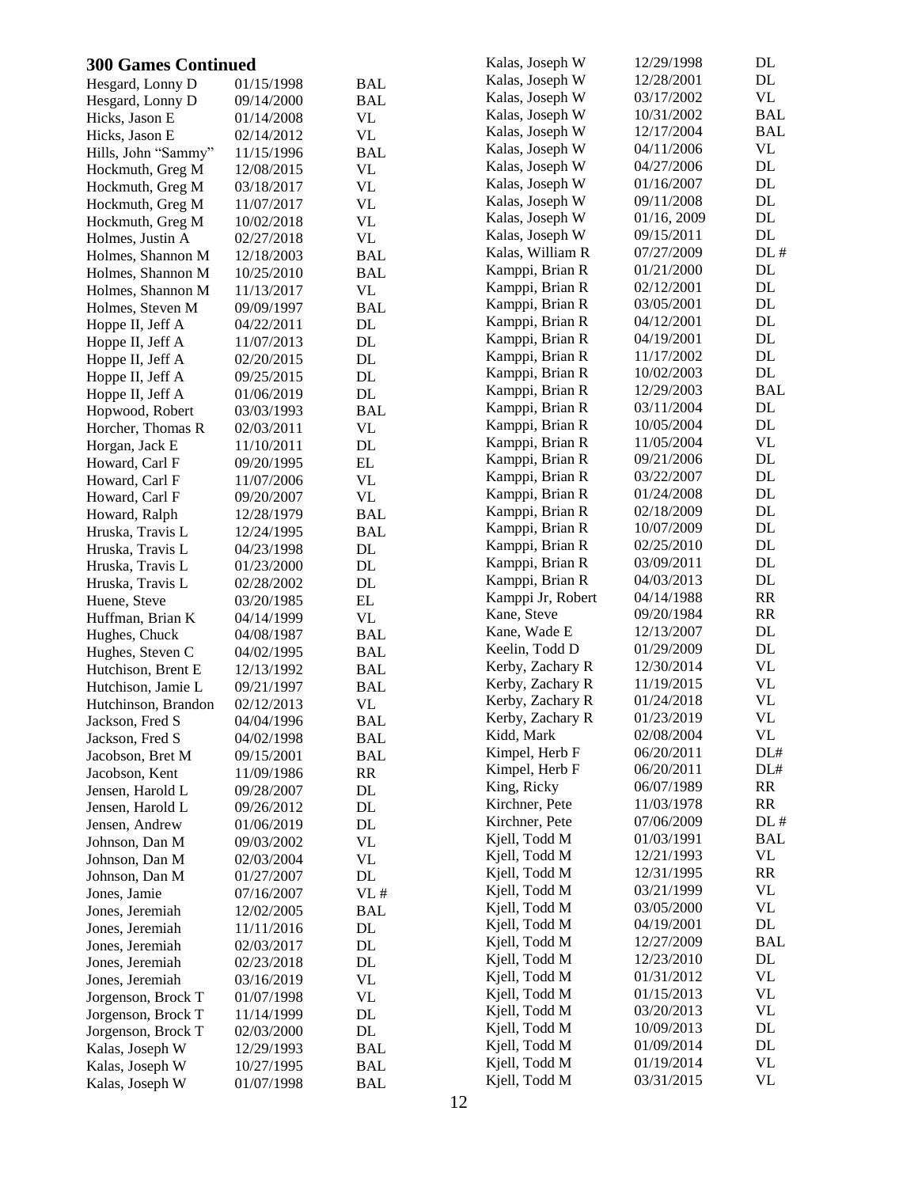## 300 Games Continued

| Name | Date | Type |
|---|---|---|
| Hesgard, Lonny D | 01/15/1998 | BAL |
| Hesgard, Lonny D | 09/14/2000 | BAL |
| Hicks, Jason E | 01/14/2008 | VL |
| Hicks, Jason E | 02/14/2012 | VL |
| Hills, John "Sammy" | 11/15/1996 | BAL |
| Hockmuth, Greg M | 12/08/2015 | VL |
| Hockmuth, Greg M | 03/18/2017 | VL |
| Hockmuth, Greg M | 11/07/2017 | VL |
| Hockmuth, Greg M | 10/02/2018 | VL |
| Holmes, Justin A | 02/27/2018 | VL |
| Holmes, Shannon M | 12/18/2003 | BAL |
| Holmes, Shannon M | 10/25/2010 | BAL |
| Holmes, Shannon M | 11/13/2017 | VL |
| Holmes, Steven M | 09/09/1997 | BAL |
| Hoppe II, Jeff A | 04/22/2011 | DL |
| Hoppe II, Jeff A | 11/07/2013 | DL |
| Hoppe II, Jeff A | 02/20/2015 | DL |
| Hoppe II, Jeff A | 09/25/2015 | DL |
| Hoppe II, Jeff A | 01/06/2019 | DL |
| Hopwood, Robert | 03/03/1993 | BAL |
| Horcher, Thomas R | 02/03/2011 | VL |
| Horgan, Jack E | 11/10/2011 | DL |
| Howard, Carl F | 09/20/1995 | EL |
| Howard, Carl F | 11/07/2006 | VL |
| Howard, Carl F | 09/20/2007 | VL |
| Howard, Ralph | 12/28/1979 | BAL |
| Hruska, Travis L | 12/24/1995 | BAL |
| Hruska, Travis L | 04/23/1998 | DL |
| Hruska, Travis L | 01/23/2000 | DL |
| Hruska, Travis L | 02/28/2002 | DL |
| Huene, Steve | 03/20/1985 | EL |
| Huffman, Brian K | 04/14/1999 | VL |
| Hughes, Chuck | 04/08/1987 | BAL |
| Hughes, Steven C | 04/02/1995 | BAL |
| Hutchison, Brent E | 12/13/1992 | BAL |
| Hutchison, Jamie L | 09/21/1997 | BAL |
| Hutchinson, Brandon | 02/12/2013 | VL |
| Jackson, Fred S | 04/04/1996 | BAL |
| Jackson, Fred S | 04/02/1998 | BAL |
| Jacobson, Bret M | 09/15/2001 | BAL |
| Jacobson, Kent | 11/09/1986 | RR |
| Jensen, Harold L | 09/28/2007 | DL |
| Jensen, Harold L | 09/26/2012 | DL |
| Jensen, Andrew | 01/06/2019 | DL |
| Johnson, Dan M | 09/03/2002 | VL |
| Johnson, Dan M | 02/03/2004 | VL |
| Johnson, Dan M | 01/27/2007 | DL |
| Jones, Jamie | 07/16/2007 | VL # |
| Jones, Jeremiah | 12/02/2005 | BAL |
| Jones, Jeremiah | 11/11/2016 | DL |
| Jones, Jeremiah | 02/03/2017 | DL |
| Jones, Jeremiah | 02/23/2018 | DL |
| Jones, Jeremiah | 03/16/2019 | VL |
| Jorgenson, Brock T | 01/07/1998 | VL |
| Jorgenson, Brock T | 11/14/1999 | DL |
| Jorgenson, Brock T | 02/03/2000 | DL |
| Kalas, Joseph W | 12/29/1993 | BAL |
| Kalas, Joseph W | 10/27/1995 | BAL |
| Kalas, Joseph W | 01/07/1998 | BAL |
| Kalas, Joseph W | 12/29/1998 | DL |
| Kalas, Joseph W | 12/28/2001 | DL |
| Kalas, Joseph W | 03/17/2002 | VL |
| Kalas, Joseph W | 10/31/2002 | BAL |
| Kalas, Joseph W | 12/17/2004 | BAL |
| Kalas, Joseph W | 04/11/2006 | VL |
| Kalas, Joseph W | 04/27/2006 | DL |
| Kalas, Joseph W | 01/16/2007 | DL |
| Kalas, Joseph W | 09/11/2008 | DL |
| Kalas, Joseph W | 01/16, 2009 | DL |
| Kalas, Joseph W | 09/15/2011 | DL |
| Kalas, William R | 07/27/2009 | DL # |
| Kamppi, Brian R | 01/21/2000 | DL |
| Kamppi, Brian R | 02/12/2001 | DL |
| Kamppi, Brian R | 03/05/2001 | DL |
| Kamppi, Brian R | 04/12/2001 | DL |
| Kamppi, Brian R | 04/19/2001 | DL |
| Kamppi, Brian R | 11/17/2002 | DL |
| Kamppi, Brian R | 10/02/2003 | DL |
| Kamppi, Brian R | 12/29/2003 | BAL |
| Kamppi, Brian R | 03/11/2004 | DL |
| Kamppi, Brian R | 10/05/2004 | DL |
| Kamppi, Brian R | 11/05/2004 | VL |
| Kamppi, Brian R | 09/21/2006 | DL |
| Kamppi, Brian R | 03/22/2007 | DL |
| Kamppi, Brian R | 01/24/2008 | DL |
| Kamppi, Brian R | 02/18/2009 | DL |
| Kamppi, Brian R | 10/07/2009 | DL |
| Kamppi, Brian R | 02/25/2010 | DL |
| Kamppi, Brian R | 03/09/2011 | DL |
| Kamppi, Brian R | 04/03/2013 | DL |
| Kamppi Jr, Robert | 04/14/1988 | RR |
| Kane, Steve | 09/20/1984 | RR |
| Kane, Wade E | 12/13/2007 | DL |
| Keelin, Todd D | 01/29/2009 | DL |
| Kerby, Zachary R | 12/30/2014 | VL |
| Kerby, Zachary R | 11/19/2015 | VL |
| Kerby, Zachary R | 01/24/2018 | VL |
| Kerby, Zachary R | 01/23/2019 | VL |
| Kidd, Mark | 02/08/2004 | VL |
| Kimpel, Herb F | 06/20/2011 | DL# |
| Kimpel, Herb F | 06/20/2011 | DL# |
| King, Ricky | 06/07/1989 | RR |
| Kirchner, Pete | 11/03/1978 | RR |
| Kirchner, Pete | 07/06/2009 | DL # |
| Kjell, Todd M | 01/03/1991 | BAL |
| Kjell, Todd M | 12/21/1993 | VL |
| Kjell, Todd M | 12/31/1995 | RR |
| Kjell, Todd M | 03/21/1999 | VL |
| Kjell, Todd M | 03/05/2000 | VL |
| Kjell, Todd M | 04/19/2001 | DL |
| Kjell, Todd M | 12/27/2009 | BAL |
| Kjell, Todd M | 12/23/2010 | DL |
| Kjell, Todd M | 01/31/2012 | VL |
| Kjell, Todd M | 01/15/2013 | VL |
| Kjell, Todd M | 03/20/2013 | VL |
| Kjell, Todd M | 10/09/2013 | DL |
| Kjell, Todd M | 01/09/2014 | DL |
| Kjell, Todd M | 01/19/2014 | VL |
| Kjell, Todd M | 03/31/2015 | VL |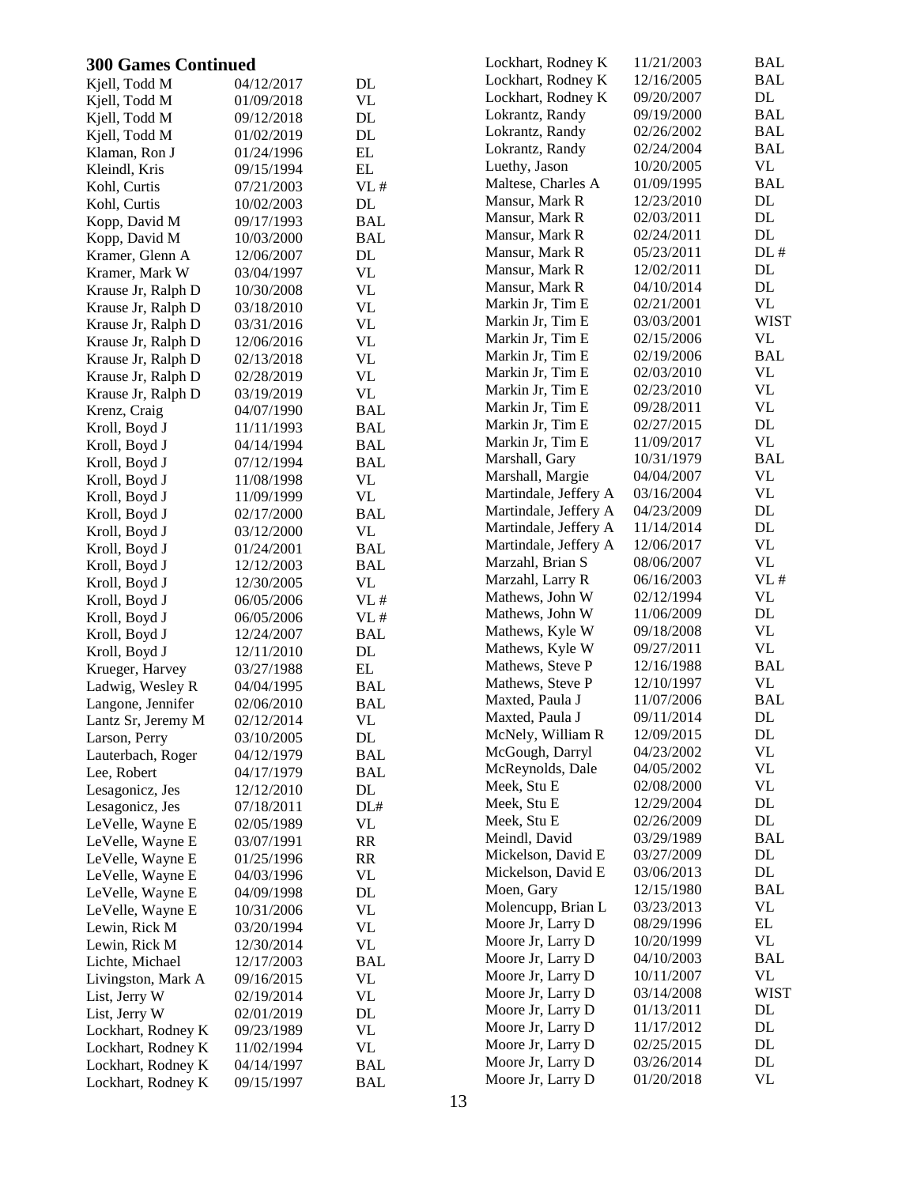## 300 Games Continued

| Name | Date | Type |
|---|---|---|
| Kjell, Todd M | 04/12/2017 | DL |
| Kjell, Todd M | 01/09/2018 | VL |
| Kjell, Todd M | 09/12/2018 | DL |
| Kjell, Todd M | 01/02/2019 | DL |
| Klaman, Ron J | 01/24/1996 | EL |
| Kleindl, Kris | 09/15/1994 | EL |
| Kohl, Curtis | 07/21/2003 | VL # |
| Kohl, Curtis | 10/02/2003 | DL |
| Kopp, David M | 09/17/1993 | BAL |
| Kopp, David M | 10/03/2000 | BAL |
| Kramer, Glenn A | 12/06/2007 | DL |
| Kramer, Mark W | 03/04/1997 | VL |
| Krause Jr, Ralph D | 10/30/2008 | VL |
| Krause Jr, Ralph D | 03/18/2010 | VL |
| Krause Jr, Ralph D | 03/31/2016 | VL |
| Krause Jr, Ralph D | 12/06/2016 | VL |
| Krause Jr, Ralph D | 02/13/2018 | VL |
| Krause Jr, Ralph D | 02/28/2019 | VL |
| Krause Jr, Ralph D | 03/19/2019 | VL |
| Krenz, Craig | 04/07/1990 | BAL |
| Kroll, Boyd J | 11/11/1993 | BAL |
| Kroll, Boyd J | 04/14/1994 | BAL |
| Kroll, Boyd J | 07/12/1994 | BAL |
| Kroll, Boyd J | 11/08/1998 | VL |
| Kroll, Boyd J | 11/09/1999 | VL |
| Kroll, Boyd J | 02/17/2000 | BAL |
| Kroll, Boyd J | 03/12/2000 | VL |
| Kroll, Boyd J | 01/24/2001 | BAL |
| Kroll, Boyd J | 12/12/2003 | BAL |
| Kroll, Boyd J | 12/30/2005 | VL |
| Kroll, Boyd J | 06/05/2006 | VL # |
| Kroll, Boyd J | 06/05/2006 | VL # |
| Kroll, Boyd J | 12/24/2007 | BAL |
| Kroll, Boyd J | 12/11/2010 | DL |
| Krueger, Harvey | 03/27/1988 | EL |
| Ladwig, Wesley R | 04/04/1995 | BAL |
| Langone, Jennifer | 02/06/2010 | BAL |
| Lantz Sr, Jeremy M | 02/12/2014 | VL |
| Larson, Perry | 03/10/2005 | DL |
| Lauterbach, Roger | 04/12/1979 | BAL |
| Lee, Robert | 04/17/1979 | BAL |
| Lesagonicz, Jes | 12/12/2010 | DL |
| Lesagonicz, Jes | 07/18/2011 | DL# |
| LeVelle, Wayne E | 02/05/1989 | VL |
| LeVelle, Wayne E | 03/07/1991 | RR |
| LeVelle, Wayne E | 01/25/1996 | RR |
| LeVelle, Wayne E | 04/03/1996 | VL |
| LeVelle, Wayne E | 04/09/1998 | DL |
| LeVelle, Wayne E | 10/31/2006 | VL |
| Lewin, Rick M | 03/20/1994 | VL |
| Lewin, Rick M | 12/30/2014 | VL |
| Lichte, Michael | 12/17/2003 | BAL |
| Livingston, Mark A | 09/16/2015 | VL |
| List, Jerry W | 02/19/2014 | VL |
| List, Jerry W | 02/01/2019 | DL |
| Lockhart, Rodney K | 09/23/1989 | VL |
| Lockhart, Rodney K | 11/02/1994 | VL |
| Lockhart, Rodney K | 04/14/1997 | BAL |
| Lockhart, Rodney K | 09/15/1997 | BAL |
| Lockhart, Rodney K | 11/21/2003 | BAL |
| Lockhart, Rodney K | 12/16/2005 | BAL |
| Lockhart, Rodney K | 09/20/2007 | DL |
| Lokrantz, Randy | 09/19/2000 | BAL |
| Lokrantz, Randy | 02/26/2002 | BAL |
| Lokrantz, Randy | 02/24/2004 | BAL |
| Luethy, Jason | 10/20/2005 | VL |
| Maltese, Charles A | 01/09/1995 | BAL |
| Mansur, Mark R | 12/23/2010 | DL |
| Mansur, Mark R | 02/03/2011 | DL |
| Mansur, Mark R | 02/24/2011 | DL |
| Mansur, Mark R | 05/23/2011 | DL # |
| Mansur, Mark R | 12/02/2011 | DL |
| Mansur, Mark R | 04/10/2014 | DL |
| Markin Jr, Tim E | 02/21/2001 | VL |
| Markin Jr, Tim E | 03/03/2001 | WIST |
| Markin Jr, Tim E | 02/15/2006 | VL |
| Markin Jr, Tim E | 02/19/2006 | BAL |
| Markin Jr, Tim E | 02/03/2010 | VL |
| Markin Jr, Tim E | 02/23/2010 | VL |
| Markin Jr, Tim E | 09/28/2011 | VL |
| Markin Jr, Tim E | 02/27/2015 | DL |
| Markin Jr, Tim E | 11/09/2017 | VL |
| Marshall, Gary | 10/31/1979 | BAL |
| Marshall, Margie | 04/04/2007 | VL |
| Martindale, Jeffery A | 03/16/2004 | VL |
| Martindale, Jeffery A | 04/23/2009 | DL |
| Martindale, Jeffery A | 11/14/2014 | DL |
| Martindale, Jeffery A | 12/06/2017 | VL |
| Marzahl, Brian S | 08/06/2007 | VL |
| Marzahl, Larry R | 06/16/2003 | VL # |
| Mathews, John W | 02/12/1994 | VL |
| Mathews, John W | 11/06/2009 | DL |
| Mathews, Kyle W | 09/18/2008 | VL |
| Mathews, Kyle W | 09/27/2011 | VL |
| Mathews, Steve P | 12/16/1988 | BAL |
| Mathews, Steve P | 12/10/1997 | VL |
| Maxted, Paula J | 11/07/2006 | BAL |
| Maxted, Paula J | 09/11/2014 | DL |
| McNely, William R | 12/09/2015 | DL |
| McGough, Darryl | 04/23/2002 | VL |
| McReynolds, Dale | 04/05/2002 | VL |
| Meek, Stu E | 02/08/2000 | VL |
| Meek, Stu E | 12/29/2004 | DL |
| Meek, Stu E | 02/26/2009 | DL |
| Meindl, David | 03/29/1989 | BAL |
| Mickelson, David E | 03/27/2009 | DL |
| Mickelson, David E | 03/06/2013 | DL |
| Moen, Gary | 12/15/1980 | BAL |
| Molencupp, Brian L | 03/23/2013 | VL |
| Moore Jr, Larry D | 08/29/1996 | EL |
| Moore Jr, Larry D | 10/20/1999 | VL |
| Moore Jr, Larry D | 04/10/2003 | BAL |
| Moore Jr, Larry D | 10/11/2007 | VL |
| Moore Jr, Larry D | 03/14/2008 | WIST |
| Moore Jr, Larry D | 01/13/2011 | DL |
| Moore Jr, Larry D | 11/17/2012 | DL |
| Moore Jr, Larry D | 02/25/2015 | DL |
| Moore Jr, Larry D | 03/26/2014 | DL |
| Moore Jr, Larry D | 01/20/2018 | VL |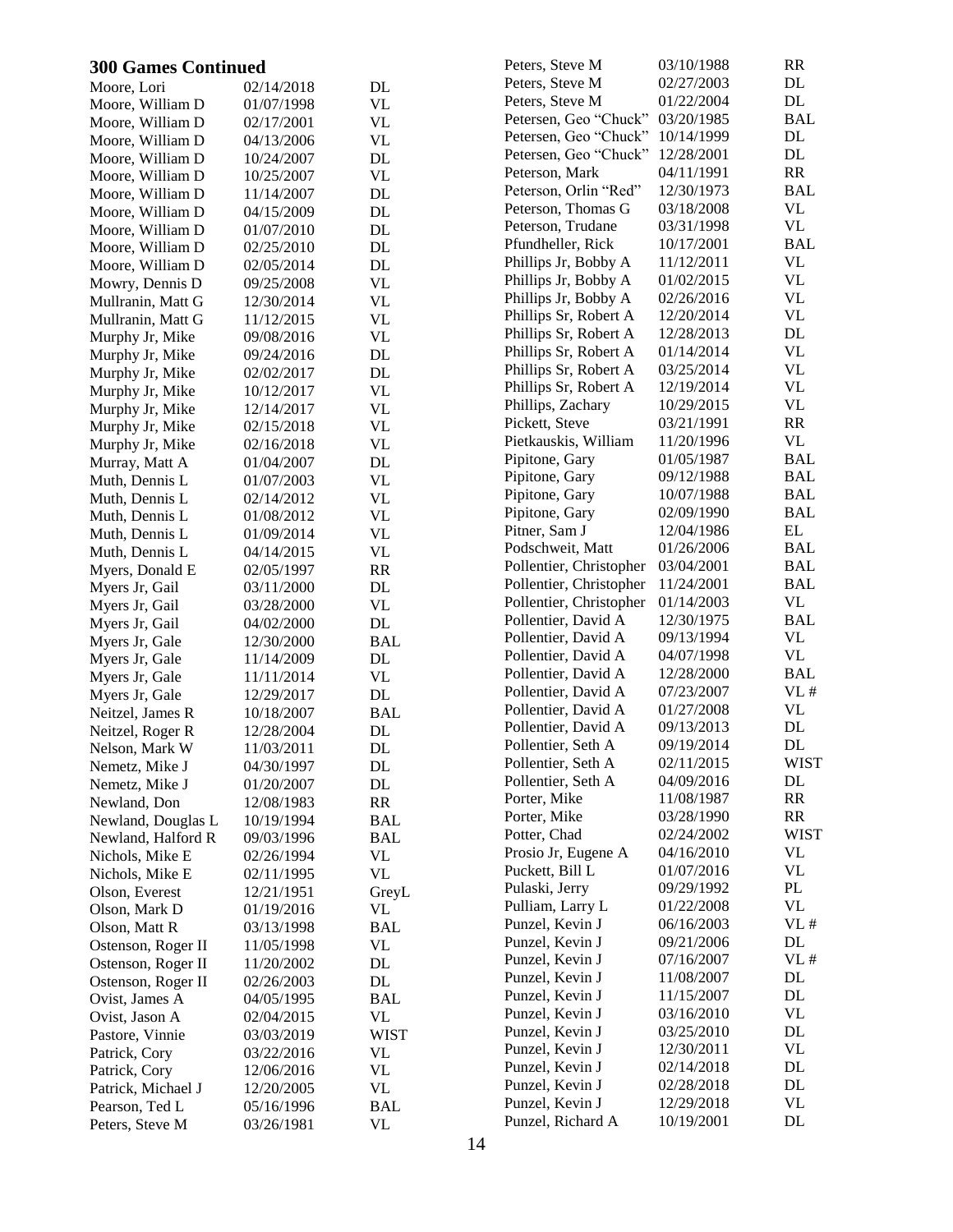## 300 Games Continued

| Name | Date | League |
|---|---|---|
| Moore, Lori | 02/14/2018 | DL |
| Moore, William D | 01/07/1998 | VL |
| Moore, William D | 02/17/2001 | VL |
| Moore, William D | 04/13/2006 | VL |
| Moore, William D | 10/24/2007 | DL |
| Moore, William D | 10/25/2007 | VL |
| Moore, William D | 11/14/2007 | DL |
| Moore, William D | 04/15/2009 | DL |
| Moore, William D | 01/07/2010 | DL |
| Moore, William D | 02/25/2010 | DL |
| Moore, William D | 02/05/2014 | DL |
| Mowry, Dennis D | 09/25/2008 | VL |
| Mullranin, Matt G | 12/30/2014 | VL |
| Mullranin, Matt G | 11/12/2015 | VL |
| Murphy Jr, Mike | 09/08/2016 | VL |
| Murphy Jr, Mike | 09/24/2016 | DL |
| Murphy Jr, Mike | 02/02/2017 | DL |
| Murphy Jr, Mike | 10/12/2017 | VL |
| Murphy Jr, Mike | 12/14/2017 | VL |
| Murphy Jr, Mike | 02/15/2018 | VL |
| Murphy Jr, Mike | 02/16/2018 | VL |
| Murray, Matt A | 01/04/2007 | DL |
| Muth, Dennis L | 01/07/2003 | VL |
| Muth, Dennis L | 02/14/2012 | VL |
| Muth, Dennis L | 01/08/2012 | VL |
| Muth, Dennis L | 01/09/2014 | VL |
| Muth, Dennis L | 04/14/2015 | VL |
| Myers, Donald E | 02/05/1997 | RR |
| Myers Jr, Gail | 03/11/2000 | DL |
| Myers Jr, Gail | 03/28/2000 | VL |
| Myers Jr, Gail | 04/02/2000 | DL |
| Myers Jr, Gale | 12/30/2000 | BAL |
| Myers Jr, Gale | 11/14/2009 | DL |
| Myers Jr, Gale | 11/11/2014 | VL |
| Myers Jr, Gale | 12/29/2017 | DL |
| Neitzel, James R | 10/18/2007 | BAL |
| Neitzel, Roger R | 12/28/2004 | DL |
| Nelson, Mark W | 11/03/2011 | DL |
| Nemetz, Mike J | 04/30/1997 | DL |
| Nemetz, Mike J | 01/20/2007 | DL |
| Newland, Don | 12/08/1983 | RR |
| Newland, Douglas L | 10/19/1994 | BAL |
| Newland, Halford R | 09/03/1996 | BAL |
| Nichols, Mike E | 02/26/1994 | VL |
| Nichols, Mike E | 02/11/1995 | VL |
| Olson, Everest | 12/21/1951 | GreyL |
| Olson, Mark D | 01/19/2016 | VL |
| Olson, Matt R | 03/13/1998 | BAL |
| Ostenson, Roger II | 11/05/1998 | VL |
| Ostenson, Roger II | 11/20/2002 | DL |
| Ostenson, Roger II | 02/26/2003 | DL |
| Ovist, James A | 04/05/1995 | BAL |
| Ovist, Jason A | 02/04/2015 | VL |
| Pastore, Vinnie | 03/03/2019 | WIST |
| Patrick, Cory | 03/22/2016 | VL |
| Patrick, Cory | 12/06/2016 | VL |
| Patrick, Michael J | 12/20/2005 | VL |
| Pearson, Ted L | 05/16/1996 | BAL |
| Peters, Steve M | 03/26/1981 | VL |
| Peters, Steve M | 03/10/1988 | RR |
| Peters, Steve M | 02/27/2003 | DL |
| Peters, Steve M | 01/22/2004 | DL |
| Petersen, Geo "Chuck" | 03/20/1985 | BAL |
| Petersen, Geo "Chuck" | 10/14/1999 | DL |
| Petersen, Geo "Chuck" | 12/28/2001 | DL |
| Peterson, Mark | 04/11/1991 | RR |
| Peterson, Orlin "Red" | 12/30/1973 | BAL |
| Peterson, Thomas G | 03/18/2008 | VL |
| Peterson, Trudane | 03/31/1998 | VL |
| Pfundheller, Rick | 10/17/2001 | BAL |
| Phillips Jr, Bobby A | 11/12/2011 | VL |
| Phillips Jr, Bobby A | 01/02/2015 | VL |
| Phillips Jr, Bobby A | 02/26/2016 | VL |
| Phillips Sr, Robert A | 12/20/2014 | VL |
| Phillips Sr, Robert A | 12/28/2013 | DL |
| Phillips Sr, Robert A | 01/14/2014 | VL |
| Phillips Sr, Robert A | 03/25/2014 | VL |
| Phillips Sr, Robert A | 12/19/2014 | VL |
| Phillips, Zachary | 10/29/2015 | VL |
| Pickett, Steve | 03/21/1991 | RR |
| Pietkauskis, William | 11/20/1996 | VL |
| Pipitone, Gary | 01/05/1987 | BAL |
| Pipitone, Gary | 09/12/1988 | BAL |
| Pipitone, Gary | 10/07/1988 | BAL |
| Pipitone, Gary | 02/09/1990 | BAL |
| Pitner, Sam J | 12/04/1986 | EL |
| Podschweit, Matt | 01/26/2006 | BAL |
| Pollentier, Christopher | 03/04/2001 | BAL |
| Pollentier, Christopher | 11/24/2001 | BAL |
| Pollentier, Christopher | 01/14/2003 | VL |
| Pollentier, David A | 12/30/1975 | BAL |
| Pollentier, David A | 09/13/1994 | VL |
| Pollentier, David A | 04/07/1998 | VL |
| Pollentier, David A | 12/28/2000 | BAL |
| Pollentier, David A | 07/23/2007 | VL # |
| Pollentier, David A | 01/27/2008 | VL |
| Pollentier, David A | 09/13/2013 | DL |
| Pollentier, Seth A | 09/19/2014 | DL |
| Pollentier, Seth A | 02/11/2015 | WIST |
| Pollentier, Seth A | 04/09/2016 | DL |
| Porter, Mike | 11/08/1987 | RR |
| Porter, Mike | 03/28/1990 | RR |
| Potter, Chad | 02/24/2002 | WIST |
| Prosio Jr, Eugene A | 04/16/2010 | VL |
| Puckett, Bill L | 01/07/2016 | VL |
| Pulaski, Jerry | 09/29/1992 | PL |
| Pulliam, Larry L | 01/22/2008 | VL |
| Punzel, Kevin J | 06/16/2003 | VL # |
| Punzel, Kevin J | 09/21/2006 | DL |
| Punzel, Kevin J | 07/16/2007 | VL # |
| Punzel, Kevin J | 11/08/2007 | DL |
| Punzel, Kevin J | 11/15/2007 | DL |
| Punzel, Kevin J | 03/16/2010 | VL |
| Punzel, Kevin J | 03/25/2010 | DL |
| Punzel, Kevin J | 12/30/2011 | VL |
| Punzel, Kevin J | 02/14/2018 | DL |
| Punzel, Kevin J | 02/28/2018 | DL |
| Punzel, Kevin J | 12/29/2018 | VL |
| Punzel, Richard A | 10/19/2001 | DL |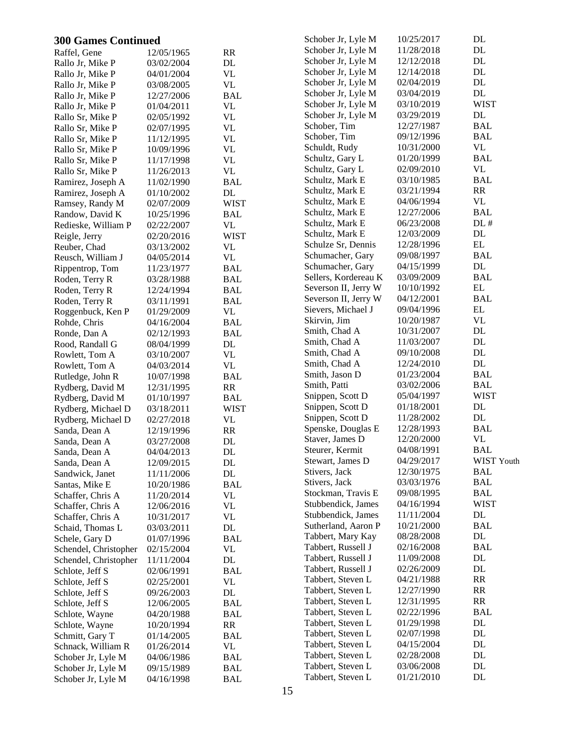## 300 Games Continued

| Name | Date | Type |
|---|---|---|
| Raffel, Gene | 12/05/1965 | RR |
| Rallo Jr, Mike P | 03/02/2004 | DL |
| Rallo Jr, Mike P | 04/01/2004 | VL |
| Rallo Jr, Mike P | 03/08/2005 | VL |
| Rallo Jr, Mike P | 12/27/2006 | BAL |
| Rallo Jr, Mike P | 01/04/2011 | VL |
| Rallo Sr, Mike P | 02/05/1992 | VL |
| Rallo Sr, Mike P | 02/07/1995 | VL |
| Rallo Sr, Mike P | 11/12/1995 | VL |
| Rallo Sr, Mike P | 10/09/1996 | VL |
| Rallo Sr, Mike P | 11/17/1998 | VL |
| Rallo Sr, Mike P | 11/26/2013 | VL |
| Ramirez, Joseph A | 11/02/1990 | BAL |
| Ramirez, Joseph A | 01/10/2002 | DL |
| Ramsey, Randy M | 02/07/2009 | WIST |
| Randow, David K | 10/25/1996 | BAL |
| Redieske, William P | 02/22/2007 | VL |
| Reigle, Jerry | 02/20/2016 | WIST |
| Reuber, Chad | 03/13/2002 | VL |
| Reusch, William J | 04/05/2014 | VL |
| Rippentrop, Tom | 11/23/1977 | BAL |
| Roden, Terry R | 03/28/1988 | BAL |
| Roden, Terry R | 12/24/1994 | BAL |
| Roden, Terry R | 03/11/1991 | BAL |
| Roggenbuck, Ken P | 01/29/2009 | VL |
| Rohde, Chris | 04/16/2004 | BAL |
| Ronde, Dan A | 02/12/1993 | BAL |
| Rood, Randall G | 08/04/1999 | DL |
| Rowlett, Tom A | 03/10/2007 | VL |
| Rowlett, Tom A | 04/03/2014 | VL |
| Rutledge, John R | 10/07/1998 | BAL |
| Rydberg, David M | 12/31/1995 | RR |
| Rydberg, David M | 01/10/1997 | BAL |
| Rydberg, Michael D | 03/18/2011 | WIST |
| Rydberg, Michael D | 02/27/2018 | VL |
| Sanda, Dean A | 12/19/1996 | RR |
| Sanda, Dean A | 03/27/2008 | DL |
| Sanda, Dean A | 04/04/2013 | DL |
| Sanda, Dean A | 12/09/2015 | DL |
| Sandwick, Janet | 11/11/2006 | DL |
| Santas, Mike E | 10/20/1986 | BAL |
| Schaffer, Chris A | 11/20/2014 | VL |
| Schaffer, Chris A | 12/06/2016 | VL |
| Schaffer, Chris A | 10/31/2017 | VL |
| Schaid, Thomas L | 03/03/2011 | DL |
| Schele, Gary D | 01/07/1996 | BAL |
| Schendel, Christopher | 02/15/2004 | VL |
| Schendel, Christopher | 11/11/2004 | DL |
| Schlote, Jeff S | 02/06/1991 | BAL |
| Schlote, Jeff S | 02/25/2001 | VL |
| Schlote, Jeff S | 09/26/2003 | DL |
| Schlote, Jeff S | 12/06/2005 | BAL |
| Schlote, Wayne | 04/20/1988 | BAL |
| Schlote, Wayne | 10/20/1994 | RR |
| Schmitt, Gary T | 01/14/2005 | BAL |
| Schnack, William R | 01/26/2014 | VL |
| Schober Jr, Lyle M | 04/06/1986 | BAL |
| Schober Jr, Lyle M | 09/15/1989 | BAL |
| Schober Jr, Lyle M | 04/16/1998 | BAL |
| Schober Jr, Lyle M | 10/25/2017 | DL |
| Schober Jr, Lyle M | 11/28/2018 | DL |
| Schober Jr, Lyle M | 12/12/2018 | DL |
| Schober Jr, Lyle M | 12/14/2018 | DL |
| Schober Jr, Lyle M | 02/04/2019 | DL |
| Schober Jr, Lyle M | 03/04/2019 | DL |
| Schober Jr, Lyle M | 03/10/2019 | WIST |
| Schober Jr, Lyle M | 03/29/2019 | DL |
| Schober, Tim | 12/27/1987 | BAL |
| Schober, Tim | 09/12/1996 | BAL |
| Schuldt, Rudy | 10/31/2000 | VL |
| Schultz, Gary L | 01/20/1999 | BAL |
| Schultz, Gary L | 02/09/2010 | VL |
| Schultz, Mark E | 03/10/1985 | BAL |
| Schultz, Mark E | 03/21/1994 | RR |
| Schultz, Mark E | 04/06/1994 | VL |
| Schultz, Mark E | 12/27/2006 | BAL |
| Schultz, Mark E | 06/23/2008 | DL # |
| Schultz, Mark E | 12/03/2009 | DL |
| Schulze Sr, Dennis | 12/28/1996 | EL |
| Schumacher, Gary | 09/08/1997 | BAL |
| Schumacher, Gary | 04/15/1999 | DL |
| Sellers, Kordereau K | 03/09/2009 | BAL |
| Severson II, Jerry W | 10/10/1992 | EL |
| Severson II, Jerry W | 04/12/2001 | BAL |
| Sievers, Michael J | 09/04/1996 | EL |
| Skirvin, Jim | 10/20/1987 | VL |
| Smith, Chad A | 10/31/2007 | DL |
| Smith, Chad A | 11/03/2007 | DL |
| Smith, Chad A | 09/10/2008 | DL |
| Smith, Chad A | 12/24/2010 | DL |
| Smith, Jason D | 01/23/2004 | BAL |
| Smith, Patti | 03/02/2006 | BAL |
| Snippen, Scott D | 05/04/1997 | WIST |
| Snippen, Scott D | 01/18/2001 | DL |
| Snippen, Scott D | 11/28/2002 | DL |
| Spenske, Douglas E | 12/28/1993 | BAL |
| Staver, James D | 12/20/2000 | VL |
| Steurer, Kermit | 04/08/1991 | BAL |
| Stewart, James D | 04/29/2017 | WIST Youth |
| Stivers, Jack | 12/30/1975 | BAL |
| Stivers, Jack | 03/03/1976 | BAL |
| Stockman, Travis E | 09/08/1995 | BAL |
| Stubbendick, James | 04/16/1994 | WIST |
| Stubbendick, James | 11/11/2004 | DL |
| Sutherland, Aaron P | 10/21/2000 | BAL |
| Tabbert, Mary Kay | 08/28/2008 | DL |
| Tabbert, Russell J | 02/16/2008 | BAL |
| Tabbert, Russell J | 11/09/2008 | DL |
| Tabbert, Russell J | 02/26/2009 | DL |
| Tabbert, Steven L | 04/21/1988 | RR |
| Tabbert, Steven L | 12/27/1990 | RR |
| Tabbert, Steven L | 12/31/1995 | RR |
| Tabbert, Steven L | 02/22/1996 | BAL |
| Tabbert, Steven L | 01/29/1998 | DL |
| Tabbert, Steven L | 02/07/1998 | DL |
| Tabbert, Steven L | 04/15/2004 | DL |
| Tabbert, Steven L | 02/28/2008 | DL |
| Tabbert, Steven L | 03/06/2008 | DL |
| Tabbert, Steven L | 01/21/2010 | DL |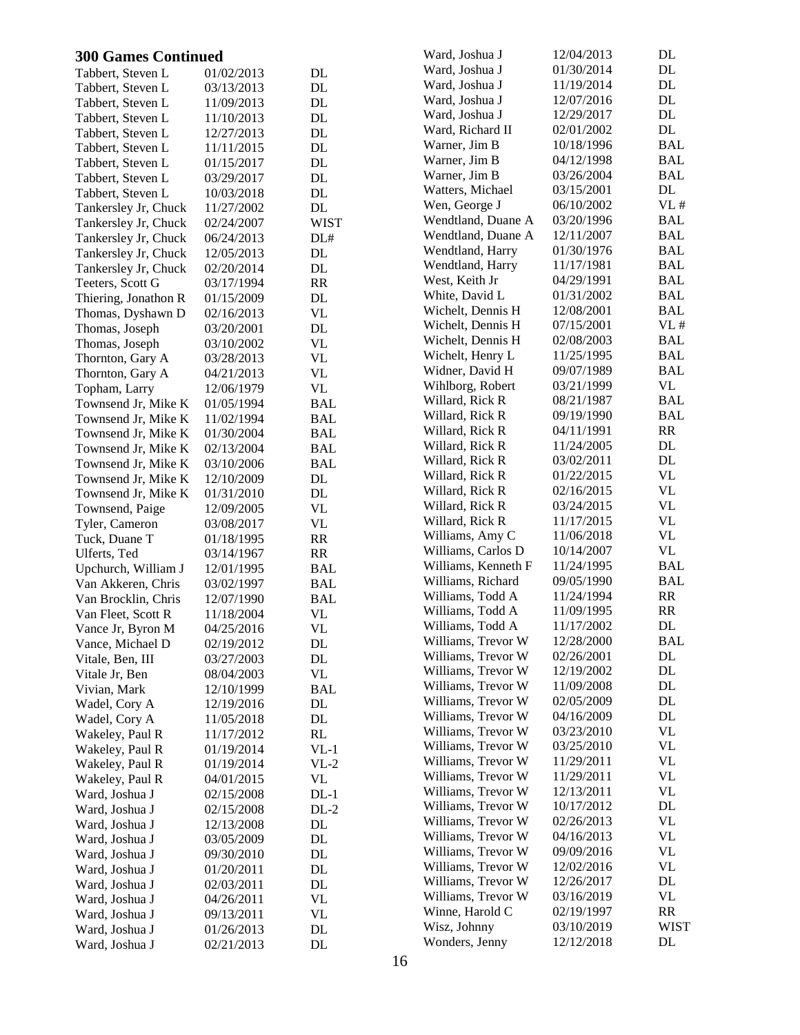## 300 Games Continued

| Name | Date | Type |
|---|---|---|
| Tabbert, Steven L | 01/02/2013 | DL |
| Tabbert, Steven L | 03/13/2013 | DL |
| Tabbert, Steven L | 11/09/2013 | DL |
| Tabbert, Steven L | 11/10/2013 | DL |
| Tabbert, Steven L | 12/27/2013 | DL |
| Tabbert, Steven L | 11/11/2015 | DL |
| Tabbert, Steven L | 01/15/2017 | DL |
| Tabbert, Steven L | 03/29/2017 | DL |
| Tabbert, Steven L | 10/03/2018 | DL |
| Tankersley Jr, Chuck | 11/27/2002 | DL |
| Tankersley Jr, Chuck | 02/24/2007 | WIST |
| Tankersley Jr, Chuck | 06/24/2013 | DL# |
| Tankersley Jr, Chuck | 12/05/2013 | DL |
| Tankersley Jr, Chuck | 02/20/2014 | DL |
| Teeters, Scott G | 03/17/1994 | RR |
| Thiering, Jonathon R | 01/15/2009 | DL |
| Thomas, Dyshawn D | 02/16/2013 | VL |
| Thomas, Joseph | 03/20/2001 | DL |
| Thomas, Joseph | 03/10/2002 | VL |
| Thornton, Gary A | 03/28/2013 | VL |
| Thornton, Gary A | 04/21/2013 | VL |
| Topham, Larry | 12/06/1979 | VL |
| Townsend Jr, Mike K | 01/05/1994 | BAL |
| Townsend Jr, Mike K | 11/02/1994 | BAL |
| Townsend Jr, Mike K | 01/30/2004 | BAL |
| Townsend Jr, Mike K | 02/13/2004 | BAL |
| Townsend Jr, Mike K | 03/10/2006 | BAL |
| Townsend Jr, Mike K | 12/10/2009 | DL |
| Townsend Jr, Mike K | 01/31/2010 | DL |
| Townsend, Paige | 12/09/2005 | VL |
| Tyler, Cameron | 03/08/2017 | VL |
| Tuck, Duane T | 01/18/1995 | RR |
| Ulferts, Ted | 03/14/1967 | RR |
| Upchurch, William J | 12/01/1995 | BAL |
| Van Akkeren, Chris | 03/02/1997 | BAL |
| Van Brocklin, Chris | 12/07/1990 | BAL |
| Van Fleet, Scott R | 11/18/2004 | VL |
| Vance Jr, Byron M | 04/25/2016 | VL |
| Vance, Michael D | 02/19/2012 | DL |
| Vitale, Ben, III | 03/27/2003 | DL |
| Vitale Jr, Ben | 08/04/2003 | VL |
| Vivian, Mark | 12/10/1999 | BAL |
| Wadel, Cory A | 12/19/2016 | DL |
| Wadel, Cory A | 11/05/2018 | DL |
| Wakeley, Paul R | 11/17/2012 | RL |
| Wakeley, Paul R | 01/19/2014 | VL-1 |
| Wakeley, Paul R | 01/19/2014 | VL-2 |
| Wakeley, Paul R | 04/01/2015 | VL |
| Ward, Joshua J | 02/15/2008 | DL-1 |
| Ward, Joshua J | 02/15/2008 | DL-2 |
| Ward, Joshua J | 12/13/2008 | DL |
| Ward, Joshua J | 03/05/2009 | DL |
| Ward, Joshua J | 09/30/2010 | DL |
| Ward, Joshua J | 01/20/2011 | DL |
| Ward, Joshua J | 02/03/2011 | DL |
| Ward, Joshua J | 04/26/2011 | VL |
| Ward, Joshua J | 09/13/2011 | VL |
| Ward, Joshua J | 01/26/2013 | DL |
| Ward, Joshua J | 02/21/2013 | DL |
| Ward, Joshua J | 12/04/2013 | DL |
| Ward, Joshua J | 01/30/2014 | DL |
| Ward, Joshua J | 11/19/2014 | DL |
| Ward, Joshua J | 12/07/2016 | DL |
| Ward, Joshua J | 12/29/2017 | DL |
| Ward, Richard II | 02/01/2002 | DL |
| Warner, Jim B | 10/18/1996 | BAL |
| Warner, Jim B | 04/12/1998 | BAL |
| Warner, Jim B | 03/26/2004 | BAL |
| Watters, Michael | 03/15/2001 | DL |
| Wen, George J | 06/10/2002 | VL # |
| Wendtland, Duane A | 03/20/1996 | BAL |
| Wendtland, Duane A | 12/11/2007 | BAL |
| Wendtland, Harry | 01/30/1976 | BAL |
| Wendtland, Harry | 11/17/1981 | BAL |
| West, Keith Jr | 04/29/1991 | BAL |
| White, David L | 01/31/2002 | BAL |
| Wichelt, Dennis H | 12/08/2001 | BAL |
| Wichelt, Dennis H | 07/15/2001 | VL # |
| Wichelt, Dennis H | 02/08/2003 | BAL |
| Wichelt, Henry L | 11/25/1995 | BAL |
| Widner, David H | 09/07/1989 | BAL |
| Wihlborg, Robert | 03/21/1999 | VL |
| Willard, Rick R | 08/21/1987 | BAL |
| Willard, Rick R | 09/19/1990 | BAL |
| Willard, Rick R | 04/11/1991 | RR |
| Willard, Rick R | 11/24/2005 | DL |
| Willard, Rick R | 03/02/2011 | DL |
| Willard, Rick R | 01/22/2015 | VL |
| Willard, Rick R | 02/16/2015 | VL |
| Willard, Rick R | 03/24/2015 | VL |
| Willard, Rick R | 11/17/2015 | VL |
| Williams, Amy C | 11/06/2018 | VL |
| Williams, Carlos D | 10/14/2007 | VL |
| Williams, Kenneth F | 11/24/1995 | BAL |
| Williams, Richard | 09/05/1990 | BAL |
| Williams, Todd A | 11/24/1994 | RR |
| Williams, Todd A | 11/09/1995 | RR |
| Williams, Todd A | 11/17/2002 | DL |
| Williams, Trevor W | 12/28/2000 | BAL |
| Williams, Trevor W | 02/26/2001 | DL |
| Williams, Trevor W | 12/19/2002 | DL |
| Williams, Trevor W | 11/09/2008 | DL |
| Williams, Trevor W | 02/05/2009 | DL |
| Williams, Trevor W | 04/16/2009 | DL |
| Williams, Trevor W | 03/23/2010 | VL |
| Williams, Trevor W | 03/25/2010 | VL |
| Williams, Trevor W | 11/29/2011 | VL |
| Williams, Trevor W | 11/29/2011 | VL |
| Williams, Trevor W | 12/13/2011 | VL |
| Williams, Trevor W | 10/17/2012 | DL |
| Williams, Trevor W | 02/26/2013 | VL |
| Williams, Trevor W | 04/16/2013 | VL |
| Williams, Trevor W | 09/09/2016 | VL |
| Williams, Trevor W | 12/02/2016 | VL |
| Williams, Trevor W | 12/26/2017 | DL |
| Williams, Trevor W | 03/16/2019 | VL |
| Winne, Harold C | 02/19/1997 | RR |
| Wisz, Johnny | 03/10/2019 | WIST |
| Wonders, Jenny | 12/12/2018 | DL |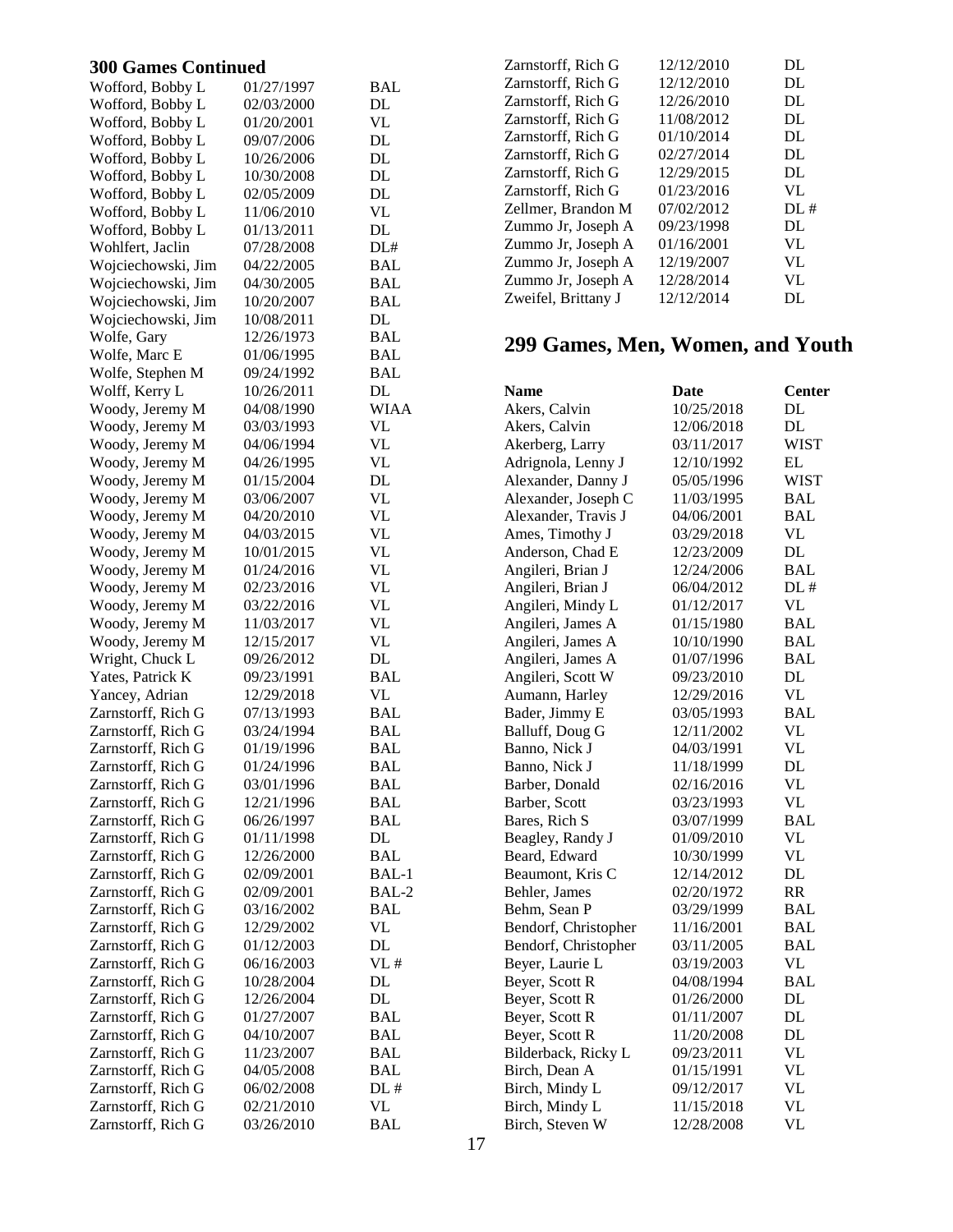### 300 Games Continued

| Name | Date | Center |
|---|---|---|
| Wofford, Bobby L | 01/27/1997 | BAL |
| Wofford, Bobby L | 02/03/2000 | DL |
| Wofford, Bobby L | 01/20/2001 | VL |
| Wofford, Bobby L | 09/07/2006 | DL |
| Wofford, Bobby L | 10/26/2006 | DL |
| Wofford, Bobby L | 10/30/2008 | DL |
| Wofford, Bobby L | 02/05/2009 | DL |
| Wofford, Bobby L | 11/06/2010 | VL |
| Wofford, Bobby L | 01/13/2011 | DL |
| Wohlfert, Jaclin | 07/28/2008 | DL# |
| Wojciechowski, Jim | 04/22/2005 | BAL |
| Wojciechowski, Jim | 04/30/2005 | BAL |
| Wojciechowski, Jim | 10/20/2007 | BAL |
| Wojciechowski, Jim | 10/08/2011 | DL |
| Wolfe, Gary | 12/26/1973 | BAL |
| Wolfe, Marc E | 01/06/1995 | BAL |
| Wolfe, Stephen M | 09/24/1992 | BAL |
| Wolff, Kerry L | 10/26/2011 | DL |
| Woody, Jeremy M | 04/08/1990 | WIAA |
| Woody, Jeremy M | 03/03/1993 | VL |
| Woody, Jeremy M | 04/06/1994 | VL |
| Woody, Jeremy M | 04/26/1995 | VL |
| Woody, Jeremy M | 01/15/2004 | DL |
| Woody, Jeremy M | 03/06/2007 | VL |
| Woody, Jeremy M | 04/20/2010 | VL |
| Woody, Jeremy M | 04/03/2015 | VL |
| Woody, Jeremy M | 10/01/2015 | VL |
| Woody, Jeremy M | 01/24/2016 | VL |
| Woody, Jeremy M | 02/23/2016 | VL |
| Woody, Jeremy M | 03/22/2016 | VL |
| Woody, Jeremy M | 11/03/2017 | VL |
| Woody, Jeremy M | 12/15/2017 | VL |
| Wright, Chuck L | 09/26/2012 | DL |
| Yates, Patrick K | 09/23/1991 | BAL |
| Yancey, Adrian | 12/29/2018 | VL |
| Zarnstorff, Rich G | 07/13/1993 | BAL |
| Zarnstorff, Rich G | 03/24/1994 | BAL |
| Zarnstorff, Rich G | 01/19/1996 | BAL |
| Zarnstorff, Rich G | 01/24/1996 | BAL |
| Zarnstorff, Rich G | 03/01/1996 | BAL |
| Zarnstorff, Rich G | 12/21/1996 | BAL |
| Zarnstorff, Rich G | 06/26/1997 | BAL |
| Zarnstorff, Rich G | 01/11/1998 | DL |
| Zarnstorff, Rich G | 12/26/2000 | BAL |
| Zarnstorff, Rich G | 02/09/2001 | BAL-1 |
| Zarnstorff, Rich G | 02/09/2001 | BAL-2 |
| Zarnstorff, Rich G | 03/16/2002 | BAL |
| Zarnstorff, Rich G | 12/29/2002 | VL |
| Zarnstorff, Rich G | 01/12/2003 | DL |
| Zarnstorff, Rich G | 06/16/2003 | VL # |
| Zarnstorff, Rich G | 10/28/2004 | DL |
| Zarnstorff, Rich G | 12/26/2004 | DL |
| Zarnstorff, Rich G | 01/27/2007 | BAL |
| Zarnstorff, Rich G | 04/10/2007 | BAL |
| Zarnstorff, Rich G | 11/23/2007 | BAL |
| Zarnstorff, Rich G | 04/05/2008 | BAL |
| Zarnstorff, Rich G | 06/02/2008 | DL # |
| Zarnstorff, Rich G | 02/21/2010 | VL |
| Zarnstorff, Rich G | 03/26/2010 | BAL |
| Zarnstorff, Rich G | 12/12/2010 | DL |
| Zarnstorff, Rich G | 12/12/2010 | DL |
| Zarnstorff, Rich G | 12/26/2010 | DL |
| Zarnstorff, Rich G | 11/08/2012 | DL |
| Zarnstorff, Rich G | 01/10/2014 | DL |
| Zarnstorff, Rich G | 02/27/2014 | DL |
| Zarnstorff, Rich G | 12/29/2015 | DL |
| Zarnstorff, Rich G | 01/23/2016 | VL |
| Zellmer, Brandon M | 07/02/2012 | DL # |
| Zummo Jr, Joseph A | 09/23/1998 | DL |
| Zummo Jr, Joseph A | 01/16/2001 | VL |
| Zummo Jr, Joseph A | 12/19/2007 | VL |
| Zummo Jr, Joseph A | 12/28/2014 | VL |
| Zweifel, Brittany J | 12/12/2014 | DL |

## 299 Games, Men, Women, and Youth

| Name | Date | Center |
|---|---|---|
| Akers, Calvin | 10/25/2018 | DL |
| Akers, Calvin | 12/06/2018 | DL |
| Akerberg, Larry | 03/11/2017 | WIST |
| Adrignola, Lenny J | 12/10/1992 | EL |
| Alexander, Danny J | 05/05/1996 | WIST |
| Alexander, Joseph C | 11/03/1995 | BAL |
| Alexander, Travis J | 04/06/2001 | BAL |
| Ames, Timothy J | 03/29/2018 | VL |
| Anderson, Chad E | 12/23/2009 | DL |
| Angileri, Brian J | 12/24/2006 | BAL |
| Angileri, Brian J | 06/04/2012 | DL # |
| Angileri, Mindy L | 01/12/2017 | VL |
| Angileri, James A | 01/15/1980 | BAL |
| Angileri, James A | 10/10/1990 | BAL |
| Angileri, James A | 01/07/1996 | BAL |
| Angileri, Scott W | 09/23/2010 | DL |
| Aumann, Harley | 12/29/2016 | VL |
| Bader, Jimmy E | 03/05/1993 | BAL |
| Balluff, Doug G | 12/11/2002 | VL |
| Banno, Nick J | 04/03/1991 | VL |
| Banno, Nick J | 11/18/1999 | DL |
| Barber, Donald | 02/16/2016 | VL |
| Barber, Scott | 03/23/1993 | VL |
| Bares, Rich S | 03/07/1999 | BAL |
| Beagley, Randy J | 01/09/2010 | VL |
| Beard, Edward | 10/30/1999 | VL |
| Beaumont, Kris C | 12/14/2012 | DL |
| Behler, James | 02/20/1972 | RR |
| Behm, Sean P | 03/29/1999 | BAL |
| Bendorf, Christopher | 11/16/2001 | BAL |
| Bendorf, Christopher | 03/11/2005 | BAL |
| Beyer, Laurie L | 03/19/2003 | VL |
| Beyer, Scott R | 04/08/1994 | BAL |
| Beyer, Scott R | 01/26/2000 | DL |
| Beyer, Scott R | 01/11/2007 | DL |
| Beyer, Scott R | 11/20/2008 | DL |
| Bilderback, Ricky L | 09/23/2011 | VL |
| Birch, Dean A | 01/15/1991 | VL |
| Birch, Mindy L | 09/12/2017 | VL |
| Birch, Mindy L | 11/15/2018 | VL |
| Birch, Steven W | 12/28/2008 | VL |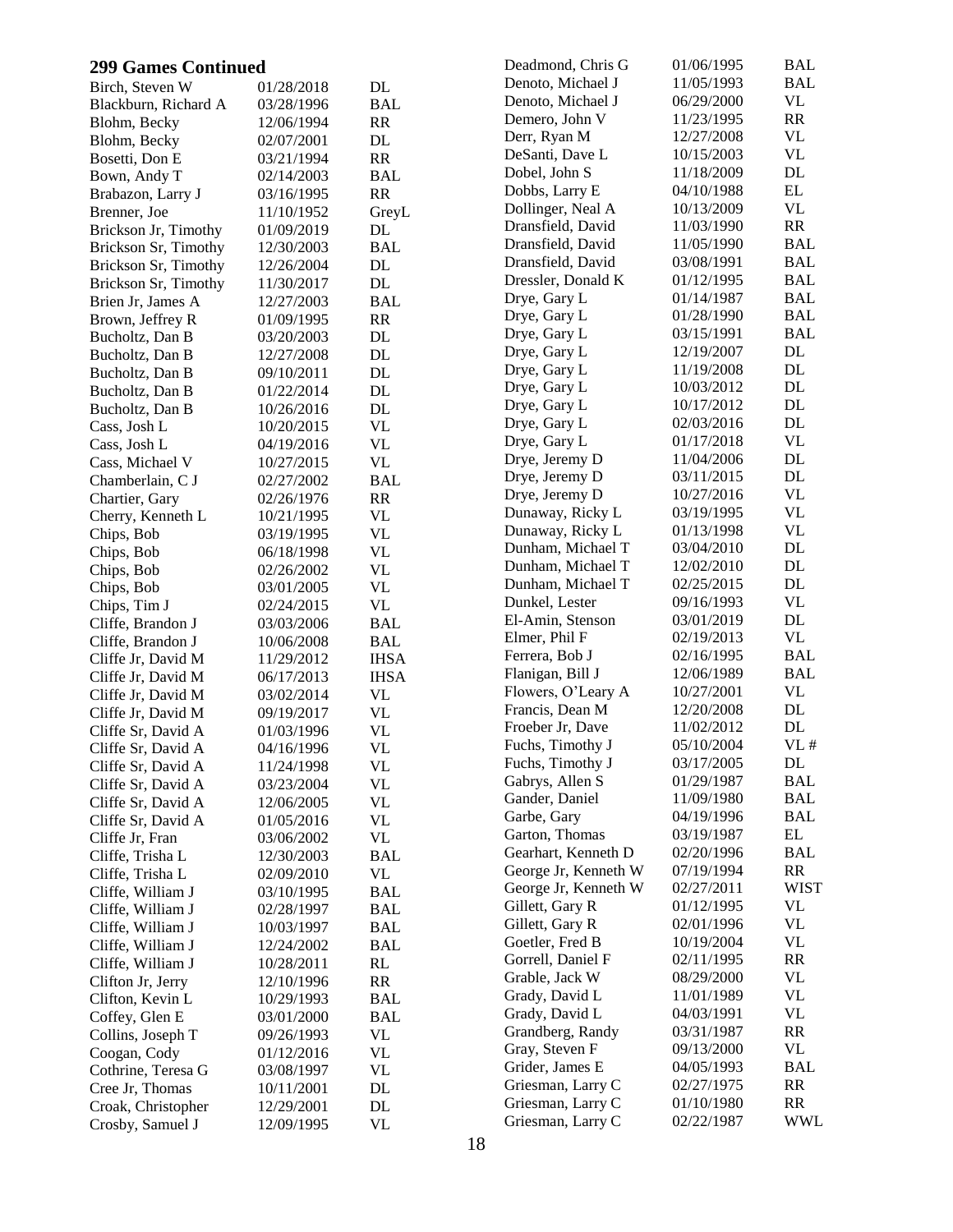## 299 Games Continued

| Name | Date | League |
|---|---|---|
| Birch, Steven W | 01/28/2018 | DL |
| Blackburn, Richard A | 03/28/1996 | BAL |
| Blohm, Becky | 12/06/1994 | RR |
| Blohm, Becky | 02/07/2001 | DL |
| Bosetti, Don E | 03/21/1994 | RR |
| Bown, Andy T | 02/14/2003 | BAL |
| Brabazon, Larry J | 03/16/1995 | RR |
| Brenner, Joe | 11/10/1952 | GreyL |
| Brickson Jr, Timothy | 01/09/2019 | DL |
| Brickson Sr, Timothy | 12/30/2003 | BAL |
| Brickson Sr, Timothy | 12/26/2004 | DL |
| Brickson Sr, Timothy | 11/30/2017 | DL |
| Brien Jr, James A | 12/27/2003 | BAL |
| Brown, Jeffrey R | 01/09/1995 | RR |
| Bucholtz, Dan B | 03/20/2003 | DL |
| Bucholtz, Dan B | 12/27/2008 | DL |
| Bucholtz, Dan B | 09/10/2011 | DL |
| Bucholtz, Dan B | 01/22/2014 | DL |
| Bucholtz, Dan B | 10/26/2016 | DL |
| Cass, Josh L | 10/20/2015 | VL |
| Cass, Josh L | 04/19/2016 | VL |
| Cass, Michael V | 10/27/2015 | VL |
| Chamberlain, C J | 02/27/2002 | BAL |
| Chartier, Gary | 02/26/1976 | RR |
| Cherry, Kenneth L | 10/21/1995 | VL |
| Chips, Bob | 03/19/1995 | VL |
| Chips, Bob | 06/18/1998 | VL |
| Chips, Bob | 02/26/2002 | VL |
| Chips, Bob | 03/01/2005 | VL |
| Chips, Tim J | 02/24/2015 | VL |
| Cliffe, Brandon J | 03/03/2006 | BAL |
| Cliffe, Brandon J | 10/06/2008 | BAL |
| Cliffe Jr, David M | 11/29/2012 | IHSA |
| Cliffe Jr, David M | 06/17/2013 | IHSA |
| Cliffe Jr, David M | 03/02/2014 | VL |
| Cliffe Jr, David M | 09/19/2017 | VL |
| Cliffe Sr, David A | 01/03/1996 | VL |
| Cliffe Sr, David A | 04/16/1996 | VL |
| Cliffe Sr, David A | 11/24/1998 | VL |
| Cliffe Sr, David A | 03/23/2004 | VL |
| Cliffe Sr, David A | 12/06/2005 | VL |
| Cliffe Sr, David A | 01/05/2016 | VL |
| Cliffe Jr, Fran | 03/06/2002 | VL |
| Cliffe, Trisha L | 12/30/2003 | BAL |
| Cliffe, Trisha L | 02/09/2010 | VL |
| Cliffe, William J | 03/10/1995 | BAL |
| Cliffe, William J | 02/28/1997 | BAL |
| Cliffe, William J | 10/03/1997 | BAL |
| Cliffe, William J | 12/24/2002 | BAL |
| Cliffe, William J | 10/28/2011 | RL |
| Clifton Jr, Jerry | 12/10/1996 | RR |
| Clifton, Kevin L | 10/29/1993 | BAL |
| Coffey, Glen E | 03/01/2000 | BAL |
| Collins, Joseph T | 09/26/1993 | VL |
| Coogan, Cody | 01/12/2016 | VL |
| Cothrine, Teresa G | 03/08/1997 | VL |
| Cree Jr, Thomas | 10/11/2001 | DL |
| Croak, Christopher | 12/29/2001 | DL |
| Crosby, Samuel J | 12/09/1995 | VL |
| Deadmond, Chris G | 01/06/1995 | BAL |
| Denoto, Michael J | 11/05/1993 | BAL |
| Denoto, Michael J | 06/29/2000 | VL |
| Demero, John V | 11/23/1995 | RR |
| Derr, Ryan M | 12/27/2008 | VL |
| DeSanti, Dave L | 10/15/2003 | VL |
| Dobel, John S | 11/18/2009 | DL |
| Dobbs, Larry E | 04/10/1988 | EL |
| Dollinger, Neal A | 10/13/2009 | VL |
| Dransfield, David | 11/03/1990 | RR |
| Dransfield, David | 11/05/1990 | BAL |
| Dransfield, David | 03/08/1991 | BAL |
| Dressler, Donald K | 01/12/1995 | BAL |
| Drye, Gary L | 01/14/1987 | BAL |
| Drye, Gary L | 01/28/1990 | BAL |
| Drye, Gary L | 03/15/1991 | BAL |
| Drye, Gary L | 12/19/2007 | DL |
| Drye, Gary L | 11/19/2008 | DL |
| Drye, Gary L | 10/03/2012 | DL |
| Drye, Gary L | 10/17/2012 | DL |
| Drye, Gary L | 02/03/2016 | DL |
| Drye, Gary L | 01/17/2018 | VL |
| Drye, Jeremy D | 11/04/2006 | DL |
| Drye, Jeremy D | 03/11/2015 | DL |
| Drye, Jeremy D | 10/27/2016 | VL |
| Dunaway, Ricky L | 03/19/1995 | VL |
| Dunaway, Ricky L | 01/13/1998 | VL |
| Dunham, Michael T | 03/04/2010 | DL |
| Dunham, Michael T | 12/02/2010 | DL |
| Dunham, Michael T | 02/25/2015 | DL |
| Dunkel, Lester | 09/16/1993 | VL |
| El-Amin, Stenson | 03/01/2019 | DL |
| Elmer, Phil F | 02/19/2013 | VL |
| Ferrera, Bob J | 02/16/1995 | BAL |
| Flanigan, Bill J | 12/06/1989 | BAL |
| Flowers, O'Leary A | 10/27/2001 | VL |
| Francis, Dean M | 12/20/2008 | DL |
| Froeber Jr, Dave | 11/02/2012 | DL |
| Fuchs, Timothy J | 05/10/2004 | VL # |
| Fuchs, Timothy J | 03/17/2005 | DL |
| Gabrys, Allen S | 01/29/1987 | BAL |
| Gander, Daniel | 11/09/1980 | BAL |
| Garbe, Gary | 04/19/1996 | BAL |
| Garton, Thomas | 03/19/1987 | EL |
| Gearhart, Kenneth D | 02/20/1996 | BAL |
| George Jr, Kenneth W | 07/19/1994 | RR |
| George Jr, Kenneth W | 02/27/2011 | WIST |
| Gillett, Gary R | 01/12/1995 | VL |
| Gillett, Gary R | 02/01/1996 | VL |
| Goetler, Fred B | 10/19/2004 | VL |
| Gorrell, Daniel F | 02/11/1995 | RR |
| Grable, Jack W | 08/29/2000 | VL |
| Grady, David L | 11/01/1989 | VL |
| Grady, David L | 04/03/1991 | VL |
| Grandberg, Randy | 03/31/1987 | RR |
| Gray, Steven F | 09/13/2000 | VL |
| Grider, James E | 04/05/1993 | BAL |
| Griesman, Larry C | 02/27/1975 | RR |
| Griesman, Larry C | 01/10/1980 | RR |
| Griesman, Larry C | 02/22/1987 | WWL |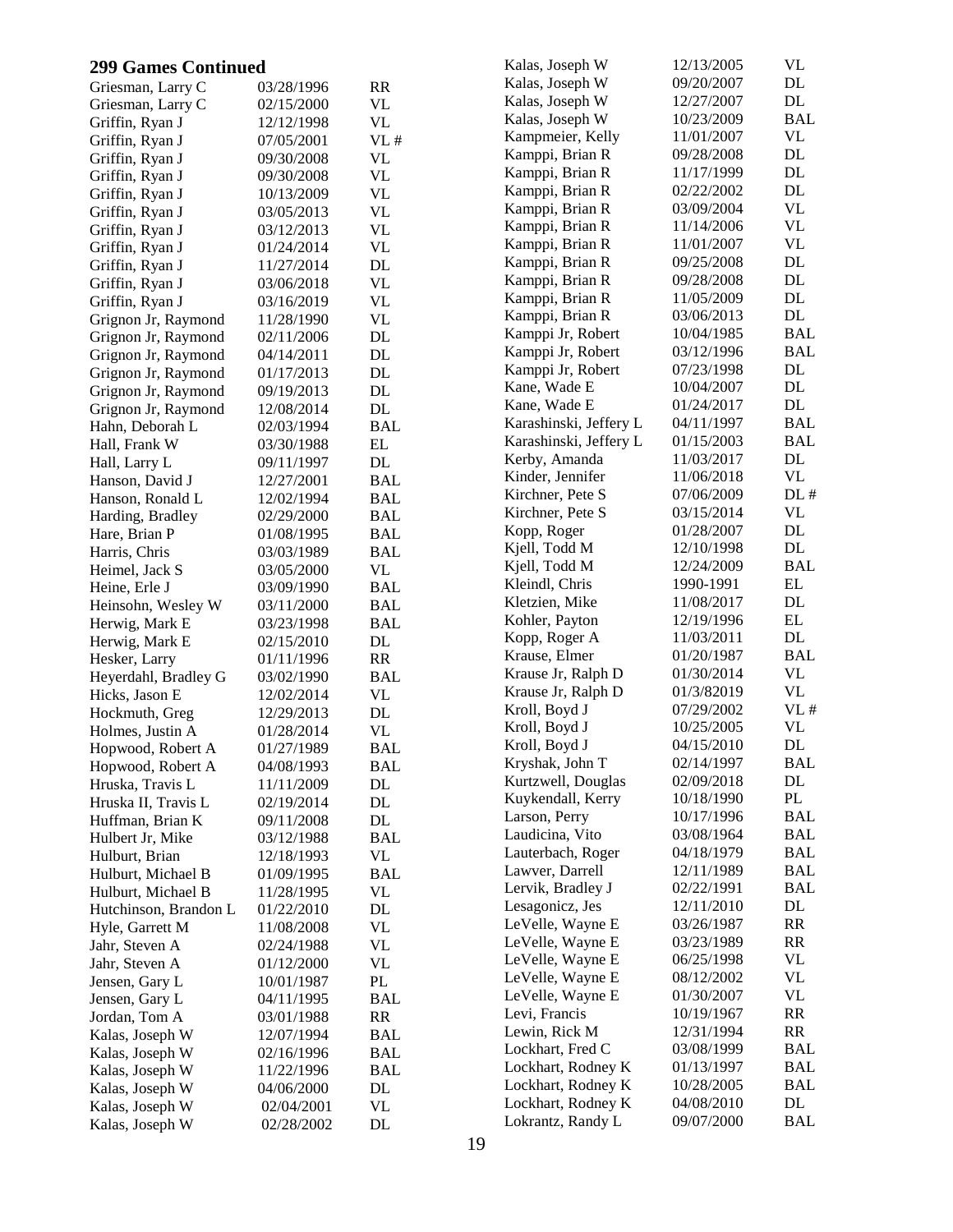## 299 Games Continued

| Name | Date | Type |
|---|---|---|
| Griesman, Larry C | 03/28/1996 | RR |
| Griesman, Larry C | 02/15/2000 | VL |
| Griffin, Ryan J | 12/12/1998 | VL |
| Griffin, Ryan J | 07/05/2001 | VL # |
| Griffin, Ryan J | 09/30/2008 | VL |
| Griffin, Ryan J | 09/30/2008 | VL |
| Griffin, Ryan J | 10/13/2009 | VL |
| Griffin, Ryan J | 03/05/2013 | VL |
| Griffin, Ryan J | 03/12/2013 | VL |
| Griffin, Ryan J | 01/24/2014 | VL |
| Griffin, Ryan J | 11/27/2014 | DL |
| Griffin, Ryan J | 03/06/2018 | VL |
| Griffin, Ryan J | 03/16/2019 | VL |
| Grignon Jr, Raymond | 11/28/1990 | VL |
| Grignon Jr, Raymond | 02/11/2006 | DL |
| Grignon Jr, Raymond | 04/14/2011 | DL |
| Grignon Jr, Raymond | 01/17/2013 | DL |
| Grignon Jr, Raymond | 09/19/2013 | DL |
| Grignon Jr, Raymond | 12/08/2014 | DL |
| Hahn, Deborah L | 02/03/1994 | BAL |
| Hall, Frank W | 03/30/1988 | EL |
| Hall, Larry L | 09/11/1997 | DL |
| Hanson, David J | 12/27/2001 | BAL |
| Hanson, Ronald L | 12/02/1994 | BAL |
| Harding, Bradley | 02/29/2000 | BAL |
| Hare, Brian P | 01/08/1995 | BAL |
| Harris, Chris | 03/03/1989 | BAL |
| Heimel, Jack S | 03/05/2000 | VL |
| Heine, Erle J | 03/09/1990 | BAL |
| Heinsohn, Wesley W | 03/11/2000 | BAL |
| Herwig, Mark E | 03/23/1998 | BAL |
| Herwig, Mark E | 02/15/2010 | DL |
| Hesker, Larry | 01/11/1996 | RR |
| Heyerdahl, Bradley G | 03/02/1990 | BAL |
| Hicks, Jason E | 12/02/2014 | VL |
| Hockmuth, Greg | 12/29/2013 | DL |
| Holmes, Justin A | 01/28/2014 | VL |
| Hopwood, Robert A | 01/27/1989 | BAL |
| Hopwood, Robert A | 04/08/1993 | BAL |
| Hruska, Travis L | 11/11/2009 | DL |
| Hruska II, Travis L | 02/19/2014 | DL |
| Huffman, Brian K | 09/11/2008 | DL |
| Hulbert Jr, Mike | 03/12/1988 | BAL |
| Hulburt, Brian | 12/18/1993 | VL |
| Hulburt, Michael B | 01/09/1995 | BAL |
| Hulburt, Michael B | 11/28/1995 | VL |
| Hutchinson, Brandon L | 01/22/2010 | DL |
| Hyle, Garrett M | 11/08/2008 | VL |
| Jahr, Steven A | 02/24/1988 | VL |
| Jahr, Steven A | 01/12/2000 | VL |
| Jensen, Gary L | 10/01/1987 | PL |
| Jensen, Gary L | 04/11/1995 | BAL |
| Jordan, Tom A | 03/01/1988 | RR |
| Kalas, Joseph W | 12/07/1994 | BAL |
| Kalas, Joseph W | 02/16/1996 | BAL |
| Kalas, Joseph W | 11/22/1996 | BAL |
| Kalas, Joseph W | 04/06/2000 | DL |
| Kalas, Joseph W | 02/04/2001 | VL |
| Kalas, Joseph W | 02/28/2002 | DL |
| Kalas, Joseph W | 12/13/2005 | VL |
| Kalas, Joseph W | 09/20/2007 | DL |
| Kalas, Joseph W | 12/27/2007 | DL |
| Kalas, Joseph W | 10/23/2009 | BAL |
| Kampmeier, Kelly | 11/01/2007 | VL |
| Kamppi, Brian R | 09/28/2008 | DL |
| Kamppi, Brian R | 11/17/1999 | DL |
| Kamppi, Brian R | 02/22/2002 | DL |
| Kamppi, Brian R | 03/09/2004 | VL |
| Kamppi, Brian R | 11/14/2006 | VL |
| Kamppi, Brian R | 11/01/2007 | VL |
| Kamppi, Brian R | 09/25/2008 | DL |
| Kamppi, Brian R | 09/28/2008 | DL |
| Kamppi, Brian R | 11/05/2009 | DL |
| Kamppi, Brian R | 03/06/2013 | DL |
| Kamppi Jr, Robert | 10/04/1985 | BAL |
| Kamppi Jr, Robert | 03/12/1996 | BAL |
| Kamppi Jr, Robert | 07/23/1998 | DL |
| Kane, Wade E | 10/04/2007 | DL |
| Kane, Wade E | 01/24/2017 | DL |
| Karashinski, Jeffery L | 04/11/1997 | BAL |
| Karashinski, Jeffery L | 01/15/2003 | BAL |
| Kerby, Amanda | 11/03/2017 | DL |
| Kinder, Jennifer | 11/06/2018 | VL |
| Kirchner, Pete S | 07/06/2009 | DL # |
| Kirchner, Pete S | 03/15/2014 | VL |
| Kopp, Roger | 01/28/2007 | DL |
| Kjell, Todd M | 12/10/1998 | DL |
| Kjell, Todd M | 12/24/2009 | BAL |
| Kleindl, Chris | 1990-1991 | EL |
| Kletzien, Mike | 11/08/2017 | DL |
| Kohler, Payton | 12/19/1996 | EL |
| Kopp, Roger A | 11/03/2011 | DL |
| Krause, Elmer | 01/20/1987 | BAL |
| Krause Jr, Ralph D | 01/30/2014 | VL |
| Krause Jr, Ralph D | 01/3/82019 | VL |
| Kroll, Boyd J | 07/29/2002 | VL # |
| Kroll, Boyd J | 10/25/2005 | VL |
| Kroll, Boyd J | 04/15/2010 | DL |
| Kryshak, John T | 02/14/1997 | BAL |
| Kurtzwell, Douglas | 02/09/2018 | DL |
| Kuykendall, Kerry | 10/18/1990 | PL |
| Larson, Perry | 10/17/1996 | BAL |
| Laudicina, Vito | 03/08/1964 | BAL |
| Lauterbach, Roger | 04/18/1979 | BAL |
| Lawver, Darrell | 12/11/1989 | BAL |
| Lervik, Bradley J | 02/22/1991 | BAL |
| Lesagonicz, Jes | 12/11/2010 | DL |
| LeVelle, Wayne E | 03/26/1987 | RR |
| LeVelle, Wayne E | 03/23/1989 | RR |
| LeVelle, Wayne E | 06/25/1998 | VL |
| LeVelle, Wayne E | 08/12/2002 | VL |
| LeVelle, Wayne E | 01/30/2007 | VL |
| Levi, Francis | 10/19/1967 | RR |
| Lewin, Rick M | 12/31/1994 | RR |
| Lockhart, Fred C | 03/08/1999 | BAL |
| Lockhart, Rodney K | 01/13/1997 | BAL |
| Lockhart, Rodney K | 10/28/2005 | BAL |
| Lockhart, Rodney K | 04/08/2010 | DL |
| Lokrantz, Randy L | 09/07/2000 | BAL |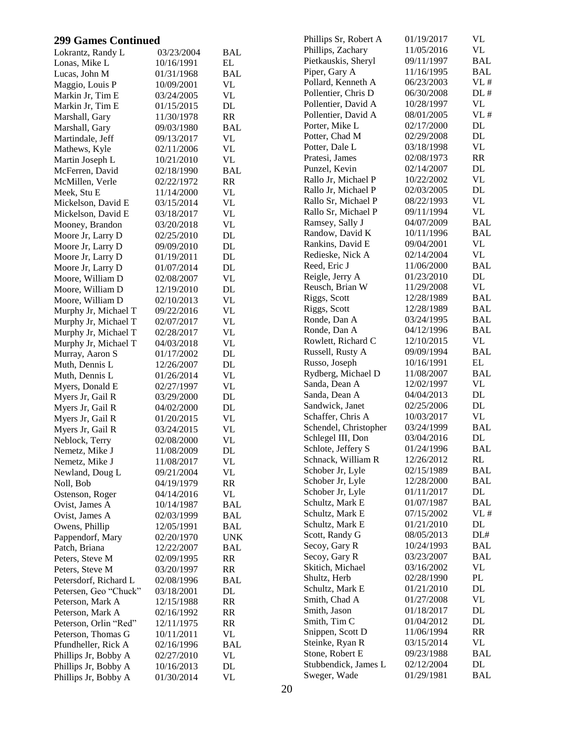## 299 Games Continued

| Name | Date | Type |
|---|---|---|
| Lokrantz, Randy L | 03/23/2004 | BAL |
| Lonas, Mike L | 10/16/1991 | EL |
| Lucas, John M | 01/31/1968 | BAL |
| Maggio, Louis P | 10/09/2001 | VL |
| Markin Jr, Tim E | 03/24/2005 | VL |
| Markin Jr, Tim E | 01/15/2015 | DL |
| Marshall, Gary | 11/30/1978 | RR |
| Marshall, Gary | 09/03/1980 | BAL |
| Martindale, Jeff | 09/13/2017 | VL |
| Mathews, Kyle | 02/11/2006 | VL |
| Martin Joseph L | 10/21/2010 | VL |
| McFerren, David | 02/18/1990 | BAL |
| McMillen, Verle | 02/22/1972 | RR |
| Meek, Stu E | 11/14/2000 | VL |
| Mickelson, David E | 03/15/2014 | VL |
| Mickelson, David E | 03/18/2017 | VL |
| Mooney, Brandon | 03/20/2018 | VL |
| Moore Jr, Larry D | 02/25/2010 | DL |
| Moore Jr, Larry D | 09/09/2010 | DL |
| Moore Jr, Larry D | 01/19/2011 | DL |
| Moore Jr, Larry D | 01/07/2014 | DL |
| Moore, William D | 02/08/2007 | VL |
| Moore, William D | 12/19/2010 | DL |
| Moore, William D | 02/10/2013 | VL |
| Murphy Jr, Michael T | 09/22/2016 | VL |
| Murphy Jr, Michael T | 02/07/2017 | VL |
| Murphy Jr, Michael T | 02/28/2017 | VL |
| Murphy Jr, Michael T | 04/03/2018 | VL |
| Murray, Aaron S | 01/17/2002 | DL |
| Muth, Dennis L | 12/26/2007 | DL |
| Muth, Dennis L | 01/26/2014 | VL |
| Myers, Donald E | 02/27/1997 | VL |
| Myers Jr, Gail R | 03/29/2000 | DL |
| Myers Jr, Gail R | 04/02/2000 | DL |
| Myers Jr, Gail R | 01/20/2015 | VL |
| Myers Jr, Gail R | 03/24/2015 | VL |
| Neblock, Terry | 02/08/2000 | VL |
| Nemetz, Mike J | 11/08/2009 | DL |
| Nemetz, Mike J | 11/08/2017 | VL |
| Newland, Doug L | 09/21/2004 | VL |
| Noll, Bob | 04/19/1979 | RR |
| Ostenson, Roger | 04/14/2016 | VL |
| Ovist, James A | 10/14/1987 | BAL |
| Ovist, James A | 02/03/1999 | BAL |
| Owens, Phillip | 12/05/1991 | BAL |
| Pappendorf, Mary | 02/20/1970 | UNK |
| Patch, Briana | 12/22/2007 | BAL |
| Peters, Steve M | 02/09/1995 | RR |
| Peters, Steve M | 03/20/1997 | RR |
| Petersdorf, Richard L | 02/08/1996 | BAL |
| Petersen, Geo "Chuck" | 03/18/2001 | DL |
| Peterson, Mark A | 12/15/1988 | RR |
| Peterson, Mark A | 02/16/1992 | RR |
| Peterson, Orlin "Red" | 12/11/1975 | RR |
| Peterson, Thomas G | 10/11/2011 | VL |
| Pfundheller, Rick A | 02/16/1996 | BAL |
| Phillips Jr, Bobby A | 02/27/2010 | VL |
| Phillips Jr, Bobby A | 10/16/2013 | DL |
| Phillips Jr, Bobby A | 01/30/2014 | VL |
| Phillips Sr, Robert A | 01/19/2017 | VL |
| Phillips, Zachary | 11/05/2016 | VL |
| Pietkauskis, Sheryl | 09/11/1997 | BAL |
| Piper, Gary A | 11/16/1995 | BAL |
| Pollard, Kenneth A | 06/23/2003 | VL # |
| Pollentier, Chris D | 06/30/2008 | DL # |
| Pollentier, David A | 10/28/1997 | VL |
| Pollentier, David A | 08/01/2005 | VL # |
| Porter, Mike L | 02/17/2000 | DL |
| Potter, Chad M | 02/29/2008 | DL |
| Potter, Dale L | 03/18/1998 | VL |
| Pratesi, James | 02/08/1973 | RR |
| Punzel, Kevin | 02/14/2007 | DL |
| Rallo Jr, Michael P | 10/22/2002 | VL |
| Rallo Jr, Michael P | 02/03/2005 | DL |
| Rallo Sr, Michael P | 08/22/1993 | VL |
| Rallo Sr, Michael P | 09/11/1994 | VL |
| Ramsey, Sally J | 04/07/2009 | BAL |
| Randow, David K | 10/11/1996 | BAL |
| Rankins, David E | 09/04/2001 | VL |
| Redieske, Nick A | 02/14/2004 | VL |
| Reed, Eric J | 11/06/2000 | BAL |
| Reigle, Jerry A | 01/23/2010 | DL |
| Reusch, Brian W | 11/29/2008 | VL |
| Riggs, Scott | 12/28/1989 | BAL |
| Riggs, Scott | 12/28/1989 | BAL |
| Ronde, Dan A | 03/24/1995 | BAL |
| Ronde, Dan A | 04/12/1996 | BAL |
| Rowlett, Richard C | 12/10/2015 | VL |
| Russell, Rusty A | 09/09/1994 | BAL |
| Russo, Joseph | 10/16/1991 | EL |
| Rydberg, Michael D | 11/08/2007 | BAL |
| Sanda, Dean A | 12/02/1997 | VL |
| Sanda, Dean A | 04/04/2013 | DL |
| Sandwick, Janet | 02/25/2006 | DL |
| Schaffer, Chris A | 10/03/2017 | VL |
| Schendel, Christopher | 03/24/1999 | BAL |
| Schlegel III, Don | 03/04/2016 | DL |
| Schlote, Jeffery S | 01/24/1996 | BAL |
| Schnack, William R | 12/26/2012 | RL |
| Schober Jr, Lyle | 02/15/1989 | BAL |
| Schober Jr, Lyle | 12/28/2000 | BAL |
| Schober Jr, Lyle | 01/11/2017 | DL |
| Schultz, Mark E | 01/07/1987 | BAL |
| Schultz, Mark E | 07/15/2002 | VL # |
| Schultz, Mark E | 01/21/2010 | DL |
| Scott, Randy G | 08/05/2013 | DL# |
| Secoy, Gary R | 10/24/1993 | BAL |
| Secoy, Gary R | 03/23/2007 | BAL |
| Skitich, Michael | 03/16/2002 | VL |
| Shultz, Herb | 02/28/1990 | PL |
| Schultz, Mark E | 01/21/2010 | DL |
| Smith, Chad A | 01/27/2008 | VL |
| Smith, Jason | 01/18/2017 | DL |
| Smith, Tim C | 01/04/2012 | DL |
| Snippen, Scott D | 11/06/1994 | RR |
| Steinke, Ryan R | 03/15/2014 | VL |
| Stone, Robert E | 09/23/1988 | BAL |
| Stubbendick, James L | 02/12/2004 | DL |
| Sweger, Wade | 01/29/1981 | BAL |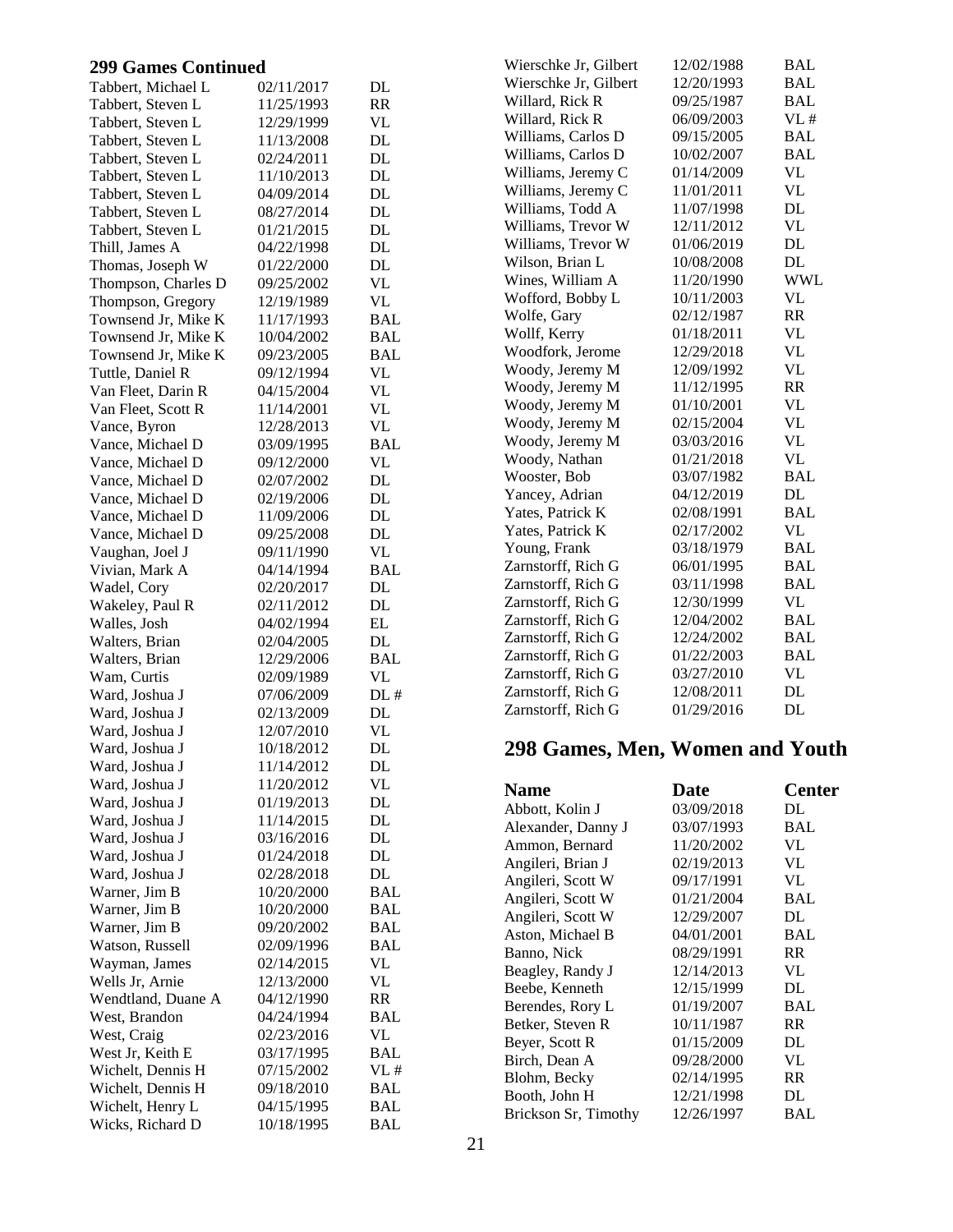## 299 Games Continued

| Name | Date | Center |
|---|---|---|
| Tabbert, Michael L | 02/11/2017 | DL |
| Tabbert, Steven L | 11/25/1993 | RR |
| Tabbert, Steven L | 12/29/1999 | VL |
| Tabbert, Steven L | 11/13/2008 | DL |
| Tabbert, Steven L | 02/24/2011 | DL |
| Tabbert, Steven L | 11/10/2013 | DL |
| Tabbert, Steven L | 04/09/2014 | DL |
| Tabbert, Steven L | 08/27/2014 | DL |
| Tabbert, Steven L | 01/21/2015 | DL |
| Thill, James A | 04/22/1998 | DL |
| Thomas, Joseph W | 01/22/2000 | DL |
| Thompson, Charles D | 09/25/2002 | VL |
| Thompson, Gregory | 12/19/1989 | VL |
| Townsend Jr, Mike K | 11/17/1993 | BAL |
| Townsend Jr, Mike K | 10/04/2002 | BAL |
| Townsend Jr, Mike K | 09/23/2005 | BAL |
| Tuttle, Daniel R | 09/12/1994 | VL |
| Van Fleet, Darin R | 04/15/2004 | VL |
| Van Fleet, Scott R | 11/14/2001 | VL |
| Vance, Byron | 12/28/2013 | VL |
| Vance, Michael D | 03/09/1995 | BAL |
| Vance, Michael D | 09/12/2000 | VL |
| Vance, Michael D | 02/07/2002 | DL |
| Vance, Michael D | 02/19/2006 | DL |
| Vance, Michael D | 11/09/2006 | DL |
| Vance, Michael D | 09/25/2008 | DL |
| Vaughan, Joel J | 09/11/1990 | VL |
| Vivian, Mark A | 04/14/1994 | BAL |
| Wadel, Cory | 02/20/2017 | DL |
| Wakeley, Paul R | 02/11/2012 | DL |
| Walles, Josh | 04/02/1994 | EL |
| Walters, Brian | 02/04/2005 | DL |
| Walters, Brian | 12/29/2006 | BAL |
| Wam, Curtis | 02/09/1989 | VL |
| Ward, Joshua J | 07/06/2009 | DL # |
| Ward, Joshua J | 02/13/2009 | DL |
| Ward, Joshua J | 12/07/2010 | VL |
| Ward, Joshua J | 10/18/2012 | DL |
| Ward, Joshua J | 11/14/2012 | DL |
| Ward, Joshua J | 11/20/2012 | VL |
| Ward, Joshua J | 01/19/2013 | DL |
| Ward, Joshua J | 11/14/2015 | DL |
| Ward, Joshua J | 03/16/2016 | DL |
| Ward, Joshua J | 01/24/2018 | DL |
| Ward, Joshua J | 02/28/2018 | DL |
| Warner, Jim B | 10/20/2000 | BAL |
| Warner, Jim B | 10/20/2000 | BAL |
| Warner, Jim B | 09/20/2002 | BAL |
| Watson, Russell | 02/09/1996 | BAL |
| Wayman, James | 02/14/2015 | VL |
| Wells Jr, Arnie | 12/13/2000 | VL |
| Wendtland, Duane A | 04/12/1990 | RR |
| West, Brandon | 04/24/1994 | BAL |
| West, Craig | 02/23/2016 | VL |
| West Jr, Keith E | 03/17/1995 | BAL |
| Wichelt, Dennis H | 07/15/2002 | VL # |
| Wichelt, Dennis H | 09/18/2010 | BAL |
| Wichelt, Henry L | 04/15/1995 | BAL |
| Wicks, Richard D | 10/18/1995 | BAL |
| Wierschke Jr, Gilbert | 12/02/1988 | BAL |
| Wierschke Jr, Gilbert | 12/20/1993 | BAL |
| Willard, Rick R | 09/25/1987 | BAL |
| Willard, Rick R | 06/09/2003 | VL # |
| Williams, Carlos D | 09/15/2005 | BAL |
| Williams, Carlos D | 10/02/2007 | BAL |
| Williams, Jeremy C | 01/14/2009 | VL |
| Williams, Jeremy C | 11/01/2011 | VL |
| Williams, Todd A | 11/07/1998 | DL |
| Williams, Trevor W | 12/11/2012 | VL |
| Williams, Trevor W | 01/06/2019 | DL |
| Wilson, Brian L | 10/08/2008 | DL |
| Wines, William A | 11/20/1990 | WWL |
| Wofford, Bobby L | 10/11/2003 | VL |
| Wolfe, Gary | 02/12/1987 | RR |
| Wollf, Kerry | 01/18/2011 | VL |
| Woodfork, Jerome | 12/29/2018 | VL |
| Woody, Jeremy M | 12/09/1992 | VL |
| Woody, Jeremy M | 11/12/1995 | RR |
| Woody, Jeremy M | 01/10/2001 | VL |
| Woody, Jeremy M | 02/15/2004 | VL |
| Woody, Jeremy M | 03/03/2016 | VL |
| Woody, Nathan | 01/21/2018 | VL |
| Wooster, Bob | 03/07/1982 | BAL |
| Yancey, Adrian | 04/12/2019 | DL |
| Yates, Patrick K | 02/08/1991 | BAL |
| Yates, Patrick K | 02/17/2002 | VL |
| Young, Frank | 03/18/1979 | BAL |
| Zarnstorff, Rich G | 06/01/1995 | BAL |
| Zarnstorff, Rich G | 03/11/1998 | BAL |
| Zarnstorff, Rich G | 12/30/1999 | VL |
| Zarnstorff, Rich G | 12/04/2002 | BAL |
| Zarnstorff, Rich G | 12/24/2002 | BAL |
| Zarnstorff, Rich G | 01/22/2003 | BAL |
| Zarnstorff, Rich G | 03/27/2010 | VL |
| Zarnstorff, Rich G | 12/08/2011 | DL |
| Zarnstorff, Rich G | 01/29/2016 | DL |

## 298 Games, Men, Women and Youth

| Name | Date | Center |
|---|---|---|
| Abbott, Kolin J | 03/09/2018 | DL |
| Alexander, Danny J | 03/07/1993 | BAL |
| Ammon, Bernard | 11/20/2002 | VL |
| Angileri, Brian J | 02/19/2013 | VL |
| Angileri, Scott W | 09/17/1991 | VL |
| Angileri, Scott W | 01/21/2004 | BAL |
| Angileri, Scott W | 12/29/2007 | DL |
| Aston, Michael B | 04/01/2001 | BAL |
| Banno, Nick | 08/29/1991 | RR |
| Beagley, Randy J | 12/14/2013 | VL |
| Beebe, Kenneth | 12/15/1999 | DL |
| Berendes, Rory L | 01/19/2007 | BAL |
| Betker, Steven R | 10/11/1987 | RR |
| Beyer, Scott R | 01/15/2009 | DL |
| Birch, Dean A | 09/28/2000 | VL |
| Blohm, Becky | 02/14/1995 | RR |
| Booth, John H | 12/21/1998 | DL |
| Brickson Sr, Timothy | 12/26/1997 | BAL |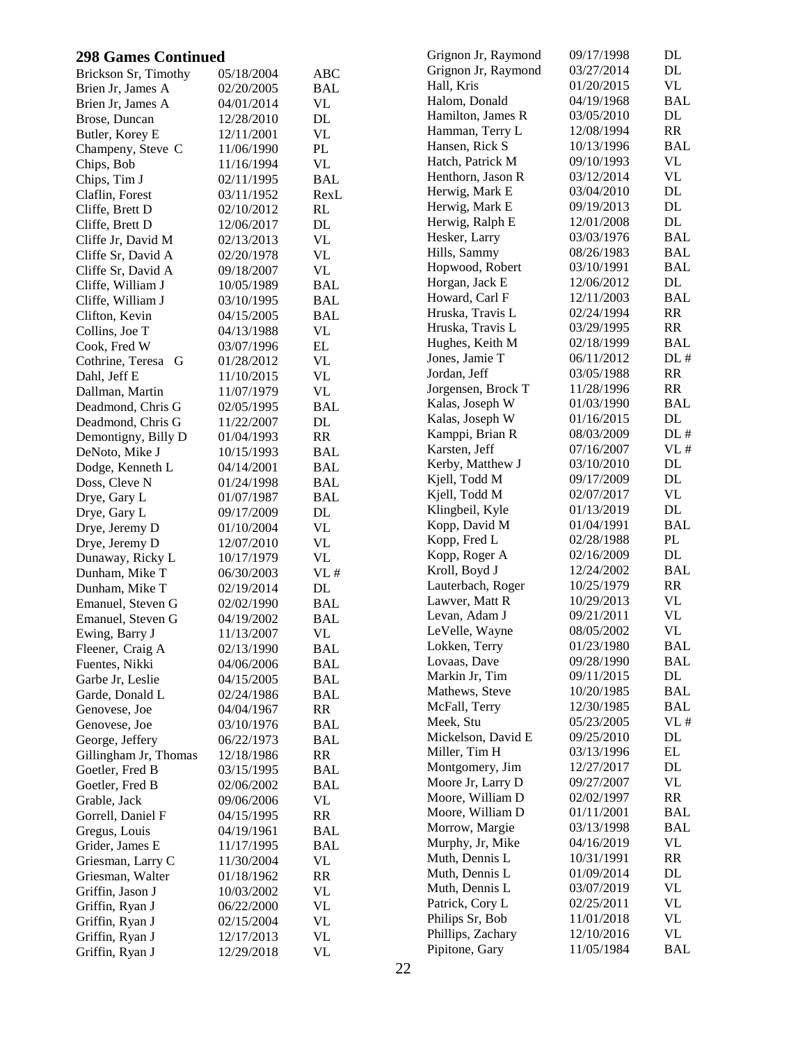## 298 Games Continued

| Name | Date | League |
|---|---|---|
| Brickson Sr, Timothy | 05/18/2004 | ABC |
| Brien Jr, James A | 02/20/2005 | BAL |
| Brien Jr, James A | 04/01/2014 | VL |
| Brose, Duncan | 12/28/2010 | DL |
| Butler, Korey E | 12/11/2001 | VL |
| Champeny, Steve C | 11/06/1990 | PL |
| Chips, Bob | 11/16/1994 | VL |
| Chips, Tim J | 02/11/1995 | BAL |
| Claflin, Forest | 03/11/1952 | RexL |
| Cliffe, Brett D | 02/10/2012 | RL |
| Cliffe, Brett D | 12/06/2017 | DL |
| Cliffe Jr, David M | 02/13/2013 | VL |
| Cliffe Sr, David A | 02/20/1978 | VL |
| Cliffe Sr, David A | 09/18/2007 | VL |
| Cliffe, William J | 10/05/1989 | BAL |
| Cliffe, William J | 03/10/1995 | BAL |
| Clifton, Kevin | 04/15/2005 | BAL |
| Collins, Joe T | 04/13/1988 | VL |
| Cook, Fred W | 03/07/1996 | EL |
| Cothrine, Teresa G | 01/28/2012 | VL |
| Dahl, Jeff E | 11/10/2015 | VL |
| Dallman, Martin | 11/07/1979 | VL |
| Deadmond, Chris G | 02/05/1995 | BAL |
| Deadmond, Chris G | 11/22/2007 | DL |
| Demontigny, Billy D | 01/04/1993 | RR |
| DeNoto, Mike J | 10/15/1993 | BAL |
| Dodge, Kenneth L | 04/14/2001 | BAL |
| Doss, Cleve N | 01/24/1998 | BAL |
| Drye, Gary L | 01/07/1987 | BAL |
| Drye, Gary L | 09/17/2009 | DL |
| Drye, Jeremy D | 01/10/2004 | VL |
| Drye, Jeremy D | 12/07/2010 | VL |
| Dunaway, Ricky L | 10/17/1979 | VL |
| Dunham, Mike T | 06/30/2003 | VL # |
| Dunham, Mike T | 02/19/2014 | DL |
| Emanuel, Steven G | 02/02/1990 | BAL |
| Emanuel, Steven G | 04/19/2002 | BAL |
| Ewing, Barry J | 11/13/2007 | VL |
| Fleener, Craig A | 02/13/1990 | BAL |
| Fuentes, Nikki | 04/06/2006 | BAL |
| Garbe Jr, Leslie | 04/15/2005 | BAL |
| Garde, Donald L | 02/24/1986 | BAL |
| Genovese, Joe | 04/04/1967 | RR |
| Genovese, Joe | 03/10/1976 | BAL |
| George, Jeffery | 06/22/1973 | BAL |
| Gillingham Jr, Thomas | 12/18/1986 | RR |
| Goetler, Fred B | 03/15/1995 | BAL |
| Goetler, Fred B | 02/06/2002 | BAL |
| Grable, Jack | 09/06/2006 | VL |
| Gorrell, Daniel F | 04/15/1995 | RR |
| Gregus, Louis | 04/19/1961 | BAL |
| Grider, James E | 11/17/1995 | BAL |
| Griesman, Larry C | 11/30/2004 | VL |
| Griesman, Walter | 01/18/1962 | RR |
| Griffin, Jason J | 10/03/2002 | VL |
| Griffin, Ryan J | 06/22/2000 | VL |
| Griffin, Ryan J | 02/15/2004 | VL |
| Griffin, Ryan J | 12/17/2013 | VL |
| Griffin, Ryan J | 12/29/2018 | VL |
| Grignon Jr, Raymond | 09/17/1998 | DL |
| Grignon Jr, Raymond | 03/27/2014 | DL |
| Hall, Kris | 01/20/2015 | VL |
| Halom, Donald | 04/19/1968 | BAL |
| Hamilton, James R | 03/05/2010 | DL |
| Hamman, Terry L | 12/08/1994 | RR |
| Hansen, Rick S | 10/13/1996 | BAL |
| Hatch, Patrick M | 09/10/1993 | VL |
| Henthorn, Jason R | 03/12/2014 | VL |
| Herwig, Mark E | 03/04/2010 | DL |
| Herwig, Mark E | 09/19/2013 | DL |
| Herwig, Ralph E | 12/01/2008 | DL |
| Hesker, Larry | 03/03/1976 | BAL |
| Hills, Sammy | 08/26/1983 | BAL |
| Hopwood, Robert | 03/10/1991 | BAL |
| Horgan, Jack E | 12/06/2012 | DL |
| Howard, Carl F | 12/11/2003 | BAL |
| Hruska, Travis L | 02/24/1994 | RR |
| Hruska, Travis L | 03/29/1995 | RR |
| Hughes, Keith M | 02/18/1999 | BAL |
| Jones, Jamie T | 06/11/2012 | DL # |
| Jordan, Jeff | 03/05/1988 | RR |
| Jorgensen, Brock T | 11/28/1996 | RR |
| Kalas, Joseph W | 01/03/1990 | BAL |
| Kalas, Joseph W | 01/16/2015 | DL |
| Kamppi, Brian R | 08/03/2009 | DL # |
| Karsten, Jeff | 07/16/2007 | VL # |
| Kerby, Matthew J | 03/10/2010 | DL |
| Kjell, Todd M | 09/17/2009 | DL |
| Kjell, Todd M | 02/07/2017 | VL |
| Klingbeil, Kyle | 01/13/2019 | DL |
| Kopp, David M | 01/04/1991 | BAL |
| Kopp, Fred L | 02/28/1988 | PL |
| Kopp, Roger A | 02/16/2009 | DL |
| Kroll, Boyd J | 12/24/2002 | BAL |
| Lauterbach, Roger | 10/25/1979 | RR |
| Lawver, Matt R | 10/29/2013 | VL |
| Levan, Adam J | 09/21/2011 | VL |
| LeVelle, Wayne | 08/05/2002 | VL |
| Lokken, Terry | 01/23/1980 | BAL |
| Lovaas, Dave | 09/28/1990 | BAL |
| Markin Jr, Tim | 09/11/2015 | DL |
| Mathews, Steve | 10/20/1985 | BAL |
| McFall, Terry | 12/30/1985 | BAL |
| Meek, Stu | 05/23/2005 | VL # |
| Mickelson, David E | 09/25/2010 | DL |
| Miller, Tim H | 03/13/1996 | EL |
| Montgomery, Jim | 12/27/2017 | DL |
| Moore Jr, Larry D | 09/27/2007 | VL |
| Moore, William D | 02/02/1997 | RR |
| Moore, William D | 01/11/2001 | BAL |
| Morrow, Margie | 03/13/1998 | BAL |
| Murphy, Jr, Mike | 04/16/2019 | VL |
| Muth, Dennis L | 10/31/1991 | RR |
| Muth, Dennis L | 01/09/2014 | DL |
| Muth, Dennis L | 03/07/2019 | VL |
| Patrick, Cory L | 02/25/2011 | VL |
| Philips Sr, Bob | 11/01/2018 | VL |
| Phillips, Zachary | 12/10/2016 | VL |
| Pipitone, Gary | 11/05/1984 | BAL |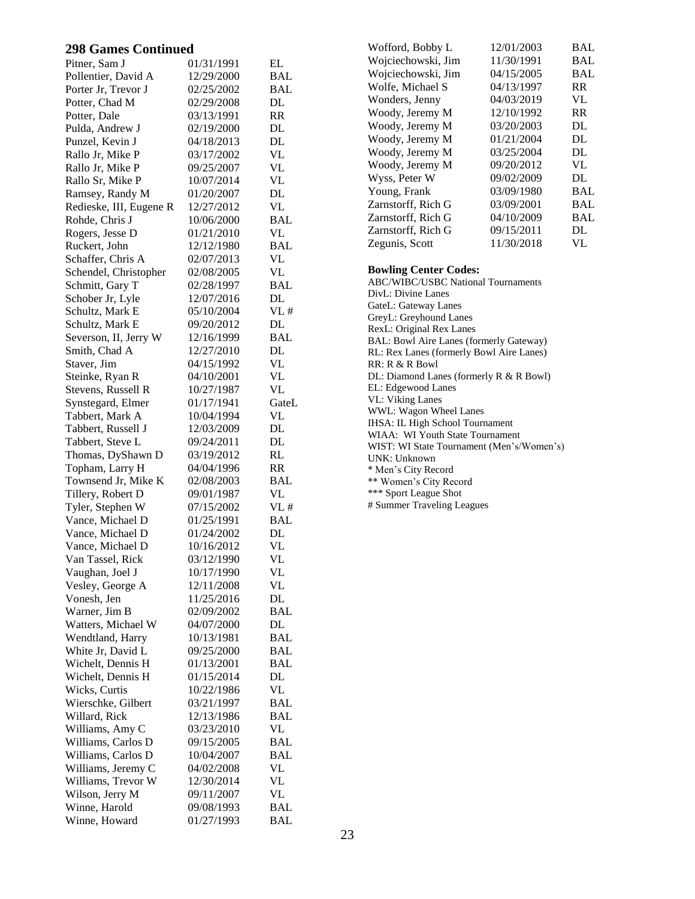## 298 Games Continued

| | | |
|---|---|---|
| Pitner, Sam J | 01/31/1991 | EL |
| Pollentier, David A | 12/29/2000 | BAL |
| Porter Jr, Trevor J | 02/25/2002 | BAL |
| Potter, Chad M | 02/29/2008 | DL |
| Potter, Dale | 03/13/1991 | RR |
| Pulda, Andrew J | 02/19/2000 | DL |
| Punzel, Kevin J | 04/18/2013 | DL |
| Rallo Jr, Mike P | 03/17/2002 | VL |
| Rallo Jr, Mike P | 09/25/2007 | VL |
| Rallo Sr, Mike P | 10/07/2014 | VL |
| Ramsey, Randy M | 01/20/2007 | DL |
| Redieske, III, Eugene R | 12/27/2012 | VL |
| Rohde, Chris J | 10/06/2000 | BAL |
| Rogers, Jesse D | 01/21/2010 | VL |
| Ruckert, John | 12/12/1980 | BAL |
| Schaffer, Chris A | 02/07/2013 | VL |
| Schendel, Christopher | 02/08/2005 | VL |
| Schmitt, Gary T | 02/28/1997 | BAL |
| Schober Jr, Lyle | 12/07/2016 | DL |
| Schultz, Mark E | 05/10/2004 | VL # |
| Schultz, Mark E | 09/20/2012 | DL |
| Severson, II, Jerry W | 12/16/1999 | BAL |
| Smith, Chad A | 12/27/2010 | DL |
| Staver, Jim | 04/15/1992 | VL |
| Steinke, Ryan R | 04/10/2001 | VL |
| Stevens, Russell R | 10/27/1987 | VL |
| Synstegard, Elmer | 01/17/1941 | GateL |
| Tabbert, Mark A | 10/04/1994 | VL |
| Tabbert, Russell J | 12/03/2009 | DL |
| Tabbert, Steve L | 09/24/2011 | DL |
| Thomas, DyShawn D | 03/19/2012 | RL |
| Topham, Larry H | 04/04/1996 | RR |
| Townsend Jr, Mike K | 02/08/2003 | BAL |
| Tillery, Robert D | 09/01/1987 | VL |
| Tyler, Stephen W | 07/15/2002 | VL # |
| Vance, Michael D | 01/25/1991 | BAL |
| Vance, Michael D | 01/24/2002 | DL |
| Vance, Michael D | 10/16/2012 | VL |
| Van Tassel, Rick | 03/12/1990 | VL |
| Vaughan, Joel J | 10/17/1990 | VL |
| Vesley, George A | 12/11/2008 | VL |
| Vonesh, Jen | 11/25/2016 | DL |
| Warner, Jim B | 02/09/2002 | BAL |
| Watters, Michael W | 04/07/2000 | DL |
| Wendtland, Harry | 10/13/1981 | BAL |
| White Jr, David L | 09/25/2000 | BAL |
| Wichelt, Dennis H | 01/13/2001 | BAL |
| Wichelt, Dennis H | 01/15/2014 | DL |
| Wicks, Curtis | 10/22/1986 | VL |
| Wierschke, Gilbert | 03/21/1997 | BAL |
| Willard, Rick | 12/13/1986 | BAL |
| Williams, Amy C | 03/23/2010 | VL |
| Williams, Carlos D | 09/15/2005 | BAL |
| Williams, Carlos D | 10/04/2007 | BAL |
| Williams, Jeremy C | 04/02/2008 | VL |
| Williams, Trevor W | 12/30/2014 | VL |
| Wilson, Jerry M | 09/11/2007 | VL |
| Winne, Harold | 09/08/1993 | BAL |
| Winne, Howard | 01/27/1993 | BAL |
| Wofford, Bobby L | 12/01/2003 | BAL |
| Wojciechowski, Jim | 11/30/1991 | BAL |
| Wojciechowski, Jim | 04/15/2005 | BAL |
| Wolfe, Michael S | 04/13/1997 | RR |
| Wonders, Jenny | 04/03/2019 | VL |
| Woody, Jeremy M | 12/10/1992 | RR |
| Woody, Jeremy M | 03/20/2003 | DL |
| Woody, Jeremy M | 01/21/2004 | DL |
| Woody, Jeremy M | 03/25/2004 | DL |
| Woody, Jeremy M | 09/20/2012 | VL |
| Wyss, Peter W | 09/02/2009 | DL |
| Young, Frank | 03/09/1980 | BAL |
| Zarnstorff, Rich G | 03/09/2001 | BAL |
| Zarnstorff, Rich G | 04/10/2009 | BAL |
| Zarnstorff, Rich G | 09/15/2011 | DL |
| Zegunis, Scott | 11/30/2018 | VL |

**Bowling Center Codes:**

ABC/WIBC/USBC National Tournaments
DivL: Divine Lanes
GateL: Gateway Lanes
GreyL: Greyhound Lanes
RexL: Original Rex Lanes
BAL: Bowl Aire Lanes (formerly Gateway)
RL: Rex Lanes (formerly Bowl Aire Lanes)
RR: R & R Bowl
DL: Diamond Lanes (formerly R & R Bowl)
EL: Edgewood Lanes
VL: Viking Lanes
WWL: Wagon Wheel Lanes
IHSA: IL High School Tournament
WIAA: WI Youth State Tournament
WIST: WI State Tournament (Men's/Women's)
UNK: Unknown
* Men's City Record
** Women's City Record
*** Sport League Shot
# Summer Traveling Leagues